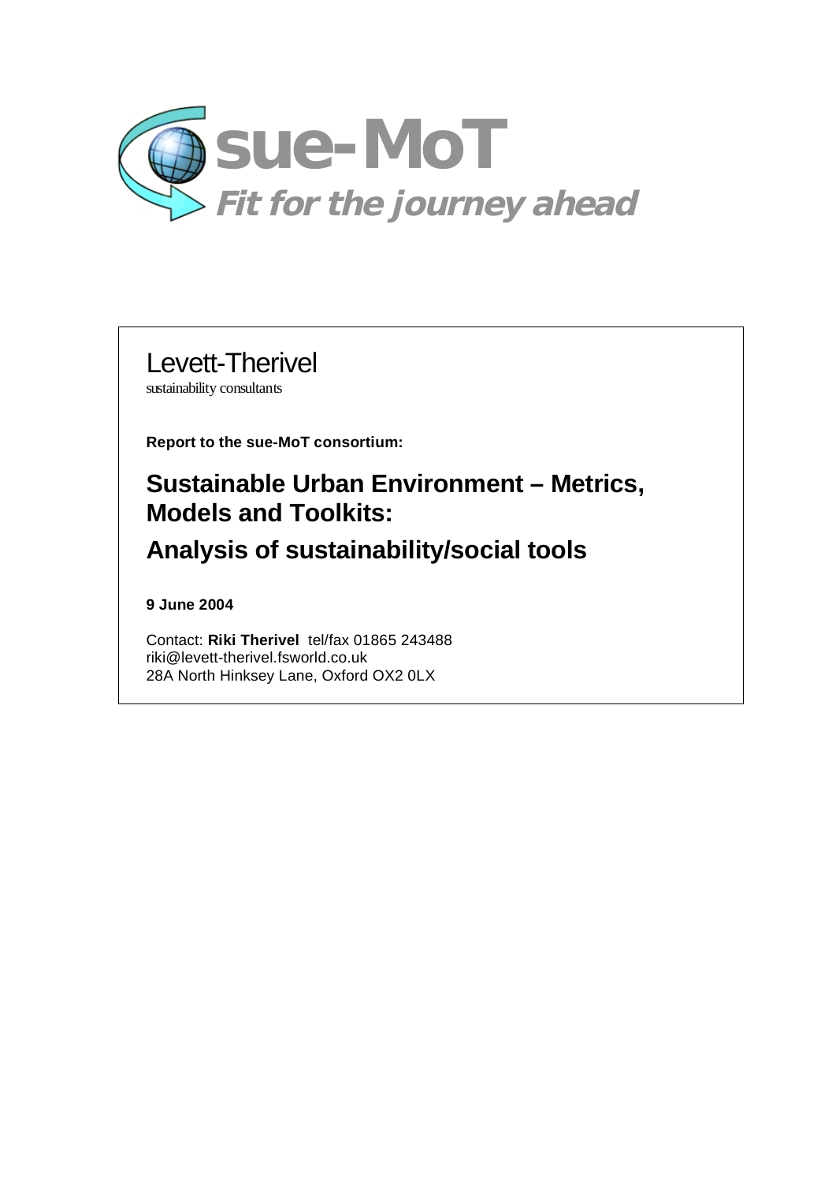**sue-MoT**

***Fit for the journey ahead***

Levett-Therivel

sustainability consultants

**Report to the sue-MoT consortium:**

# Sustainable Urban Environment – Metrics, Models and Toolkits:

# Analysis of sustainability/social tools

**9 June 2004**

Contact: **Riki Therivel** tel/fax 01865 243488
riki@levett-therivel.fsworld.co.uk
28A North Hinksey Lane, Oxford OX2 0LX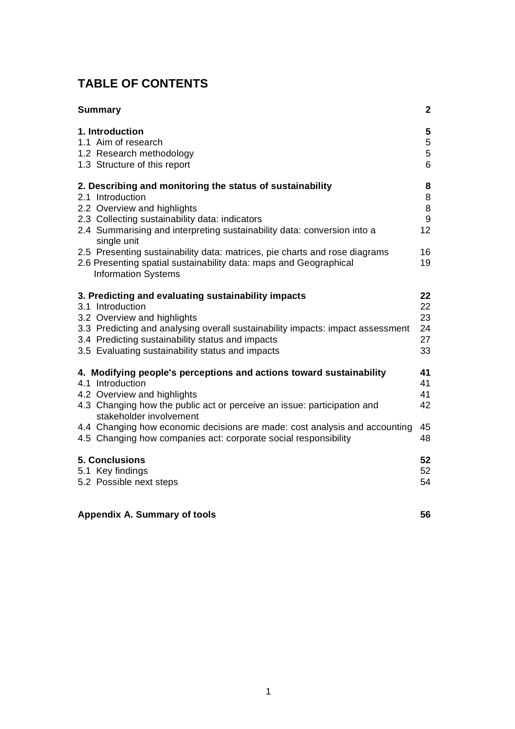# TABLE OF CONTENTS

| | |
|---|---|
| **Summary** | **2** |
| **1. Introduction** | **5** |
| 1.1 Aim of research | 5 |
| 1.2 Research methodology | 5 |
| 1.3 Structure of this report | 6 |
| **2. Describing and monitoring the status of sustainability** | **8** |
| 2.1 Introduction | 8 |
| 2.2 Overview and highlights | 8 |
| 2.3 Collecting sustainability data: indicators | 9 |
| 2.4 Summarising and interpreting sustainability data: conversion into a single unit | 12 |
| 2.5 Presenting sustainability data: matrices, pie charts and rose diagrams | 16 |
| 2.6 Presenting spatial sustainability data: maps and Geographical Information Systems | 19 |
| **3. Predicting and evaluating sustainability impacts** | **22** |
| 3.1 Introduction | 22 |
| 3.2 Overview and highlights | 23 |
| 3.3 Predicting and analysing overall sustainability impacts: impact assessment | 24 |
| 3.4 Predicting sustainability status and impacts | 27 |
| 3.5 Evaluating sustainability status and impacts | 33 |
| **4. Modifying people's perceptions and actions toward sustainability** | **41** |
| 4.1 Introduction | 41 |
| 4.2 Overview and highlights | 41 |
| 4.3 Changing how the public act or perceive an issue: participation and stakeholder involvement | 42 |
| 4.4 Changing how economic decisions are made: cost analysis and accounting | 45 |
| 4.5 Changing how companies act: corporate social responsibility | 48 |
| **5. Conclusions** | **52** |
| 5.1 Key findings | 52 |
| 5.2 Possible next steps | 54 |
| **Appendix A. Summary of tools** | **56** |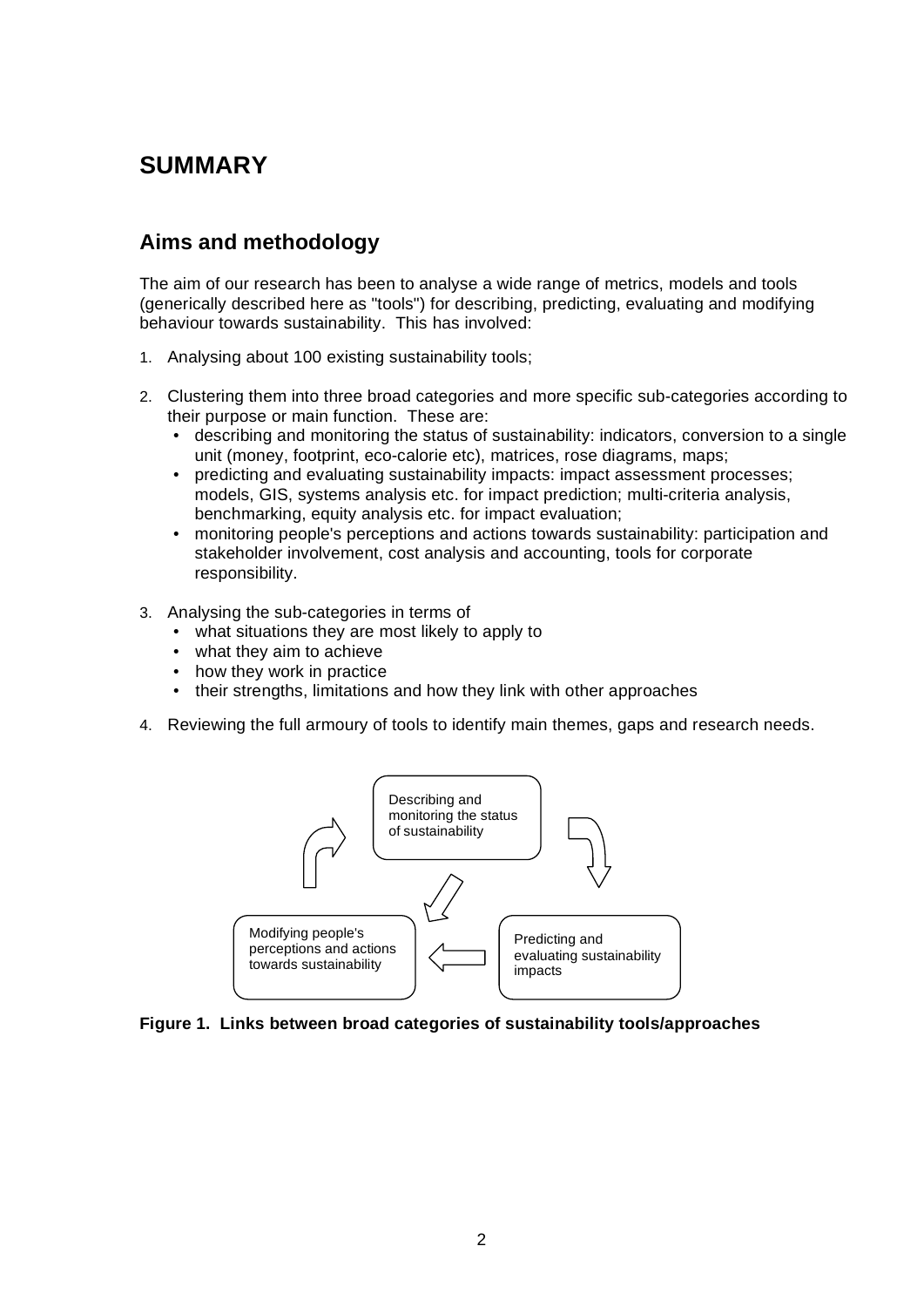# SUMMARY

## Aims and methodology

The aim of our research has been to analyse a wide range of metrics, models and tools (generically described here as "tools") for describing, predicting, evaluating and modifying behaviour towards sustainability. This has involved:

1. Analysing about 100 existing sustainability tools;

2. Clustering them into three broad categories and more specific sub-categories according to their purpose or main function. These are:
   - describing and monitoring the status of sustainability: indicators, conversion to a single unit (money, footprint, eco-calorie etc), matrices, rose diagrams, maps;
   - predicting and evaluating sustainability impacts: impact assessment processes; models, GIS, systems analysis etc. for impact prediction; multi-criteria analysis, benchmarking, equity analysis etc. for impact evaluation;
   - monitoring people's perceptions and actions towards sustainability: participation and stakeholder involvement, cost analysis and accounting, tools for corporate responsibility.

3. Analysing the sub-categories in terms of
   - what situations they are most likely to apply to
   - what they aim to achieve
   - how they work in practice
   - their strengths, limitations and how they link with other approaches

4. Reviewing the full armoury of tools to identify main themes, gaps and research needs.

Describing and monitoring the status of sustainability

Predicting and evaluating sustainability impacts

Modifying people's perceptions and actions towards sustainability

**Figure 1. Links between broad categories of sustainability tools/approaches**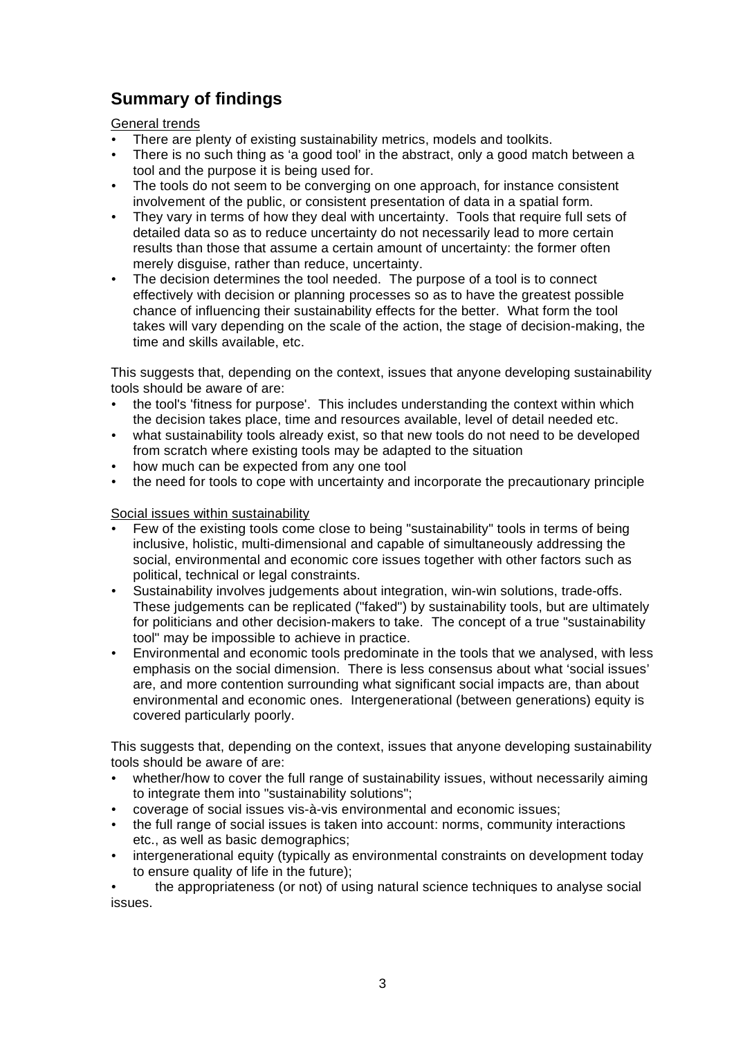## Summary of findings

General trends

- There are plenty of existing sustainability metrics, models and toolkits.
- There is no such thing as 'a good tool' in the abstract, only a good match between a tool and the purpose it is being used for.
- The tools do not seem to be converging on one approach, for instance consistent involvement of the public, or consistent presentation of data in a spatial form.
- They vary in terms of how they deal with uncertainty. Tools that require full sets of detailed data so as to reduce uncertainty do not necessarily lead to more certain results than those that assume a certain amount of uncertainty: the former often merely disguise, rather than reduce, uncertainty.
- The decision determines the tool needed. The purpose of a tool is to connect effectively with decision or planning processes so as to have the greatest possible chance of influencing their sustainability effects for the better. What form the tool takes will vary depending on the scale of the action, the stage of decision-making, the time and skills available, etc.

This suggests that, depending on the context, issues that anyone developing sustainability tools should be aware of are:

- the tool's 'fitness for purpose'. This includes understanding the context within which the decision takes place, time and resources available, level of detail needed etc.
- what sustainability tools already exist, so that new tools do not need to be developed from scratch where existing tools may be adapted to the situation
- how much can be expected from any one tool
- the need for tools to cope with uncertainty and incorporate the precautionary principle

Social issues within sustainability

- Few of the existing tools come close to being "sustainability" tools in terms of being inclusive, holistic, multi-dimensional and capable of simultaneously addressing the social, environmental and economic core issues together with other factors such as political, technical or legal constraints.
- Sustainability involves judgements about integration, win-win solutions, trade-offs. These judgements can be replicated ("faked") by sustainability tools, but are ultimately for politicians and other decision-makers to take. The concept of a true "sustainability tool" may be impossible to achieve in practice.
- Environmental and economic tools predominate in the tools that we analysed, with less emphasis on the social dimension. There is less consensus about what 'social issues' are, and more contention surrounding what significant social impacts are, than about environmental and economic ones. Intergenerational (between generations) equity is covered particularly poorly.

This suggests that, depending on the context, issues that anyone developing sustainability tools should be aware of are:

- whether/how to cover the full range of sustainability issues, without necessarily aiming to integrate them into "sustainability solutions";
- coverage of social issues vis-à-vis environmental and economic issues;
- the full range of social issues is taken into account: norms, community interactions etc., as well as basic demographics;
- intergenerational equity (typically as environmental constraints on development today to ensure quality of life in the future);
- the appropriateness (or not) of using natural science techniques to analyse social issues.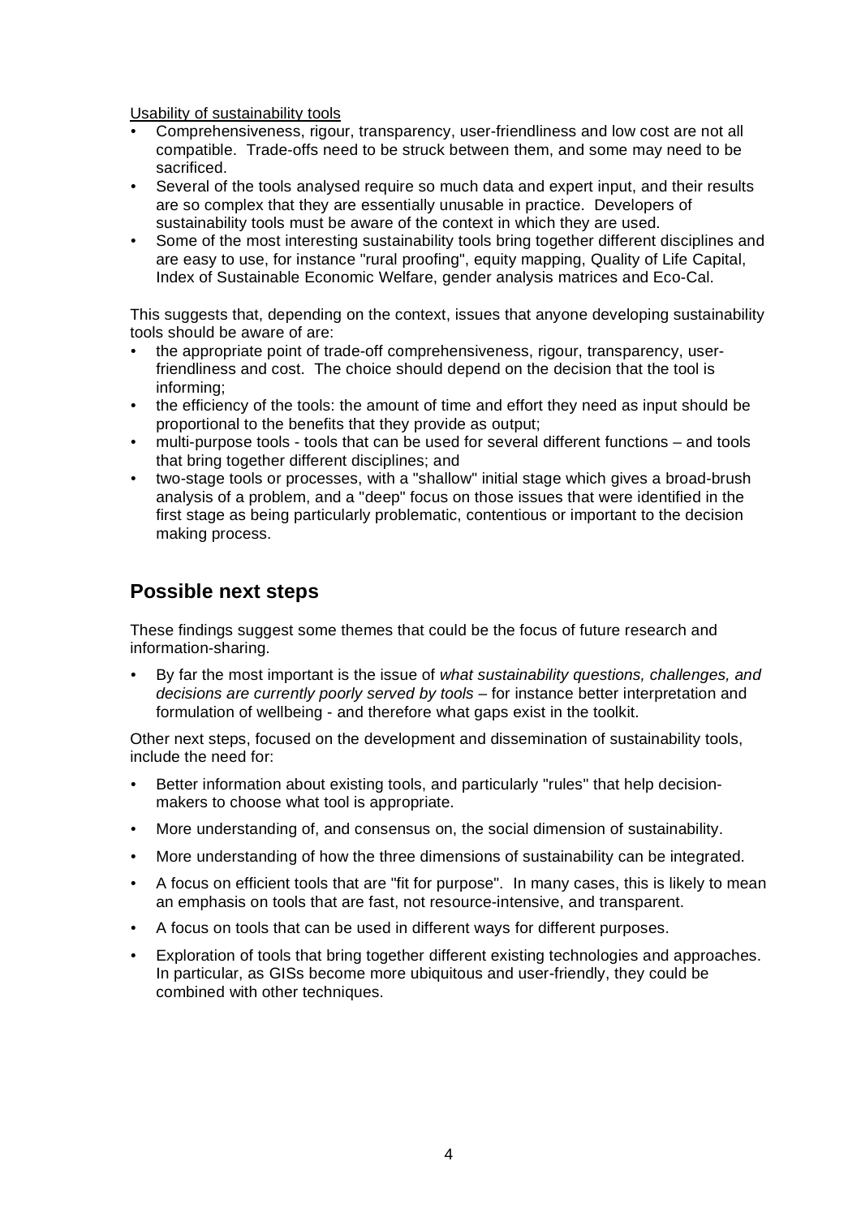<u>Usability of sustainability tools</u>

- Comprehensiveness, rigour, transparency, user-friendliness and low cost are not all compatible. Trade-offs need to be struck between them, and some may need to be sacrificed.
- Several of the tools analysed require so much data and expert input, and their results are so complex that they are essentially unusable in practice. Developers of sustainability tools must be aware of the context in which they are used.
- Some of the most interesting sustainability tools bring together different disciplines and are easy to use, for instance "rural proofing", equity mapping, Quality of Life Capital, Index of Sustainable Economic Welfare, gender analysis matrices and Eco-Cal.

This suggests that, depending on the context, issues that anyone developing sustainability tools should be aware of are:

- the appropriate point of trade-off comprehensiveness, rigour, transparency, user-friendliness and cost. The choice should depend on the decision that the tool is informing;
- the efficiency of the tools: the amount of time and effort they need as input should be proportional to the benefits that they provide as output;
- multi-purpose tools - tools that can be used for several different functions – and tools that bring together different disciplines; and
- two-stage tools or processes, with a "shallow" initial stage which gives a broad-brush analysis of a problem, and a "deep" focus on those issues that were identified in the first stage as being particularly problematic, contentious or important to the decision making process.

## Possible next steps

These findings suggest some themes that could be the focus of future research and information-sharing.

- By far the most important is the issue of *what sustainability questions, challenges, and decisions are currently poorly served by tools* – for instance better interpretation and formulation of wellbeing - and therefore what gaps exist in the toolkit.

Other next steps, focused on the development and dissemination of sustainability tools, include the need for:

- Better information about existing tools, and particularly "rules" that help decision-makers to choose what tool is appropriate.
- More understanding of, and consensus on, the social dimension of sustainability.
- More understanding of how the three dimensions of sustainability can be integrated.
- A focus on efficient tools that are "fit for purpose". In many cases, this is likely to mean an emphasis on tools that are fast, not resource-intensive, and transparent.
- A focus on tools that can be used in different ways for different purposes.
- Exploration of tools that bring together different existing technologies and approaches. In particular, as GISs become more ubiquitous and user-friendly, they could be combined with other techniques.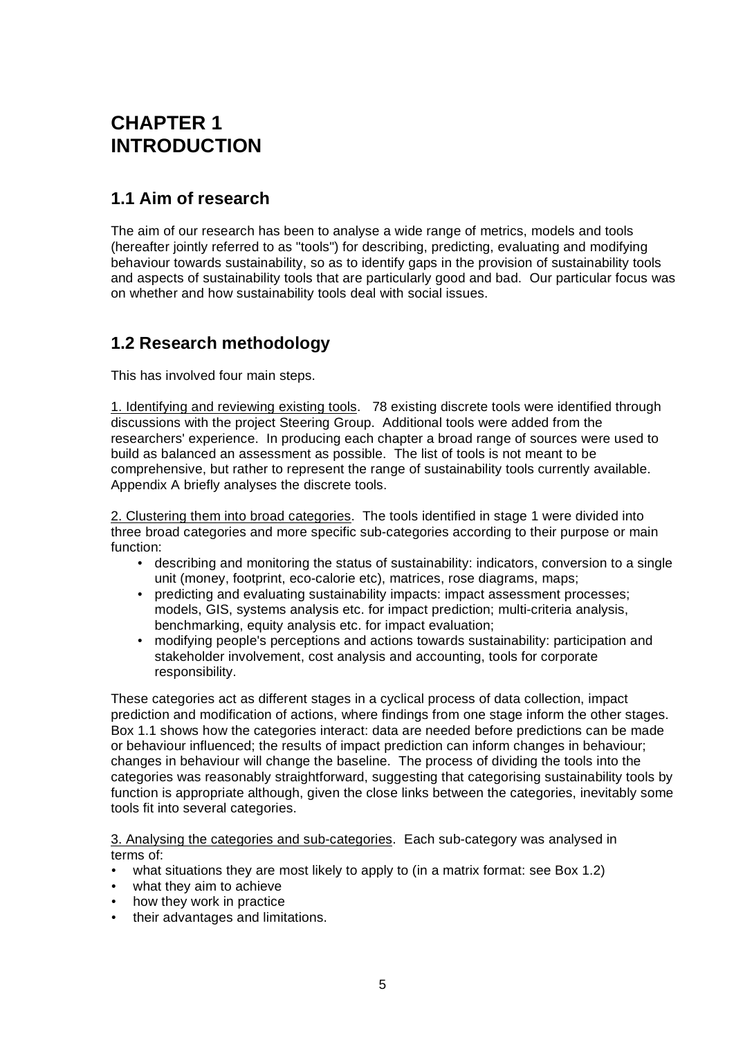# CHAPTER 1
# INTRODUCTION

## 1.1 Aim of research

The aim of our research has been to analyse a wide range of metrics, models and tools (hereafter jointly referred to as "tools") for describing, predicting, evaluating and modifying behaviour towards sustainability, so as to identify gaps in the provision of sustainability tools and aspects of sustainability tools that are particularly good and bad. Our particular focus was on whether and how sustainability tools deal with social issues.

## 1.2 Research methodology

This has involved four main steps.

1. Identifying and reviewing existing tools. 78 existing discrete tools were identified through discussions with the project Steering Group. Additional tools were added from the researchers' experience. In producing each chapter a broad range of sources were used to build as balanced an assessment as possible. The list of tools is not meant to be comprehensive, but rather to represent the range of sustainability tools currently available. Appendix A briefly analyses the discrete tools.

2. Clustering them into broad categories. The tools identified in stage 1 were divided into three broad categories and more specific sub-categories according to their purpose or main function:

- describing and monitoring the status of sustainability: indicators, conversion to a single unit (money, footprint, eco-calorie etc), matrices, rose diagrams, maps;
- predicting and evaluating sustainability impacts: impact assessment processes; models, GIS, systems analysis etc. for impact prediction; multi-criteria analysis, benchmarking, equity analysis etc. for impact evaluation;
- modifying people's perceptions and actions towards sustainability: participation and stakeholder involvement, cost analysis and accounting, tools for corporate responsibility.

These categories act as different stages in a cyclical process of data collection, impact prediction and modification of actions, where findings from one stage inform the other stages. Box 1.1 shows how the categories interact: data are needed before predictions can be made or behaviour influenced; the results of impact prediction can inform changes in behaviour; changes in behaviour will change the baseline. The process of dividing the tools into the categories was reasonably straightforward, suggesting that categorising sustainability tools by function is appropriate although, given the close links between the categories, inevitably some tools fit into several categories.

3. Analysing the categories and sub-categories. Each sub-category was analysed in terms of:

- what situations they are most likely to apply to (in a matrix format: see Box 1.2)
- what they aim to achieve
- how they work in practice
- their advantages and limitations.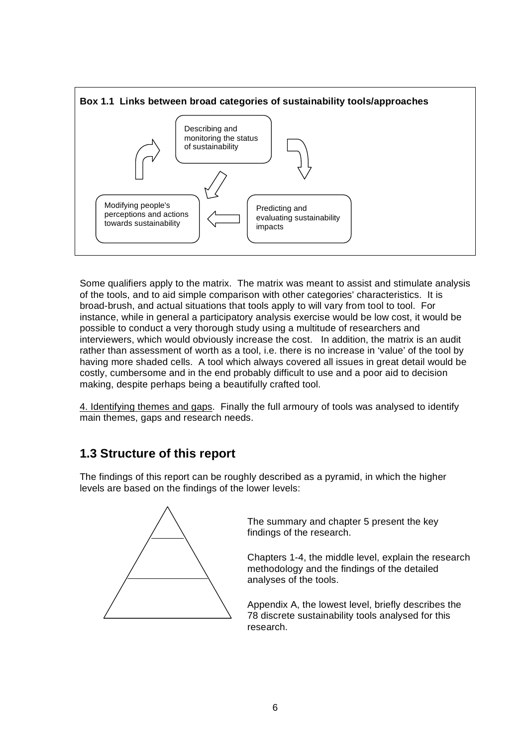**Box 1.1 Links between broad categories of sustainability tools/approaches**

Describing and monitoring the status of sustainability

Predicting and evaluating sustainability impacts

Modifying people's perceptions and actions towards sustainability

Some qualifiers apply to the matrix. The matrix was meant to assist and stimulate analysis of the tools, and to aid simple comparison with other categories' characteristics. It is broad-brush, and actual situations that tools apply to will vary from tool to tool. For instance, while in general a participatory analysis exercise would be low cost, it would be possible to conduct a very thorough study using a multitude of researchers and interviewers, which would obviously increase the cost. In addition, the matrix is an audit rather than assessment of worth as a tool, i.e. there is no increase in 'value' of the tool by having more shaded cells. A tool which always covered all issues in great detail would be costly, cumbersome and in the end probably difficult to use and a poor aid to decision making, despite perhaps being a beautifully crafted tool.

4. Identifying themes and gaps. Finally the full armoury of tools was analysed to identify main themes, gaps and research needs.

## 1.3 Structure of this report

The findings of this report can be roughly described as a pyramid, in which the higher levels are based on the findings of the lower levels:

The summary and chapter 5 present the key findings of the research.

Chapters 1-4, the middle level, explain the research methodology and the findings of the detailed analyses of the tools.

Appendix A, the lowest level, briefly describes the 78 discrete sustainability tools analysed for this research.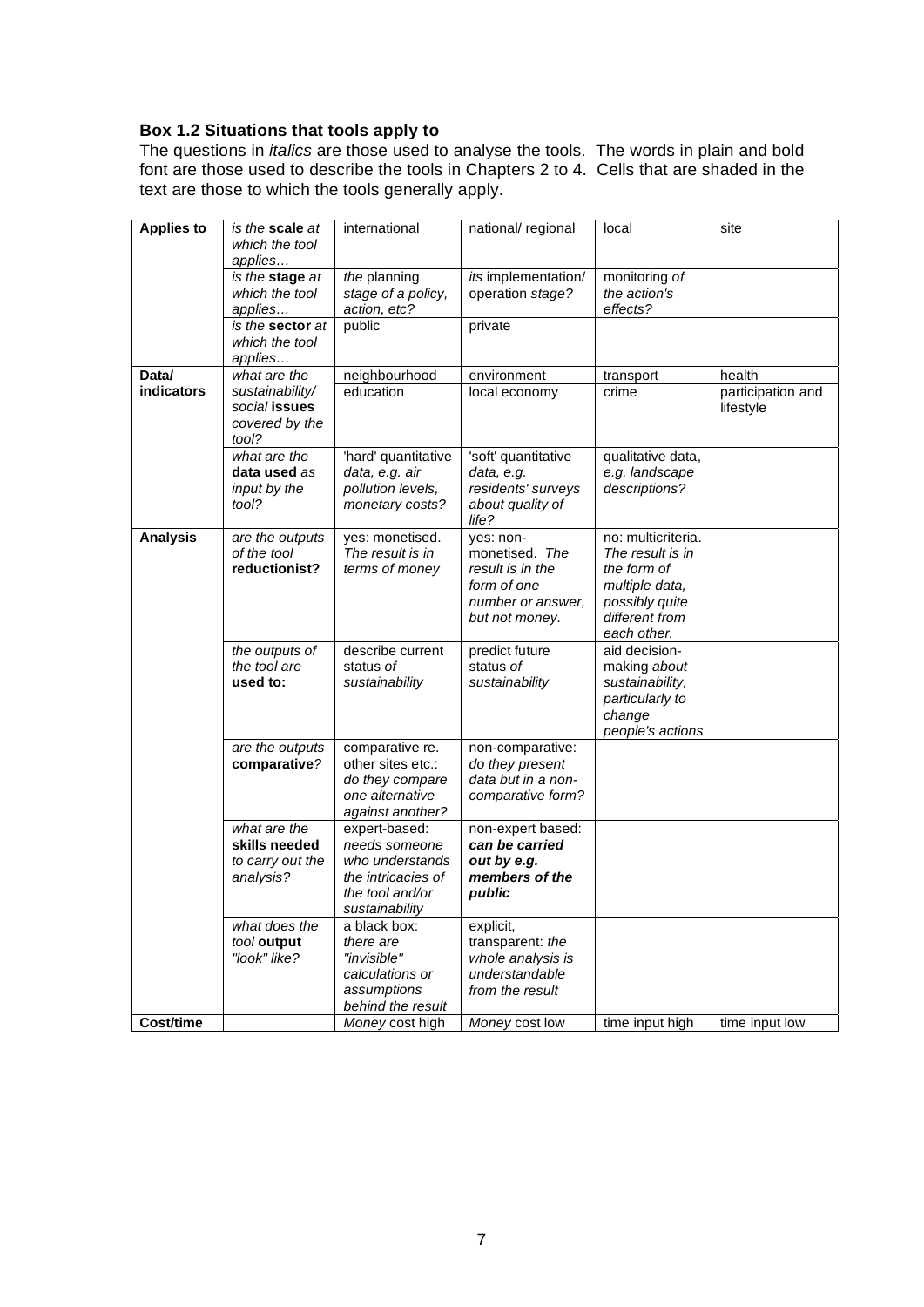**Box 1.2 Situations that tools apply to**

The questions in *italics* are those used to analyse the tools. The words in plain and bold font are those used to describe the tools in Chapters 2 to 4. Cells that are shaded in the text are those to which the tools generally apply.

| | | | | | |
|---|---|---|---|---|---|
| **Applies to** | *is the* **scale** *at which the tool applies…* | international | national/ regional | local | site |
| | *is the* **stage** *at which the tool applies…* | *the* planning stage *of a policy, action, etc?* | *its* implementation/ operation *stage?* | monitoring *of the action's effects?* | |
| | *is the* **sector** *at which the tool applies…* | public | private | | |
| **Data/ indicators** | *what are the sustainability/ social* **issues** *covered by the tool?* | neighbourhood | environment | transport | health |
| | | education | local economy | crime | participation and lifestyle |
| | *what are the* **data used** *as input by the tool?* | 'hard' quantitative *data, e.g. air pollution levels, monetary costs?* | 'soft' quantitative *data, e.g. residents' surveys about quality of life?* | qualitative data, *e.g. landscape descriptions?* | |
| **Analysis** | *are the outputs of the tool* **reductionist?** | yes: monetised. *The result is in terms of money* | yes: non-monetised. *The result is in the form of one number or answer, but not money.* | no: multicriteria. *The result is in the form of multiple data, possibly quite different from each other.* | |
| | *the outputs of the tool are* **used to:** | describe current status *of sustainability* | predict future status *of sustainability* | aid decision-making *about sustainability, particularly to change people's actions* | |
| | *are the outputs* **comparative**? | comparative re. other sites etc.: *do they compare one alternative against another?* | non-comparative: *do they present data but in a non-comparative form?* | | |
| | *what are the* **skills needed** *to carry out the analysis?* | expert-based: *needs someone who understands the intricacies of the tool and/or sustainability* | non-expert based: ***can be carried out by e.g. members of the public*** | | |
| | *what does the tool* **output** *"look" like?* | a black box: *there are "invisible" calculations or assumptions behind the result* | explicit, transparent: *the whole analysis is understandable from the result* | | |
| **Cost/time** | | *Money* cost high | *Money* cost low | time input high | time input low |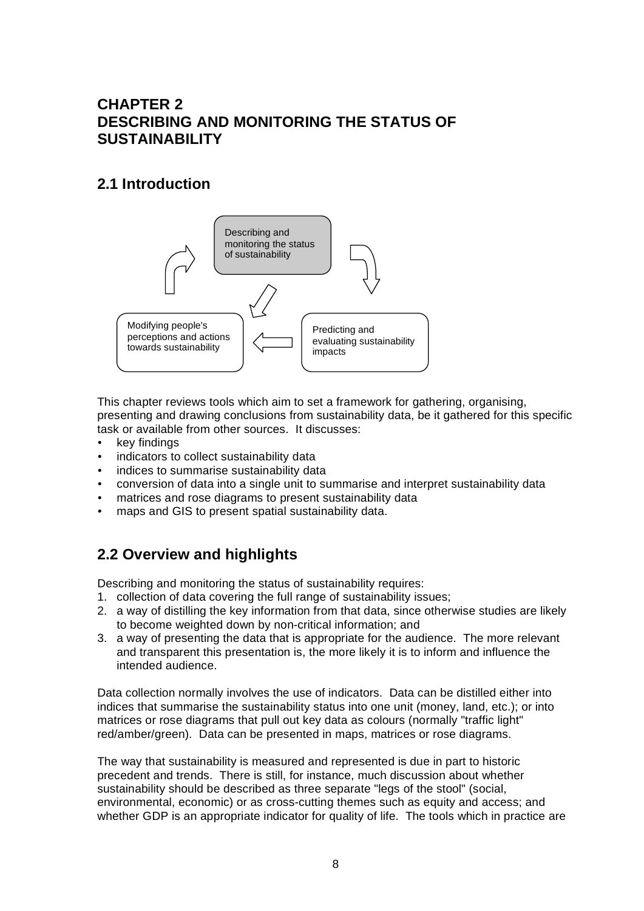## CHAPTER 2
## DESCRIBING AND MONITORING THE STATUS OF SUSTAINABILITY

## 2.1 Introduction

Describing and monitoring the status of sustainability

Predicting and evaluating sustainability impacts

Modifying people's perceptions and actions towards sustainability

This chapter reviews tools which aim to set a framework for gathering, organising, presenting and drawing conclusions from sustainability data, be it gathered for this specific task or available from other sources. It discusses:

- key findings
- indicators to collect sustainability data
- indices to summarise sustainability data
- conversion of data into a single unit to summarise and interpret sustainability data
- matrices and rose diagrams to present sustainability data
- maps and GIS to present spatial sustainability data.

## 2.2 Overview and highlights

Describing and monitoring the status of sustainability requires:

1. collection of data covering the full range of sustainability issues;
2. a way of distilling the key information from that data, since otherwise studies are likely to become weighted down by non-critical information; and
3. a way of presenting the data that is appropriate for the audience. The more relevant and transparent this presentation is, the more likely it is to inform and influence the intended audience.

Data collection normally involves the use of indicators. Data can be distilled either into indices that summarise the sustainability status into one unit (money, land, etc.); or into matrices or rose diagrams that pull out key data as colours (normally "traffic light" red/amber/green). Data can be presented in maps, matrices or rose diagrams.

The way that sustainability is measured and represented is due in part to historic precedent and trends. There is still, for instance, much discussion about whether sustainability should be described as three separate "legs of the stool" (social, environmental, economic) or as cross-cutting themes such as equity and access; and whether GDP is an appropriate indicator for quality of life. The tools which in practice are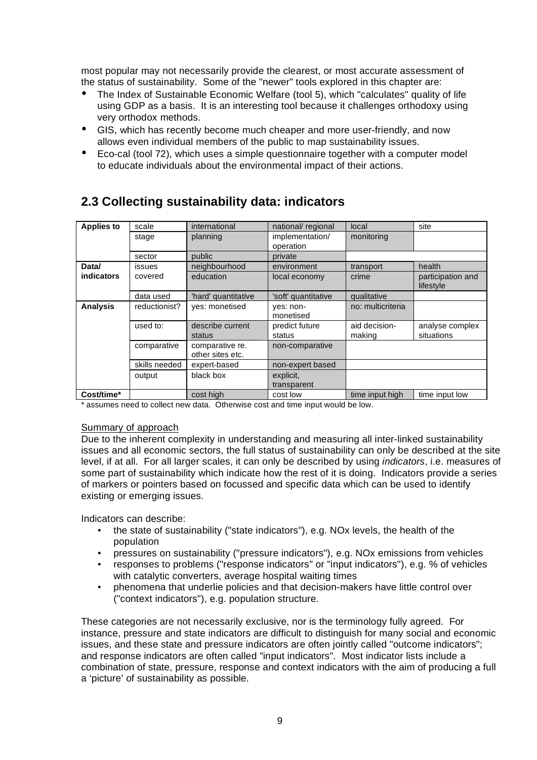most popular may not necessarily provide the clearest, or most accurate assessment of the status of sustainability. Some of the "newer" tools explored in this chapter are:

- The Index of Sustainable Economic Welfare (tool 5), which "calculates" quality of life using GDP as a basis. It is an interesting tool because it challenges orthodoxy using very orthodox methods.
- GIS, which has recently become much cheaper and more user-friendly, and now allows even individual members of the public to map sustainability issues.
- Eco-cal (tool 72), which uses a simple questionnaire together with a computer model to educate individuals about the environmental impact of their actions.

## 2.3 Collecting sustainability data: indicators

| | | | | | |
|---|---|---|---|---|---|
| **Applies to** | scale | international | national/ regional | local | site |
| | stage | planning | implementation/ operation | monitoring | |
| | sector | public | private | | |
| **Data/ indicators** | issues covered | neighbourhood | environment | transport | health |
| | | education | local economy | crime | participation and lifestyle |
| | data used | 'hard' quantitative | 'soft' quantitative | qualitative | |
| **Analysis** | reductionist? | yes: monetised | yes: non-monetised | no: multicriteria | |
| | used to: | describe current status | predict future status | aid decision-making | analyse complex situations |
| | comparative | comparative re. other sites etc. | non-comparative | | |
| | skills needed | expert-based | non-expert based | | |
| | output | black box | explicit, transparent | | |
| **Cost/time*** | | cost high | cost low | time input high | time input low |

\* assumes need to collect new data. Otherwise cost and time input would be low.

Summary of approach

Due to the inherent complexity in understanding and measuring all inter-linked sustainability issues and all economic sectors, the full status of sustainability can only be described at the site level, if at all. For all larger scales, it can only be described by using *indicators*, i.e. measures of some part of sustainability which indicate how the rest of it is doing. Indicators provide a series of markers or pointers based on focussed and specific data which can be used to identify existing or emerging issues.

Indicators can describe:

- the state of sustainability ("state indicators"), e.g. NOx levels, the health of the population
- pressures on sustainability ("pressure indicators"), e.g. NOx emissions from vehicles
- responses to problems ("response indicators" or "input indicators"), e.g. % of vehicles with catalytic converters, average hospital waiting times
- phenomena that underlie policies and that decision-makers have little control over ("context indicators"), e.g. population structure.

These categories are not necessarily exclusive, nor is the terminology fully agreed. For instance, pressure and state indicators are difficult to distinguish for many social and economic issues, and these state and pressure indicators are often jointly called "outcome indicators"; and response indicators are often called "input indicators". Most indicator lists include a combination of state, pressure, response and context indicators with the aim of producing a full a 'picture' of sustainability as possible.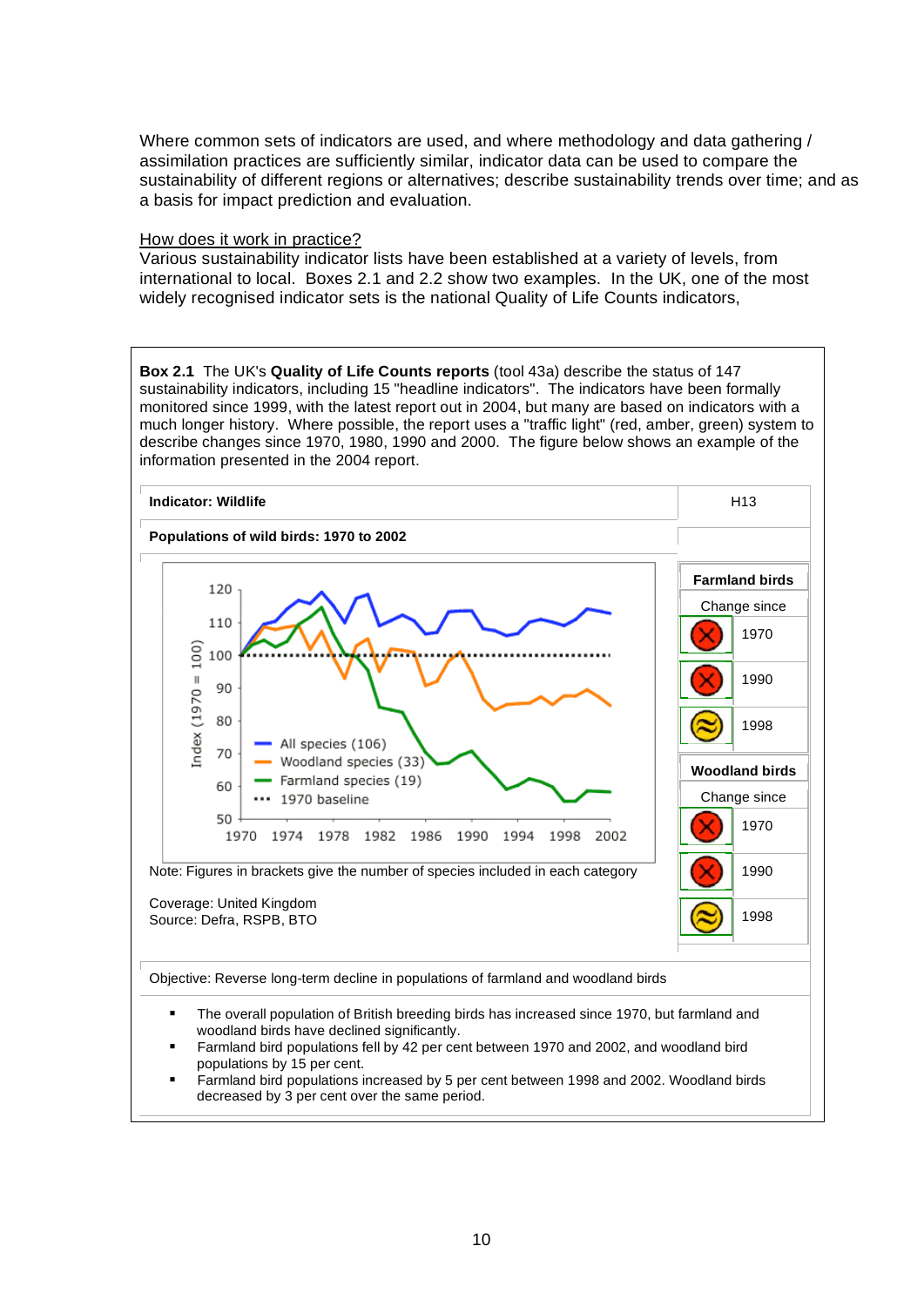Where common sets of indicators are used, and where methodology and data gathering / assimilation practices are sufficiently similar, indicator data can be used to compare the sustainability of different regions or alternatives; describe sustainability trends over time; and as a basis for impact prediction and evaluation.

How does it work in practice?

Various sustainability indicator lists have been established at a variety of levels, from international to local. Boxes 2.1 and 2.2 show two examples. In the UK, one of the most widely recognised indicator sets is the national Quality of Life Counts indicators,

**Box 2.1** The UK's **Quality of Life Counts reports** (tool 43a) describe the status of 147 sustainability indicators, including 15 "headline indicators". The indicators have been formally monitored since 1999, with the latest report out in 2004, but many are based on indicators with a much longer history. Where possible, the report uses a "traffic light" (red, amber, green) system to describe changes since 1970, 1980, 1990 and 2000. The figure below shows an example of the information presented in the 2004 report.

| **Indicator: Wildlife** | H13 |
|---|---|
| **Populations of wild birds: 1970 to 2002** | |

| **Farmland birds** | |
|---|---|
| Change since | |
| Red (decline) | 1970 |
| Red (decline) | 1990 |
| Amber (little change) | 1998 |

| **Woodland birds** | |
|---|---|
| Change since | |
| Red (decline) | 1970 |
| Red (decline) | 1990 |
| Amber (little change) | 1998 |

Index (1970 = 100), 1970–2002: All species (106); Woodland species (33); Farmland species (19); 1970 baseline

Note: Figures in brackets give the number of species included in each category

Coverage: United Kingdom
Source: Defra, RSPB, BTO

Objective: Reverse long-term decline in populations of farmland and woodland birds

- The overall population of British breeding birds has increased since 1970, but farmland and woodland birds have declined significantly.
- Farmland bird populations fell by 42 per cent between 1970 and 2002, and woodland bird populations by 15 per cent.
- Farmland bird populations increased by 5 per cent between 1998 and 2002. Woodland birds decreased by 3 per cent over the same period.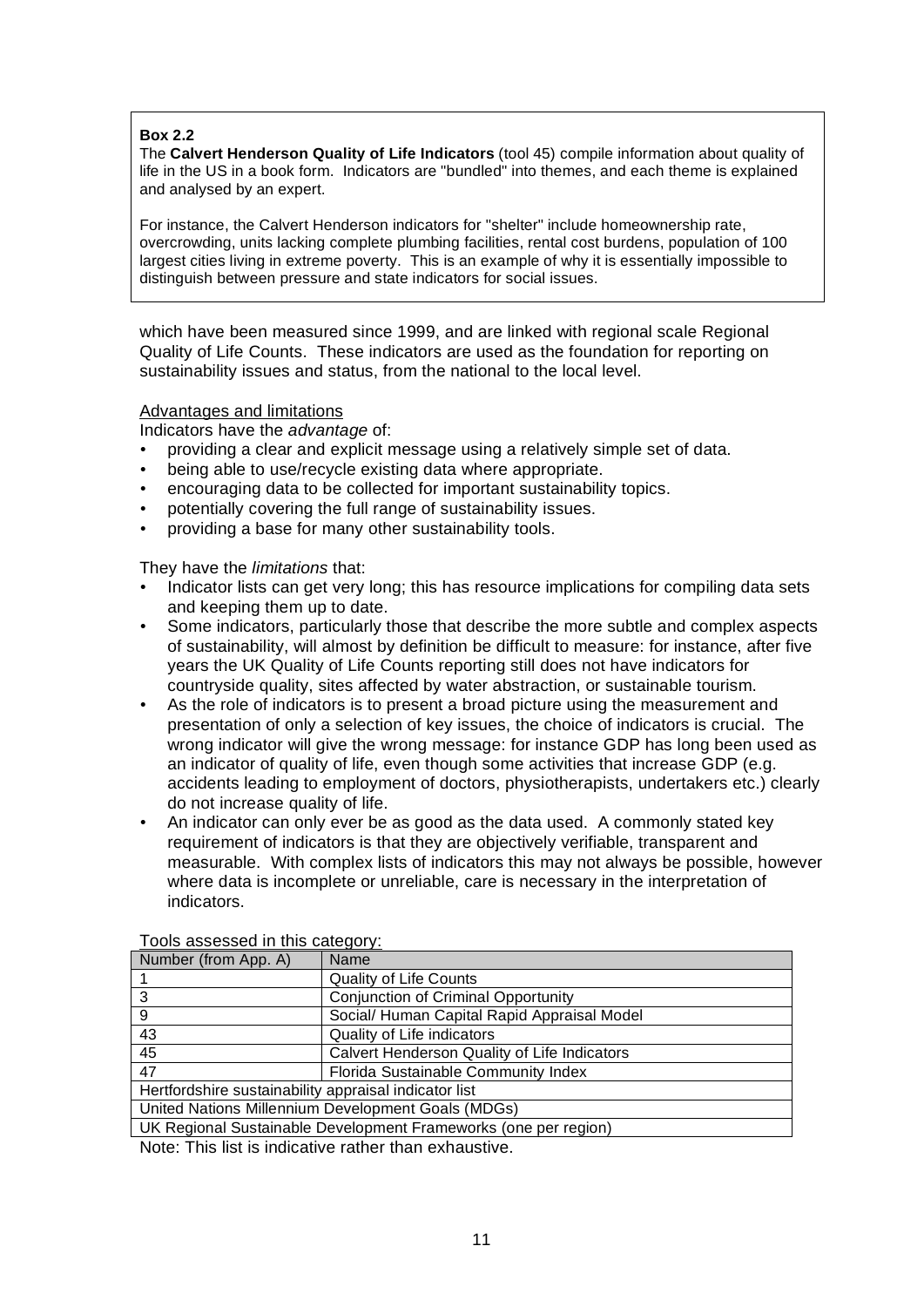> **Box 2.2**
> The **Calvert Henderson Quality of Life Indicators** (tool 45) compile information about quality of life in the US in a book form. Indicators are "bundled" into themes, and each theme is explained and analysed by an expert.
>
> For instance, the Calvert Henderson indicators for "shelter" include homeownership rate, overcrowding, units lacking complete plumbing facilities, rental cost burdens, population of 100 largest cities living in extreme poverty. This is an example of why it is essentially impossible to distinguish between pressure and state indicators for social issues.

which have been measured since 1999, and are linked with regional scale Regional Quality of Life Counts. These indicators are used as the foundation for reporting on sustainability issues and status, from the national to the local level.

Advantages and limitations

Indicators have the *advantage* of:

- providing a clear and explicit message using a relatively simple set of data.
- being able to use/recycle existing data where appropriate.
- encouraging data to be collected for important sustainability topics.
- potentially covering the full range of sustainability issues.
- providing a base for many other sustainability tools.

They have the *limitations* that:

- Indicator lists can get very long; this has resource implications for compiling data sets and keeping them up to date.
- Some indicators, particularly those that describe the more subtle and complex aspects of sustainability, will almost by definition be difficult to measure: for instance, after five years the UK Quality of Life Counts reporting still does not have indicators for countryside quality, sites affected by water abstraction, or sustainable tourism.
- As the role of indicators is to present a broad picture using the measurement and presentation of only a selection of key issues, the choice of indicators is crucial. The wrong indicator will give the wrong message: for instance GDP has long been used as an indicator of quality of life, even though some activities that increase GDP (e.g. accidents leading to employment of doctors, physiotherapists, undertakers etc.) clearly do not increase quality of life.
- An indicator can only ever be as good as the data used. A commonly stated key requirement of indicators is that they are objectively verifiable, transparent and measurable. With complex lists of indicators this may not always be possible, however where data is incomplete or unreliable, care is necessary in the interpretation of indicators.

Tools assessed in this category:

| Number (from App. A) | Name |
|---|---|
| 1 | Quality of Life Counts |
| 3 | Conjunction of Criminal Opportunity |
| 9 | Social/ Human Capital Rapid Appraisal Model |
| 43 | Quality of Life indicators |
| 45 | Calvert Henderson Quality of Life Indicators |
| 47 | Florida Sustainable Community Index |
| Hertfordshire sustainability appraisal indicator list | |
| United Nations Millennium Development Goals (MDGs) | |
| UK Regional Sustainable Development Frameworks (one per region) | |

Note: This list is indicative rather than exhaustive.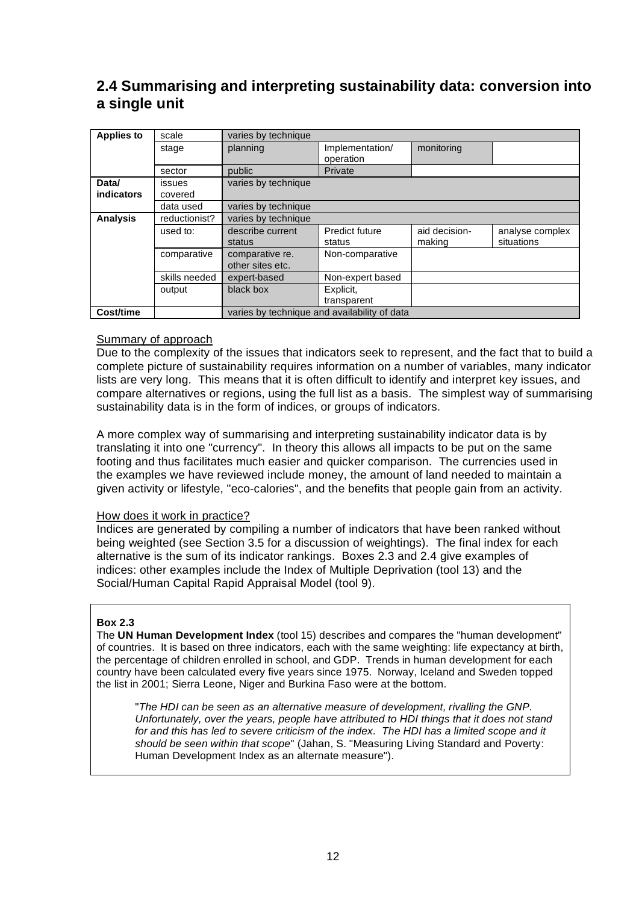## 2.4 Summarising and interpreting sustainability data: conversion into a single unit

| Applies to | scale | varies by technique | | | |
|---|---|---|---|---|---|
| | stage | planning | Implementation/ operation | monitoring | |
| | sector | public | Private | | |
| Data/ indicators | issues covered | varies by technique | | | |
| | data used | varies by technique | | | |
| Analysis | reductionist? | varies by technique | | | |
| | used to: | describe current status | Predict future status | aid decision-making | analyse complex situations |
| | comparative | comparative re. other sites etc. | Non-comparative | | |
| | skills needed | expert-based | Non-expert based | | |
| | output | black box | Explicit, transparent | | |
| Cost/time | | varies by technique and availability of data | | | |

Summary of approach

Due to the complexity of the issues that indicators seek to represent, and the fact that to build a complete picture of sustainability requires information on a number of variables, many indicator lists are very long. This means that it is often difficult to identify and interpret key issues, and compare alternatives or regions, using the full list as a basis. The simplest way of summarising sustainability data is in the form of indices, or groups of indicators.

A more complex way of summarising and interpreting sustainability indicator data is by translating it into one "currency". In theory this allows all impacts to be put on the same footing and thus facilitates much easier and quicker comparison. The currencies used in the examples we have reviewed include money, the amount of land needed to maintain a given activity or lifestyle, "eco-calories", and the benefits that people gain from an activity.

How does it work in practice?

Indices are generated by compiling a number of indicators that have been ranked without being weighted (see Section 3.5 for a discussion of weightings). The final index for each alternative is the sum of its indicator rankings. Boxes 2.3 and 2.4 give examples of indices: other examples include the Index of Multiple Deprivation (tool 13) and the Social/Human Capital Rapid Appraisal Model (tool 9).

**Box 2.3**

The **UN Human Development Index** (tool 15) describes and compares the "human development" of countries. It is based on three indicators, each with the same weighting: life expectancy at birth, the percentage of children enrolled in school, and GDP. Trends in human development for each country have been calculated every five years since 1975. Norway, Iceland and Sweden topped the list in 2001; Sierra Leone, Niger and Burkina Faso were at the bottom.

> "*The HDI can be seen as an alternative measure of development, rivalling the GNP. Unfortunately, over the years, people have attributed to HDI things that it does not stand for and this has led to severe criticism of the index. The HDI has a limited scope and it should be seen within that scope*" (Jahan, S. "Measuring Living Standard and Poverty: Human Development Index as an alternate measure").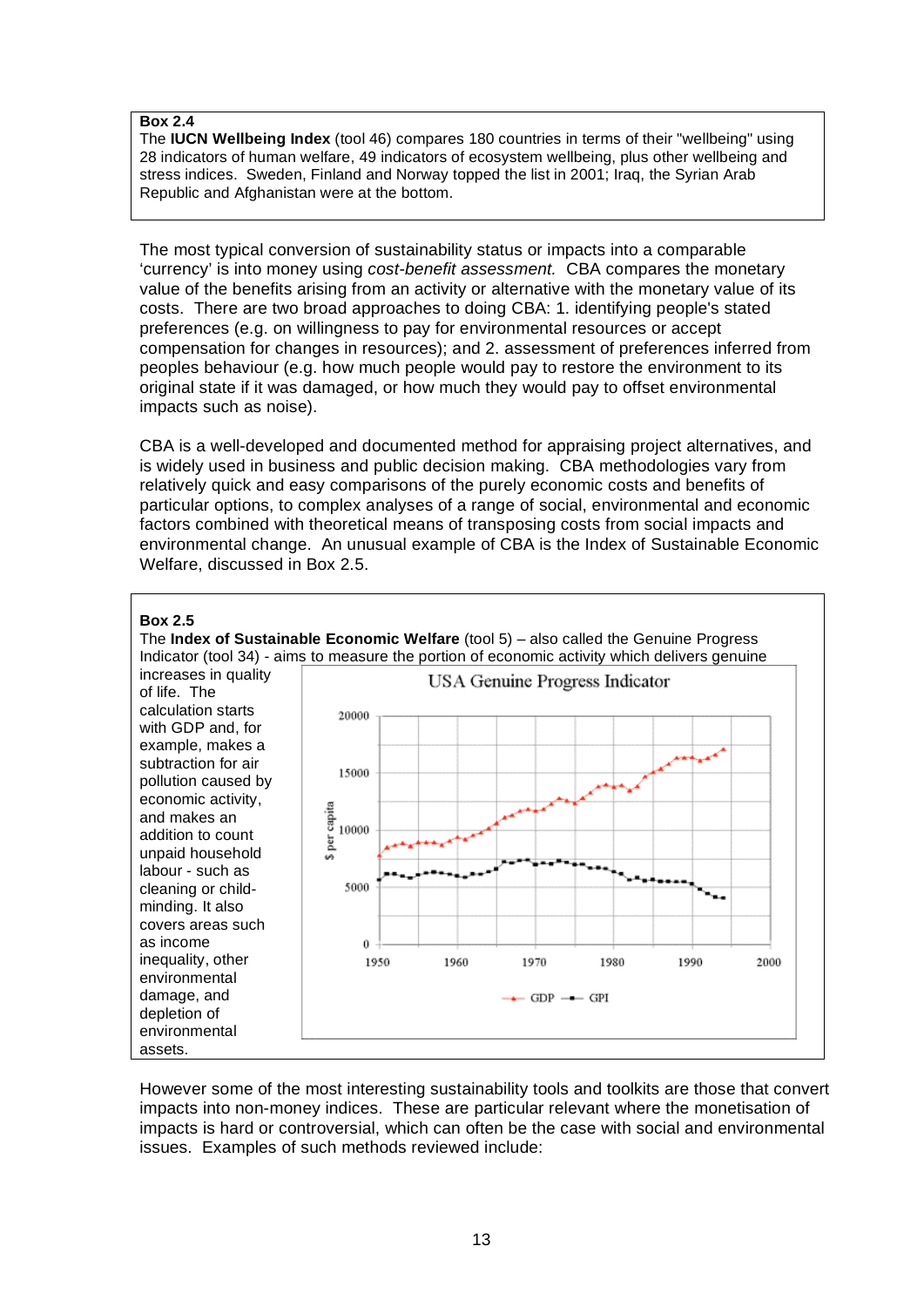**Box 2.4**

The **IUCN Wellbeing Index** (tool 46) compares 180 countries in terms of their "wellbeing" using 28 indicators of human welfare, 49 indicators of ecosystem wellbeing, plus other wellbeing and stress indices. Sweden, Finland and Norway topped the list in 2001; Iraq, the Syrian Arab Republic and Afghanistan were at the bottom.

The most typical conversion of sustainability status or impacts into a comparable 'currency' is into money using *cost-benefit assessment.* CBA compares the monetary value of the benefits arising from an activity or alternative with the monetary value of its costs. There are two broad approaches to doing CBA: 1. identifying people's stated preferences (e.g. on willingness to pay for environmental resources or accept compensation for changes in resources); and 2. assessment of preferences inferred from peoples behaviour (e.g. how much people would pay to restore the environment to its original state if it was damaged, or how much they would pay to offset environmental impacts such as noise).

CBA is a well-developed and documented method for appraising project alternatives, and is widely used in business and public decision making. CBA methodologies vary from relatively quick and easy comparisons of the purely economic costs and benefits of particular options, to complex analyses of a range of social, environmental and economic factors combined with theoretical means of transposing costs from social impacts and environmental change. An unusual example of CBA is the Index of Sustainable Economic Welfare, discussed in Box 2.5.

**Box 2.5**

The **Index of Sustainable Economic Welfare** (tool 5) – also called the Genuine Progress Indicator (tool 34) - aims to measure the portion of economic activity which delivers genuine increases in quality of life. The calculation starts with GDP and, for example, makes a subtraction for air pollution caused by economic activity, and makes an addition to count unpaid household labour - such as cleaning or child-minding. It also covers areas such as income inequality, other environmental damage, and depletion of environmental assets.

However some of the most interesting sustainability tools and toolkits are those that convert impacts into non-money indices. These are particular relevant where the monetisation of impacts is hard or controversial, which can often be the case with social and environmental issues. Examples of such methods reviewed include: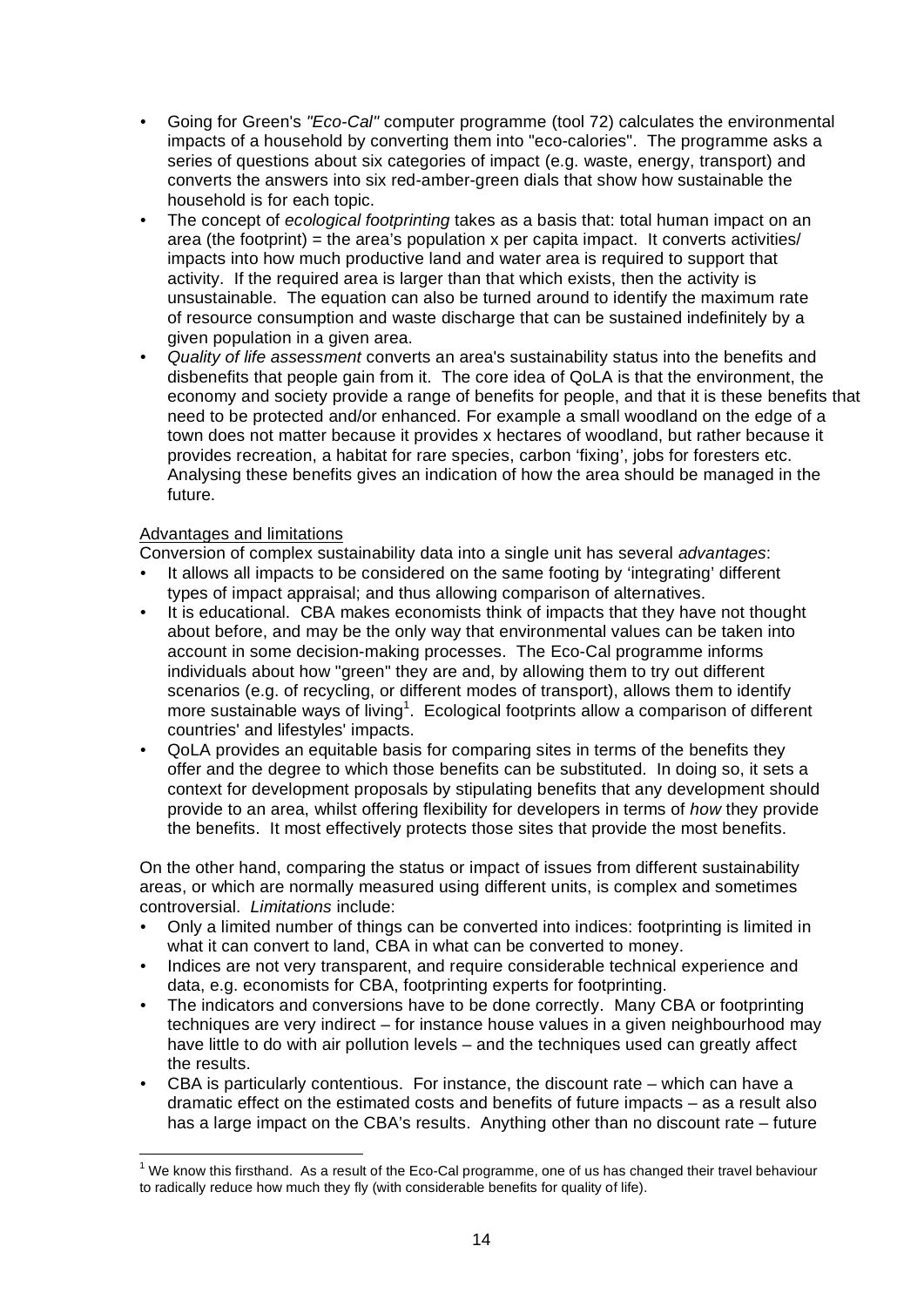- Going for Green's *"Eco-Cal"* computer programme (tool 72) calculates the environmental impacts of a household by converting them into "eco-calories". The programme asks a series of questions about six categories of impact (e.g. waste, energy, transport) and converts the answers into six red-amber-green dials that show how sustainable the household is for each topic.
- The concept of *ecological footprinting* takes as a basis that: total human impact on an area (the footprint) = the area's population x per capita impact. It converts activities/ impacts into how much productive land and water area is required to support that activity. If the required area is larger than that which exists, then the activity is unsustainable. The equation can also be turned around to identify the maximum rate of resource consumption and waste discharge that can be sustained indefinitely by a given population in a given area.
- *Quality of life assessment* converts an area's sustainability status into the benefits and disbenefits that people gain from it. The core idea of QoLA is that the environment, the economy and society provide a range of benefits for people, and that it is these benefits that need to be protected and/or enhanced. For example a small woodland on the edge of a town does not matter because it provides x hectares of woodland, but rather because it provides recreation, a habitat for rare species, carbon 'fixing', jobs for foresters etc. Analysing these benefits gives an indication of how the area should be managed in the future.

Advantages and limitations

Conversion of complex sustainability data into a single unit has several *advantages*:

- It allows all impacts to be considered on the same footing by 'integrating' different types of impact appraisal; and thus allowing comparison of alternatives.
- It is educational. CBA makes economists think of impacts that they have not thought about before, and may be the only way that environmental values can be taken into account in some decision-making processes. The Eco-Cal programme informs individuals about how "green" they are and, by allowing them to try out different scenarios (e.g. of recycling, or different modes of transport), allows them to identify more sustainable ways of living[1]. Ecological footprints allow a comparison of different countries' and lifestyles' impacts.
- QoLA provides an equitable basis for comparing sites in terms of the benefits they offer and the degree to which those benefits can be substituted. In doing so, it sets a context for development proposals by stipulating benefits that any development should provide to an area, whilst offering flexibility for developers in terms of *how* they provide the benefits. It most effectively protects those sites that provide the most benefits.

On the other hand, comparing the status or impact of issues from different sustainability areas, or which are normally measured using different units, is complex and sometimes controversial. *Limitations* include:

- Only a limited number of things can be converted into indices: footprinting is limited in what it can convert to land, CBA in what can be converted to money.
- Indices are not very transparent, and require considerable technical experience and data, e.g. economists for CBA, footprinting experts for footprinting.
- The indicators and conversions have to be done correctly. Many CBA or footprinting techniques are very indirect – for instance house values in a given neighbourhood may have little to do with air pollution levels – and the techniques used can greatly affect the results.
- CBA is particularly contentious. For instance, the discount rate – which can have a dramatic effect on the estimated costs and benefits of future impacts – as a result also has a large impact on the CBA's results. Anything other than no discount rate – future

[1] We know this firsthand. As a result of the Eco-Cal programme, one of us has changed their travel behaviour to radically reduce how much they fly (with considerable benefits for quality of life).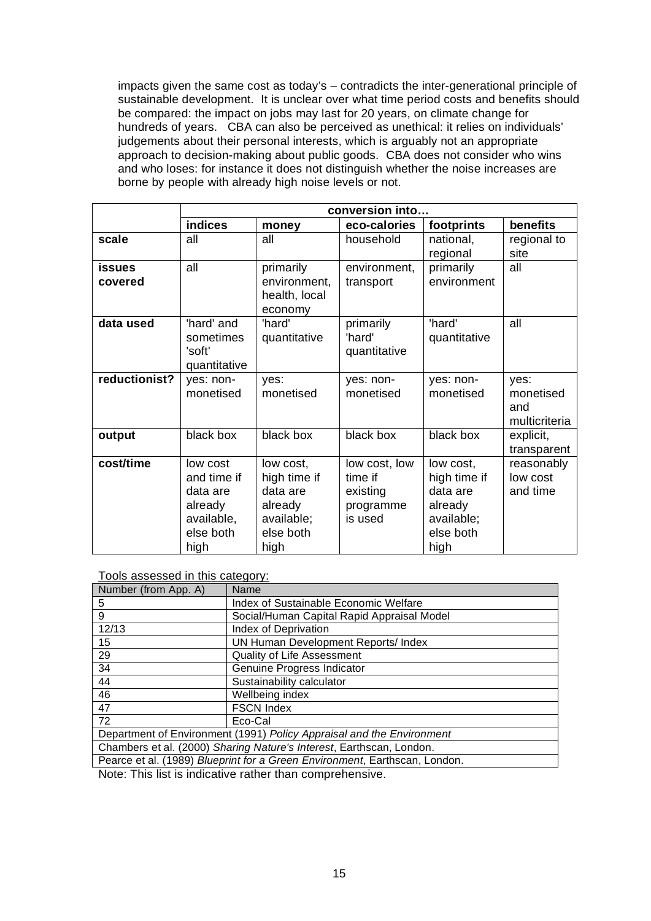impacts given the same cost as today's – contradicts the inter-generational principle of sustainable development. It is unclear over what time period costs and benefits should be compared: the impact on jobs may last for 20 years, on climate change for hundreds of years. CBA can also be perceived as unethical: it relies on individuals' judgements about their personal interests, which is arguably not an appropriate approach to decision-making about public goods. CBA does not consider who wins and who loses: for instance it does not distinguish whether the noise increases are borne by people with already high noise levels or not.

| | conversion into… | | | | |
|---|---|---|---|---|---|
| | **indices** | **money** | **eco-calories** | **footprints** | **benefits** |
| **scale** | all | all | household | national, regional | regional to site |
| **issues covered** | all | primarily environment, health, local economy | environment, transport | primarily environment | all |
| **data used** | 'hard' and sometimes 'soft' quantitative | 'hard' quantitative | primarily 'hard' quantitative | 'hard' quantitative | all |
| **reductionist?** | yes: non-monetised | yes: monetised | yes: non-monetised | yes: non-monetised | yes: monetised and multicriteria |
| **output** | black box | black box | black box | black box | explicit, transparent |
| **cost/time** | low cost and time if data are already available, else both high | low cost, high time if data are already available; else both high | low cost, low time if existing programme is used | low cost, high time if data are already available; else both high | reasonably low cost and time |

Tools assessed in this category:

| Number (from App. A) | Name |
|---|---|
| 5 | Index of Sustainable Economic Welfare |
| 9 | Social/Human Capital Rapid Appraisal Model |
| 12/13 | Index of Deprivation |
| 15 | UN Human Development Reports/ Index |
| 29 | Quality of Life Assessment |
| 34 | Genuine Progress Indicator |
| 44 | Sustainability calculator |
| 46 | Wellbeing index |
| 47 | FSCN Index |
| 72 | Eco-Cal |
| Department of Environment (1991) *Policy Appraisal and the Environment* | |
| Chambers et al. (2000) *Sharing Nature's Interest*, Earthscan, London. | |
| Pearce et al. (1989) *Blueprint for a Green Environment*, Earthscan, London. | |

Note: This list is indicative rather than comprehensive.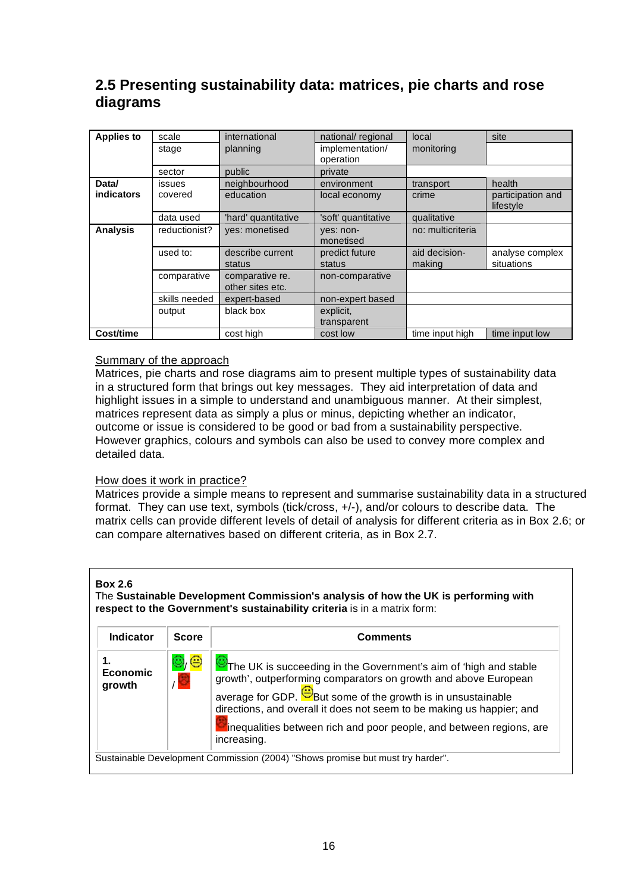## 2.5 Presenting sustainability data: matrices, pie charts and rose diagrams

| Applies to | scale | international | national/ regional | local | site |
|---|---|---|---|---|---|
| | stage | planning | implementation/ operation | monitoring | |
| | sector | public | private | | |
| Data/ indicators | issues covered | neighbourhood | environment | transport | health |
| | | education | local economy | crime | participation and lifestyle |
| | data used | 'hard' quantitative | 'soft' quantitative | qualitative | |
| Analysis | reductionist? | yes: monetised | yes: non-monetised | no: multicriteria | |
| | used to: | describe current status | predict future status | aid decision-making | analyse complex situations |
| | comparative | comparative re. other sites etc. | non-comparative | | |
| | skills needed | expert-based | non-expert based | | |
| | output | black box | explicit, transparent | | |
| Cost/time | | cost high | cost low | time input high | time input low |

Summary of the approach

Matrices, pie charts and rose diagrams aim to present multiple types of sustainability data in a structured form that brings out key messages. They aid interpretation of data and highlight issues in a simple to understand and unambiguous manner. At their simplest, matrices represent data as simply a plus or minus, depicting whether an indicator, outcome or issue is considered to be good or bad from a sustainability perspective. However graphics, colours and symbols can also be used to convey more complex and detailed data.

How does it work in practice?

Matrices provide a simple means to represent and summarise sustainability data in a structured format. They can use text, symbols (tick/cross, +/-), and/or colours to describe data. The matrix cells can provide different levels of detail of analysis for different criteria as in Box 2.6; or can compare alternatives based on different criteria, as in Box 2.7.

**Box 2.6**

The **Sustainable Development Commission's analysis of how the UK is performing with respect to the Government's sustainability criteria** is in a matrix form:

| Indicator | Score | Comments |
|---|---|---|
| **1. Economic growth** | ☺/ 😐 / ☹ | ☺The UK is succeeding in the Government's aim of 'high and stable growth', outperforming comparators on growth and above European average for GDP. 😐But some of the growth is in unsustainable directions, and overall it does not seem to be making us happier; and ☹inequalities between rich and poor people, and between regions, are increasing. |

Sustainable Development Commission (2004) "Shows promise but must try harder".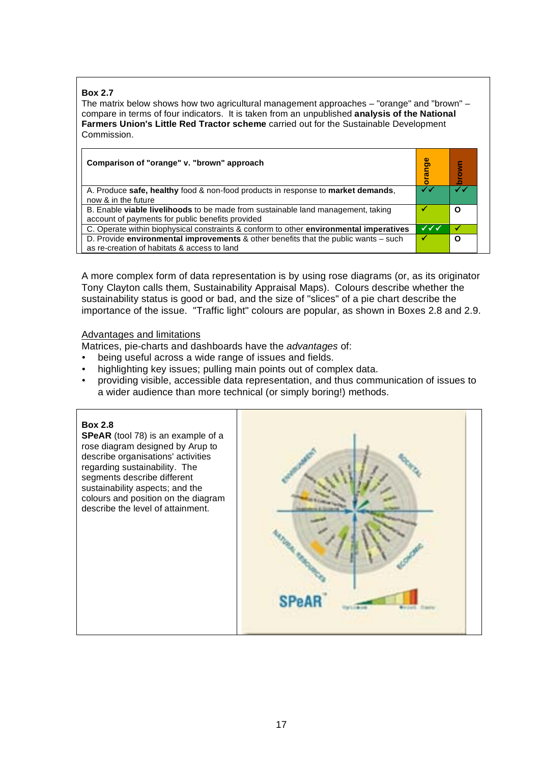**Box 2.7**

The matrix below shows how two agricultural management approaches – "orange" and "brown" – compare in terms of four indicators. It is taken from an unpublished **analysis of the National Farmers Union's Little Red Tractor scheme** carried out for the Sustainable Development Commission.

| Comparison of "orange" v. "brown" approach | orange | brown |
|---|---|---|
| A. Produce **safe, healthy** food & non-food products in response to **market demands**, now & in the future | ✓✓ | ✓✓ |
| B. Enable **viable livelihoods** to be made from sustainable land management, taking account of payments for public benefits provided | ✓ | O |
| C. Operate within biophysical constraints & conform to other **environmental imperatives** | ✓✓✓ | ✓ |
| D. Provide **environmental improvements** & other benefits that the public wants – such as re-creation of habitats & access to land | ✓ | O |

A more complex form of data representation is by using rose diagrams (or, as its originator Tony Clayton calls them, Sustainability Appraisal Maps). Colours describe whether the sustainability status is good or bad, and the size of "slices" of a pie chart describe the importance of the issue. "Traffic light" colours are popular, as shown in Boxes 2.8 and 2.9.

Advantages and limitations

Matrices, pie-charts and dashboards have the *advantages* of:

- being useful across a wide range of issues and fields.
- highlighting key issues; pulling main points out of complex data.
- providing visible, accessible data representation, and thus communication of issues to a wider audience than more technical (or simply boring!) methods.

**Box 2.8**

**SPeAR** (tool 78) is an example of a rose diagram designed by Arup to describe organisations' activities regarding sustainability. The segments describe different sustainability aspects; and the colours and position on the diagram describe the level of attainment.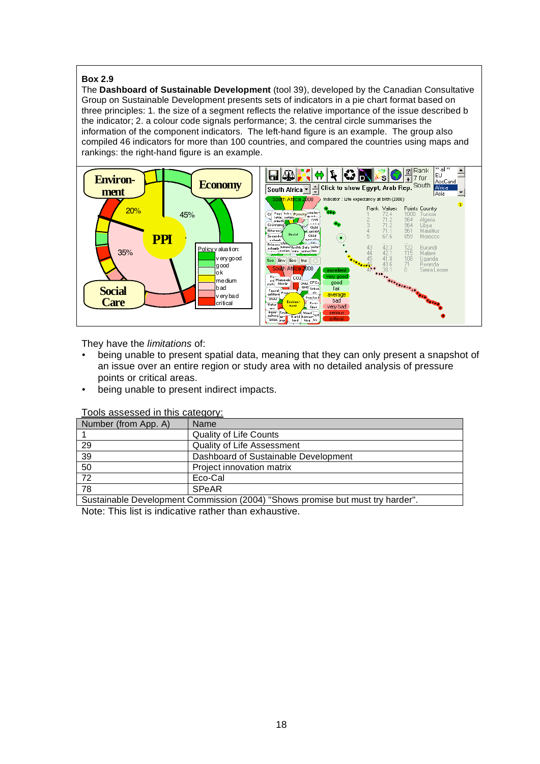**Box 2.9**

The **Dashboard of Sustainable Development** (tool 39), developed by the Canadian Consultative Group on Sustainable Development presents sets of indicators in a pie chart format based on three principles: 1. the size of a segment reflects the relative importance of the issue described b the indicator; 2. a colour code signals performance; 3. the central circle summarises the information of the component indicators. The left-hand figure is an example. The group also compiled 46 indicators for more than 100 countries, and compared the countries using maps and rankings: the right-hand figure is an example.

They have the *limitations* of:

- being unable to present spatial data, meaning that they can only present a snapshot of an issue over an entire region or study area with no detailed analysis of pressure points or critical areas.
- being unable to present indirect impacts.

Tools assessed in this category:

| Number (from App. A) | Name |
| --- | --- |
| 1 | Quality of Life Counts |
| 29 | Quality of Life Assessment |
| 39 | Dashboard of Sustainable Development |
| 50 | Project innovation matrix |
| 72 | Eco-Cal |
| 78 | SPeAR |
| Sustainable Development Commission (2004) "Shows promise but must try harder". | |

Note: This list is indicative rather than exhaustive.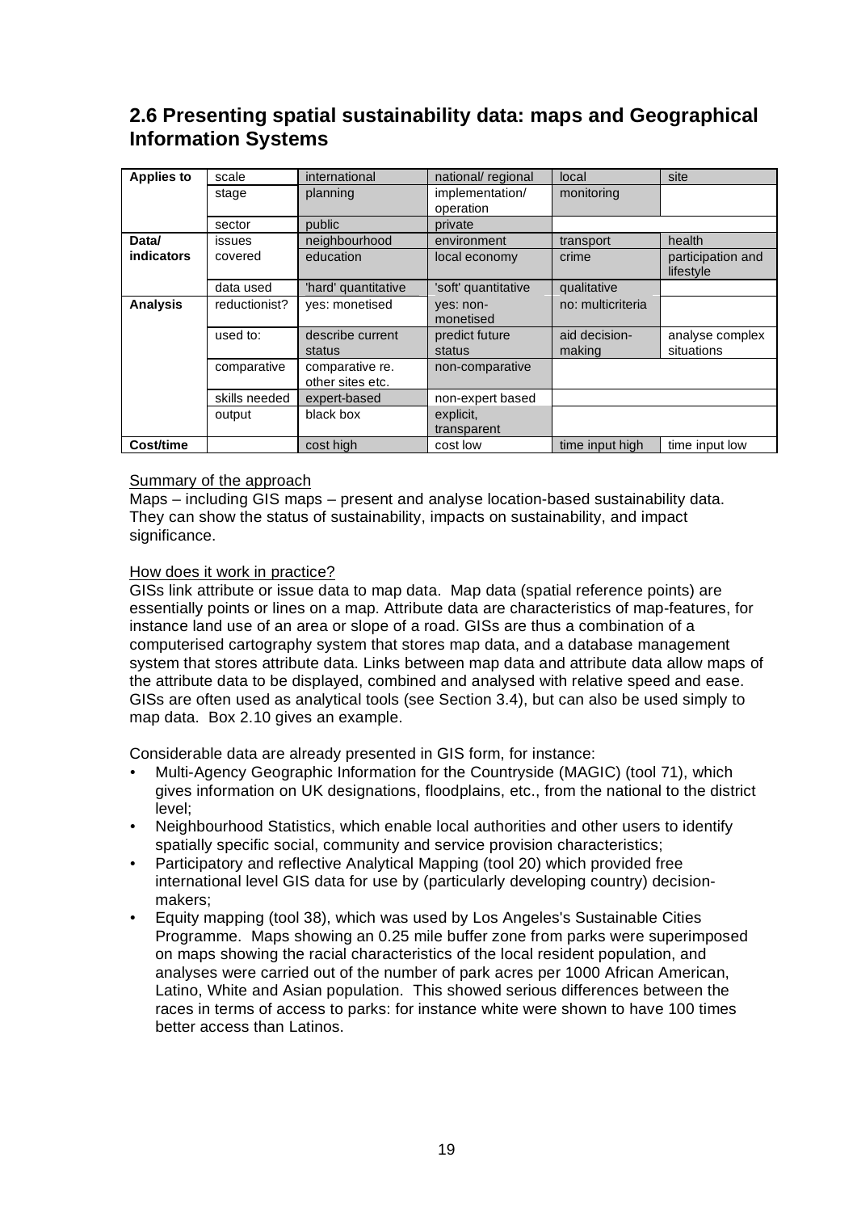## 2.6 Presenting spatial sustainability data: maps and Geographical Information Systems

| | | | | | |
|---|---|---|---|---|---|
| **Applies to** | scale | international | national/ regional | local | site |
| | stage | planning | implementation/ operation | monitoring | |
| | sector | public | private | | |
| **Data/ indicators** | issues covered | neighbourhood | environment | transport | health |
| | | education | local economy | crime | participation and lifestyle |
| | data used | 'hard' quantitative | 'soft' quantitative | qualitative | |
| **Analysis** | reductionist? | yes: monetised | yes: non-monetised | no: multicriteria | |
| | used to: | describe current status | predict future status | aid decision-making | analyse complex situations |
| | comparative | comparative re. other sites etc. | non-comparative | | |
| | skills needed | expert-based | non-expert based | | |
| | output | black box | explicit, transparent | | |
| **Cost/time** | | cost high | cost low | time input high | time input low |

Summary of the approach

Maps – including GIS maps – present and analyse location-based sustainability data. They can show the status of sustainability, impacts on sustainability, and impact significance.

How does it work in practice?

GISs link attribute or issue data to map data. Map data (spatial reference points) are essentially points or lines on a map. Attribute data are characteristics of map-features, for instance land use of an area or slope of a road. GISs are thus a combination of a computerised cartography system that stores map data, and a database management system that stores attribute data. Links between map data and attribute data allow maps of the attribute data to be displayed, combined and analysed with relative speed and ease. GISs are often used as analytical tools (see Section 3.4), but can also be used simply to map data. Box 2.10 gives an example.

Considerable data are already presented in GIS form, for instance:

- Multi-Agency Geographic Information for the Countryside (MAGIC) (tool 71), which gives information on UK designations, floodplains, etc., from the national to the district level;
- Neighbourhood Statistics, which enable local authorities and other users to identify spatially specific social, community and service provision characteristics;
- Participatory and reflective Analytical Mapping (tool 20) which provided free international level GIS data for use by (particularly developing country) decision-makers;
- Equity mapping (tool 38), which was used by Los Angeles's Sustainable Cities Programme. Maps showing an 0.25 mile buffer zone from parks were superimposed on maps showing the racial characteristics of the local resident population, and analyses were carried out of the number of park acres per 1000 African American, Latino, White and Asian population. This showed serious differences between the races in terms of access to parks: for instance white were shown to have 100 times better access than Latinos.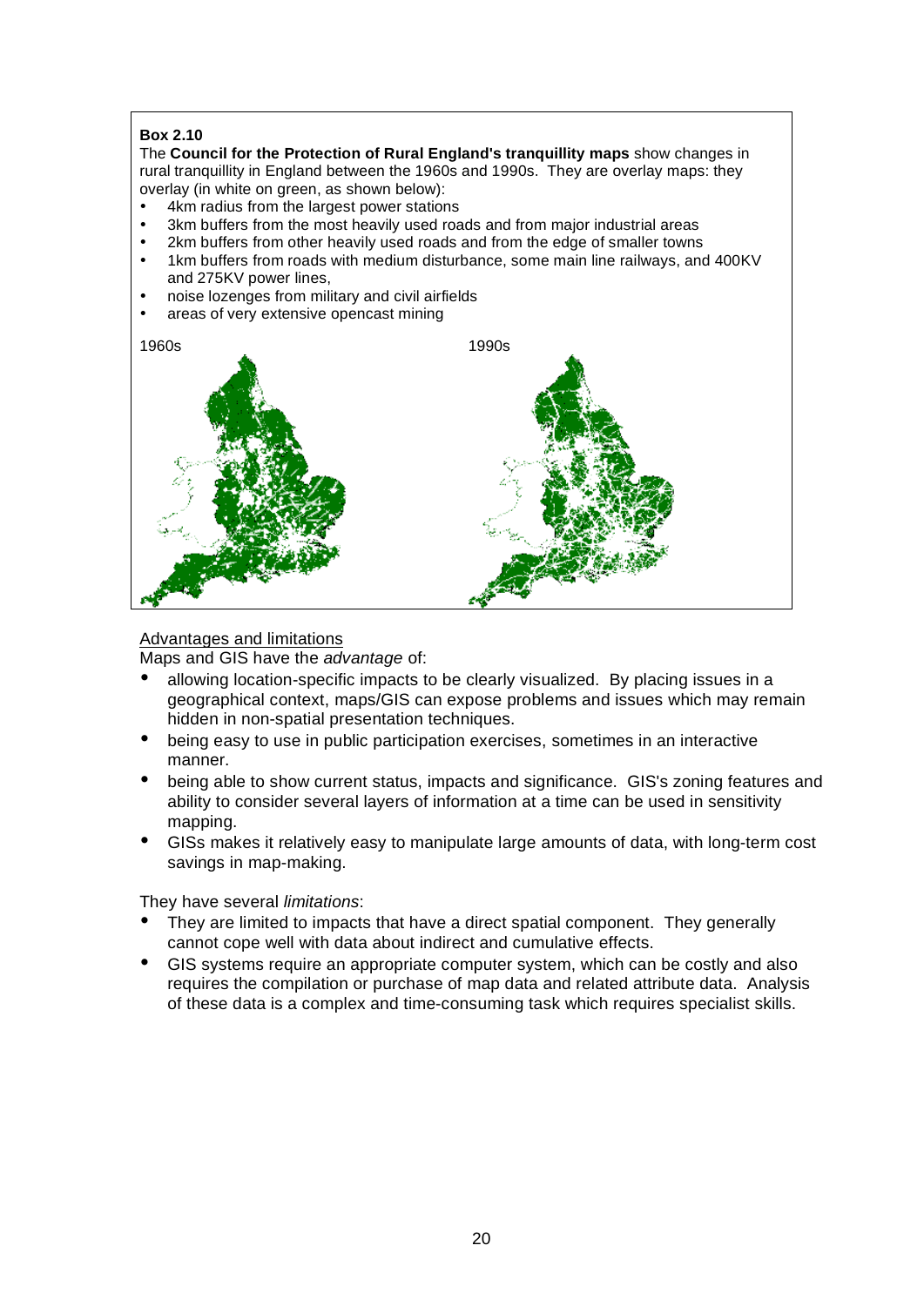**Box 2.10**

The **Council for the Protection of Rural England's tranquillity maps** show changes in rural tranquillity in England between the 1960s and 1990s. They are overlay maps: they overlay (in white on green, as shown below):

- 4km radius from the largest power stations
- 3km buffers from the most heavily used roads and from major industrial areas
- 2km buffers from other heavily used roads and from the edge of smaller towns
- 1km buffers from roads with medium disturbance, some main line railways, and 400KV and 275KV power lines,
- noise lozenges from military and civil airfields
- areas of very extensive opencast mining

1960s

1990s

<u>Advantages and limitations</u>

Maps and GIS have the *advantage* of:

- allowing location-specific impacts to be clearly visualized. By placing issues in a geographical context, maps/GIS can expose problems and issues which may remain hidden in non-spatial presentation techniques.
- being easy to use in public participation exercises, sometimes in an interactive manner.
- being able to show current status, impacts and significance. GIS's zoning features and ability to consider several layers of information at a time can be used in sensitivity mapping.
- GISs makes it relatively easy to manipulate large amounts of data, with long-term cost savings in map-making.

They have several *limitations*:

- They are limited to impacts that have a direct spatial component. They generally cannot cope well with data about indirect and cumulative effects.
- GIS systems require an appropriate computer system, which can be costly and also requires the compilation or purchase of map data and related attribute data. Analysis of these data is a complex and time-consuming task which requires specialist skills.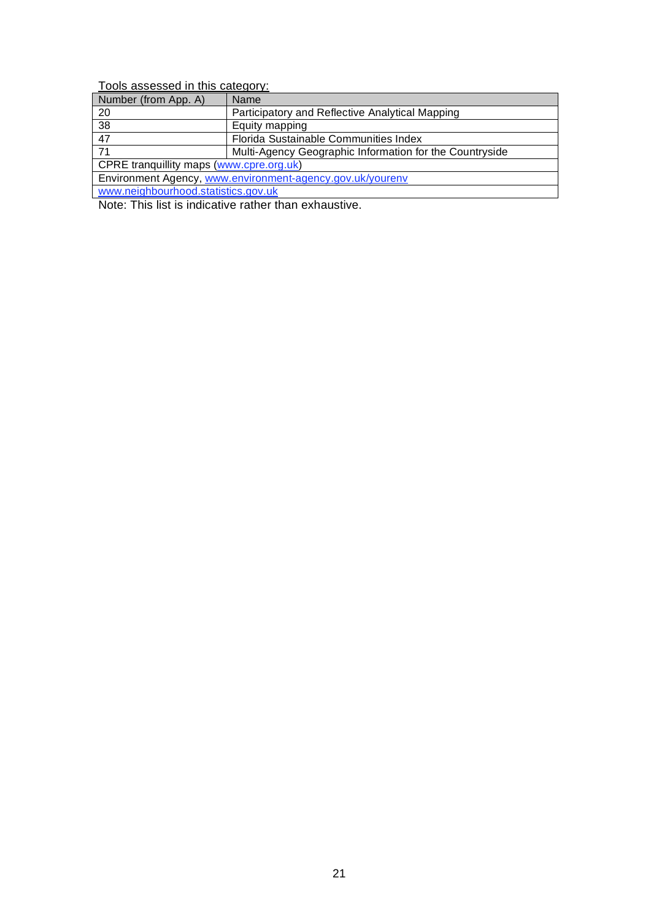Tools assessed in this category:

| Number (from App. A) | Name |
|---|---|
| 20 | Participatory and Reflective Analytical Mapping |
| 38 | Equity mapping |
| 47 | Florida Sustainable Communities Index |
| 71 | Multi-Agency Geographic Information for the Countryside |
| CPRE tranquillity maps (www.cpre.org.uk) | |
| Environment Agency, www.environment-agency.gov.uk/yourenv | |
| www.neighbourhood.statistics.gov.uk | |

Note: This list is indicative rather than exhaustive.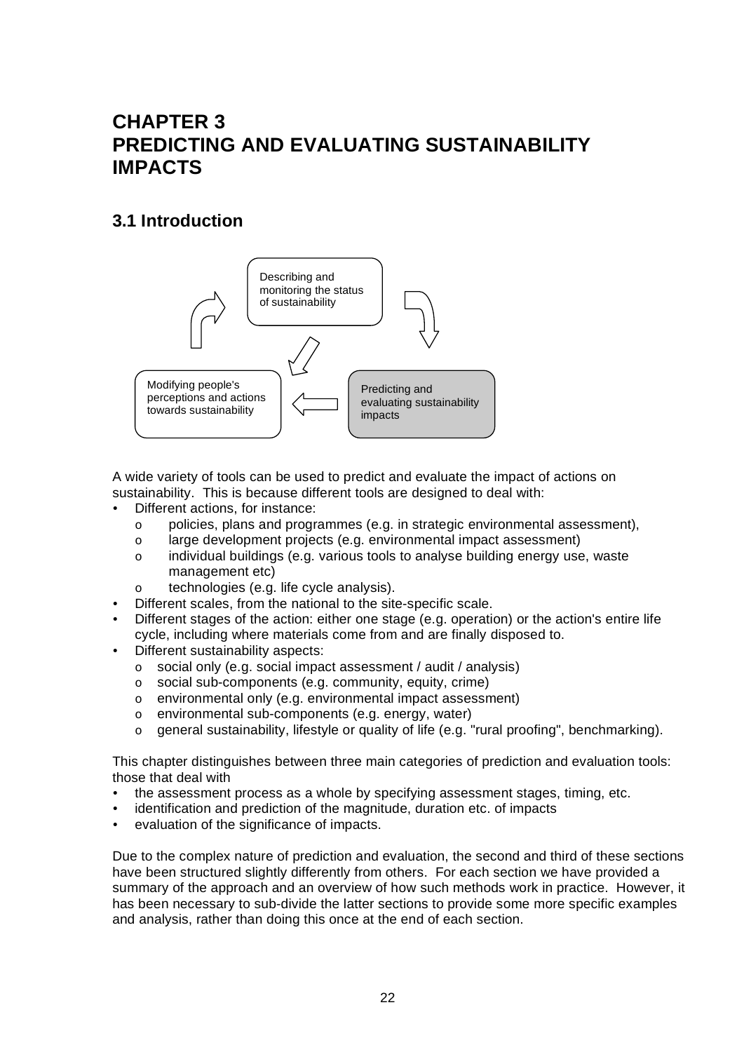# CHAPTER 3
# PREDICTING AND EVALUATING SUSTAINABILITY IMPACTS

## 3.1 Introduction

Describing and monitoring the status of sustainability

Predicting and evaluating sustainability impacts

Modifying people's perceptions and actions towards sustainability

A wide variety of tools can be used to predict and evaluate the impact of actions on sustainability. This is because different tools are designed to deal with:

- Different actions, for instance:
  - policies, plans and programmes (e.g. in strategic environmental assessment),
  - large development projects (e.g. environmental impact assessment)
  - individual buildings (e.g. various tools to analyse building energy use, waste management etc)
  - technologies (e.g. life cycle analysis).
- Different scales, from the national to the site-specific scale.
- Different stages of the action: either one stage (e.g. operation) or the action's entire life cycle, including where materials come from and are finally disposed to.
- Different sustainability aspects:
  - social only (e.g. social impact assessment / audit / analysis)
  - social sub-components (e.g. community, equity, crime)
  - environmental only (e.g. environmental impact assessment)
  - environmental sub-components (e.g. energy, water)
  - general sustainability, lifestyle or quality of life (e.g. "rural proofing", benchmarking).

This chapter distinguishes between three main categories of prediction and evaluation tools: those that deal with

- the assessment process as a whole by specifying assessment stages, timing, etc.
- identification and prediction of the magnitude, duration etc. of impacts
- evaluation of the significance of impacts.

Due to the complex nature of prediction and evaluation, the second and third of these sections have been structured slightly differently from others. For each section we have provided a summary of the approach and an overview of how such methods work in practice. However, it has been necessary to sub-divide the latter sections to provide some more specific examples and analysis, rather than doing this once at the end of each section.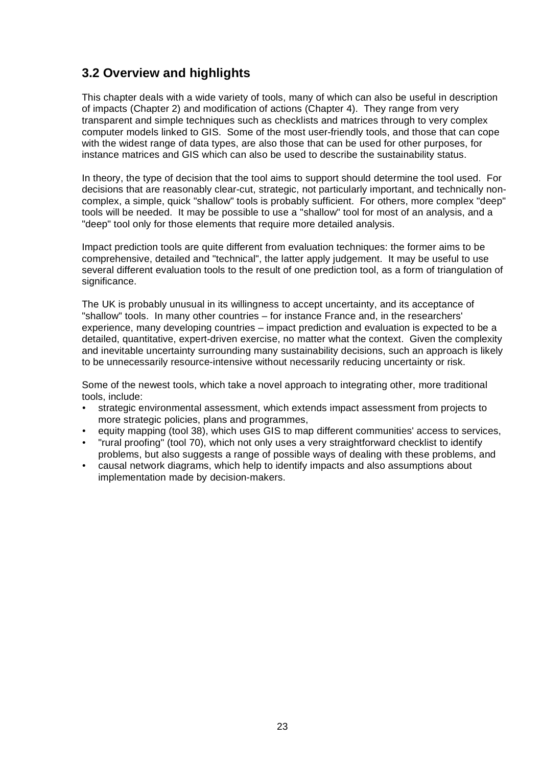## 3.2 Overview and highlights

This chapter deals with a wide variety of tools, many of which can also be useful in description of impacts (Chapter 2) and modification of actions (Chapter 4). They range from very transparent and simple techniques such as checklists and matrices through to very complex computer models linked to GIS. Some of the most user-friendly tools, and those that can cope with the widest range of data types, are also those that can be used for other purposes, for instance matrices and GIS which can also be used to describe the sustainability status.

In theory, the type of decision that the tool aims to support should determine the tool used. For decisions that are reasonably clear-cut, strategic, not particularly important, and technically non-complex, a simple, quick "shallow" tools is probably sufficient. For others, more complex "deep" tools will be needed. It may be possible to use a "shallow" tool for most of an analysis, and a "deep" tool only for those elements that require more detailed analysis.

Impact prediction tools are quite different from evaluation techniques: the former aims to be comprehensive, detailed and "technical", the latter apply judgement. It may be useful to use several different evaluation tools to the result of one prediction tool, as a form of triangulation of significance.

The UK is probably unusual in its willingness to accept uncertainty, and its acceptance of "shallow" tools. In many other countries – for instance France and, in the researchers' experience, many developing countries – impact prediction and evaluation is expected to be a detailed, quantitative, expert-driven exercise, no matter what the context. Given the complexity and inevitable uncertainty surrounding many sustainability decisions, such an approach is likely to be unnecessarily resource-intensive without necessarily reducing uncertainty or risk.

Some of the newest tools, which take a novel approach to integrating other, more traditional tools, include:

- strategic environmental assessment, which extends impact assessment from projects to more strategic policies, plans and programmes,
- equity mapping (tool 38), which uses GIS to map different communities' access to services,
- "rural proofing" (tool 70), which not only uses a very straightforward checklist to identify problems, but also suggests a range of possible ways of dealing with these problems, and
- causal network diagrams, which help to identify impacts and also assumptions about implementation made by decision-makers.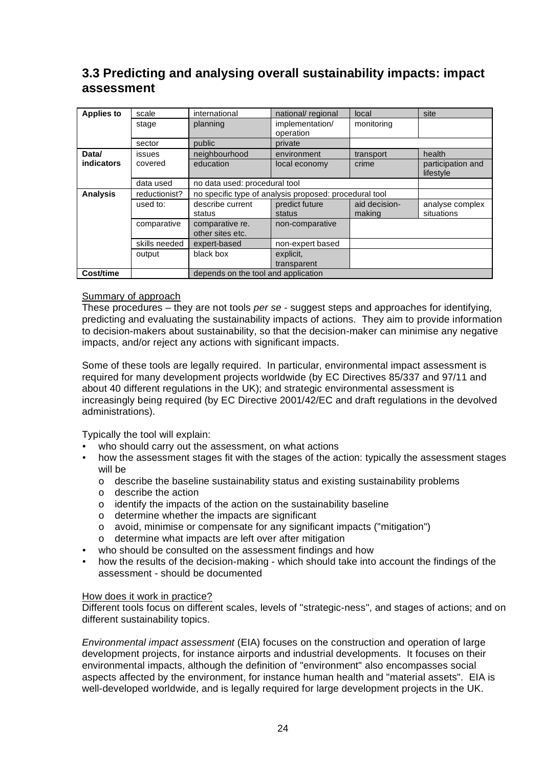## 3.3 Predicting and analysing overall sustainability impacts: impact assessment

| Applies to | scale | international | national/ regional | local | site |
|---|---|---|---|---|---|
| | stage | planning | implementation/ operation | monitoring | |
| | sector | public | private | | |
| Data/ indicators | issues covered | neighbourhood | environment | transport | health |
| | | education | local economy | crime | participation and lifestyle |
| | data used | no data used: procedural tool | | | |
| Analysis | reductionist? | no specific type of analysis proposed: procedural tool | | | |
| | used to: | describe current status | predict future status | aid decision-making | analyse complex situations |
| | comparative | comparative re. other sites etc. | non-comparative | | |
| | skills needed | expert-based | non-expert based | | |
| | output | black box | explicit, transparent | | |
| Cost/time | | depends on the tool and application | | | |

Summary of approach

These procedures – they are not tools *per se* - suggest steps and approaches for identifying, predicting and evaluating the sustainability impacts of actions. They aim to provide information to decision-makers about sustainability, so that the decision-maker can minimise any negative impacts, and/or reject any actions with significant impacts.

Some of these tools are legally required. In particular, environmental impact assessment is required for many development projects worldwide (by EC Directives 85/337 and 97/11 and about 40 different regulations in the UK); and strategic environmental assessment is increasingly being required (by EC Directive 2001/42/EC and draft regulations in the devolved administrations).

Typically the tool will explain:

- who should carry out the assessment, on what actions
- how the assessment stages fit with the stages of the action: typically the assessment stages will be
    - describe the baseline sustainability status and existing sustainability problems
    - describe the action
    - identify the impacts of the action on the sustainability baseline
    - determine whether the impacts are significant
    - avoid, minimise or compensate for any significant impacts ("mitigation")
    - determine what impacts are left over after mitigation
- who should be consulted on the assessment findings and how
- how the results of the decision-making - which should take into account the findings of the assessment - should be documented

How does it work in practice?

Different tools focus on different scales, levels of "strategic-ness", and stages of actions; and on different sustainability topics.

*Environmental impact assessment* (EIA) focuses on the construction and operation of large development projects, for instance airports and industrial developments. It focuses on their environmental impacts, although the definition of "environment" also encompasses social aspects affected by the environment, for instance human health and "material assets". EIA is well-developed worldwide, and is legally required for large development projects in the UK.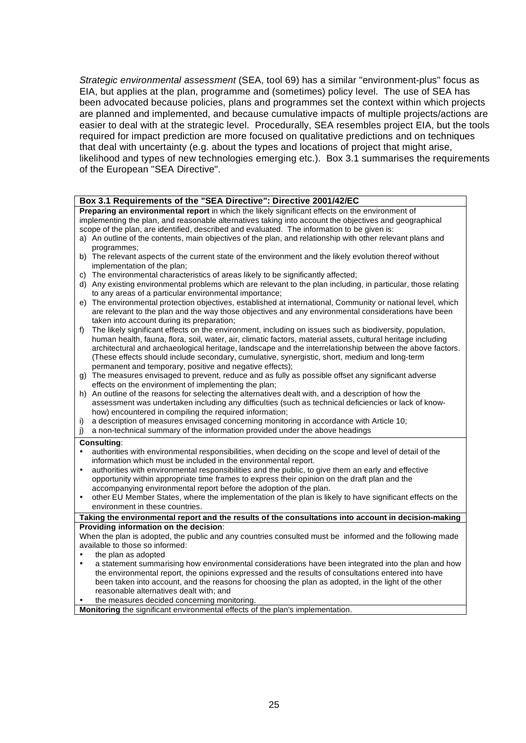*Strategic environmental assessment* (SEA, tool 69) has a similar "environment-plus" focus as EIA, but applies at the plan, programme and (sometimes) policy level. The use of SEA has been advocated because policies, plans and programmes set the context within which projects are planned and implemented, and because cumulative impacts of multiple projects/actions are easier to deal with at the strategic level. Procedurally, SEA resembles project EIA, but the tools required for impact prediction are more focused on qualitative predictions and on techniques that deal with uncertainty (e.g. about the types and locations of project that might arise, likelihood and types of new technologies emerging etc.). Box 3.1 summarises the requirements of the European "SEA Directive".

**Box 3.1 Requirements of the "SEA Directive": Directive 2001/42/EC**

**Preparing an environmental report** in which the likely significant effects on the environment of implementing the plan, and reasonable alternatives taking into account the objectives and geographical scope of the plan, are identified, described and evaluated. The information to be given is:

a) An outline of the contents, main objectives of the plan, and relationship with other relevant plans and programmes;
b) The relevant aspects of the current state of the environment and the likely evolution thereof without implementation of the plan;
c) The environmental characteristics of areas likely to be significantly affected;
d) Any existing environmental problems which are relevant to the plan including, in particular, those relating to any areas of a particular environmental importance;
e) The environmental protection objectives, established at international, Community or national level, which are relevant to the plan and the way those objectives and any environmental considerations have been taken into account during its preparation;
f) The likely significant effects on the environment, including on issues such as biodiversity, population, human health, fauna, flora, soil, water, air, climatic factors, material assets, cultural heritage including architectural and archaeological heritage, landscape and the interrelationship between the above factors. (These effects should include secondary, cumulative, synergistic, short, medium and long-term permanent and temporary, positive and negative effects);
g) The measures envisaged to prevent, reduce and as fully as possible offset any significant adverse effects on the environment of implementing the plan;
h) An outline of the reasons for selecting the alternatives dealt with, and a description of how the assessment was undertaken including any difficulties (such as technical deficiencies or lack of know-how) encountered in compiling the required information;
i) a description of measures envisaged concerning monitoring in accordance with Article 10;
j) a non-technical summary of the information provided under the above headings

**Consulting**:

- authorities with environmental responsibilities, when deciding on the scope and level of detail of the information which must be included in the environmental report.
- authorities with environmental responsibilities and the public, to give them an early and effective opportunity within appropriate time frames to express their opinion on the draft plan and the accompanying environmental report before the adoption of the plan.
- other EU Member States, where the implementation of the plan is likely to have significant effects on the environment in these countries.

**Taking the environmental report and the results of the consultations into account in decision-making**

**Providing information on the decision**:

When the plan is adopted, the public and any countries consulted must be informed and the following made available to those so informed:

- the plan as adopted
- a statement summarising how environmental considerations have been integrated into the plan and how the environmental report, the opinions expressed and the results of consultations entered into have been taken into account, and the reasons for choosing the plan as adopted, in the light of the other reasonable alternatives dealt with; and
- the measures decided concerning monitoring.

**Monitoring** the significant environmental effects of the plan's implementation.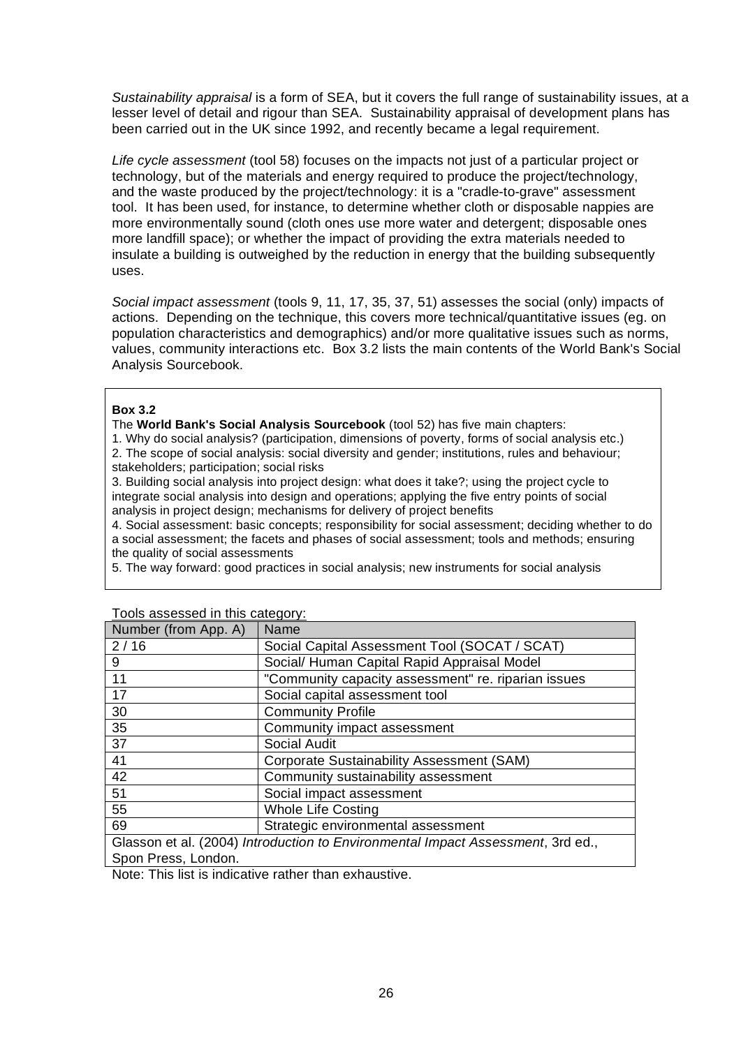*Sustainability appraisal* is a form of SEA, but it covers the full range of sustainability issues, at a lesser level of detail and rigour than SEA. Sustainability appraisal of development plans has been carried out in the UK since 1992, and recently became a legal requirement.

*Life cycle assessment* (tool 58) focuses on the impacts not just of a particular project or technology, but of the materials and energy required to produce the project/technology, and the waste produced by the project/technology: it is a "cradle-to-grave" assessment tool. It has been used, for instance, to determine whether cloth or disposable nappies are more environmentally sound (cloth ones use more water and detergent; disposable ones more landfill space); or whether the impact of providing the extra materials needed to insulate a building is outweighed by the reduction in energy that the building subsequently uses.

*Social impact assessment* (tools 9, 11, 17, 35, 37, 51) assesses the social (only) impacts of actions. Depending on the technique, this covers more technical/quantitative issues (eg. on population characteristics and demographics) and/or more qualitative issues such as norms, values, community interactions etc. Box 3.2 lists the main contents of the World Bank's Social Analysis Sourcebook.

> **Box 3.2**
>
> The **World Bank's Social Analysis Sourcebook** (tool 52) has five main chapters:
>
> 1. Why do social analysis? (participation, dimensions of poverty, forms of social analysis etc.)
> 2. The scope of social analysis: social diversity and gender; institutions, rules and behaviour; stakeholders; participation; social risks
> 3. Building social analysis into project design: what does it take?; using the project cycle to integrate social analysis into design and operations; applying the five entry points of social analysis in project design; mechanisms for delivery of project benefits
> 4. Social assessment: basic concepts; responsibility for social assessment; deciding whether to do a social assessment; the facets and phases of social assessment; tools and methods; ensuring the quality of social assessments
> 5. The way forward: good practices in social analysis; new instruments for social analysis

Tools assessed in this category:

| Number (from App. A) | Name |
|---|---|
| 2 / 16 | Social Capital Assessment Tool (SOCAT / SCAT) |
| 9 | Social/ Human Capital Rapid Appraisal Model |
| 11 | "Community capacity assessment" re. riparian issues |
| 17 | Social capital assessment tool |
| 30 | Community Profile |
| 35 | Community impact assessment |
| 37 | Social Audit |
| 41 | Corporate Sustainability Assessment (SAM) |
| 42 | Community sustainability assessment |
| 51 | Social impact assessment |
| 55 | Whole Life Costing |
| 69 | Strategic environmental assessment |
| Glasson et al. (2004) *Introduction to Environmental Impact Assessment*, 3rd ed., Spon Press, London. | |

Note: This list is indicative rather than exhaustive.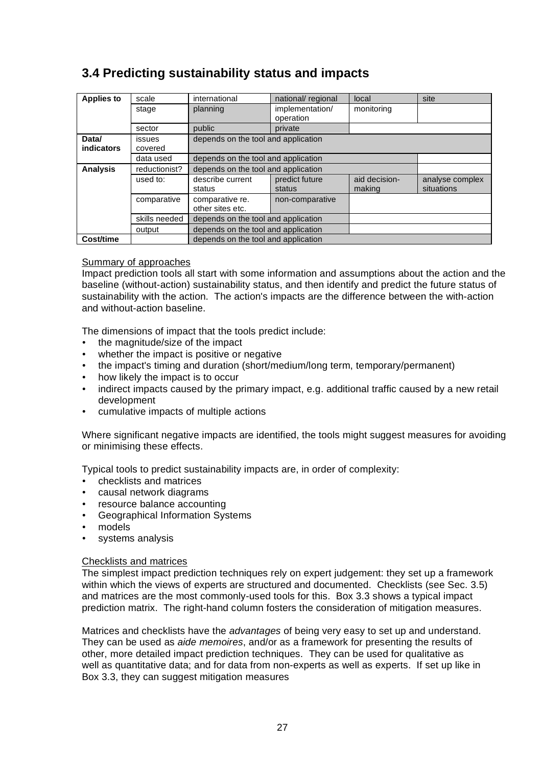## 3.4 Predicting sustainability status and impacts

| Applies to | scale | international | national/ regional | local | site |
|---|---|---|---|---|---|
| | stage | planning | implementation/ operation | monitoring | |
| | sector | public | private | | |
| Data/ indicators | issues covered | depends on the tool and application | | | |
| | data used | depends on the tool and application | | | |
| Analysis | reductionist? | depends on the tool and application | | | |
| | used to: | describe current status | predict future status | aid decision-making | analyse complex situations |
| | comparative | comparative re. other sites etc. | non-comparative | | |
| | skills needed | depends on the tool and application | | | |
| | output | depends on the tool and application | | | |
| Cost/time | | depends on the tool and application | | | |

Summary of approaches

Impact prediction tools all start with some information and assumptions about the action and the baseline (without-action) sustainability status, and then identify and predict the future status of sustainability with the action. The action's impacts are the difference between the with-action and without-action baseline.

The dimensions of impact that the tools predict include:

- the magnitude/size of the impact
- whether the impact is positive or negative
- the impact's timing and duration (short/medium/long term, temporary/permanent)
- how likely the impact is to occur
- indirect impacts caused by the primary impact, e.g. additional traffic caused by a new retail development
- cumulative impacts of multiple actions

Where significant negative impacts are identified, the tools might suggest measures for avoiding or minimising these effects.

Typical tools to predict sustainability impacts are, in order of complexity:

- checklists and matrices
- causal network diagrams
- resource balance accounting
- Geographical Information Systems
- models
- systems analysis

Checklists and matrices

The simplest impact prediction techniques rely on expert judgement: they set up a framework within which the views of experts are structured and documented. Checklists (see Sec. 3.5) and matrices are the most commonly-used tools for this. Box 3.3 shows a typical impact prediction matrix. The right-hand column fosters the consideration of mitigation measures.

Matrices and checklists have the *advantages* of being very easy to set up and understand. They can be used as *aide memoires*, and/or as a framework for presenting the results of other, more detailed impact prediction techniques. They can be used for qualitative as well as quantitative data; and for data from non-experts as well as experts. If set up like in Box 3.3, they can suggest mitigation measures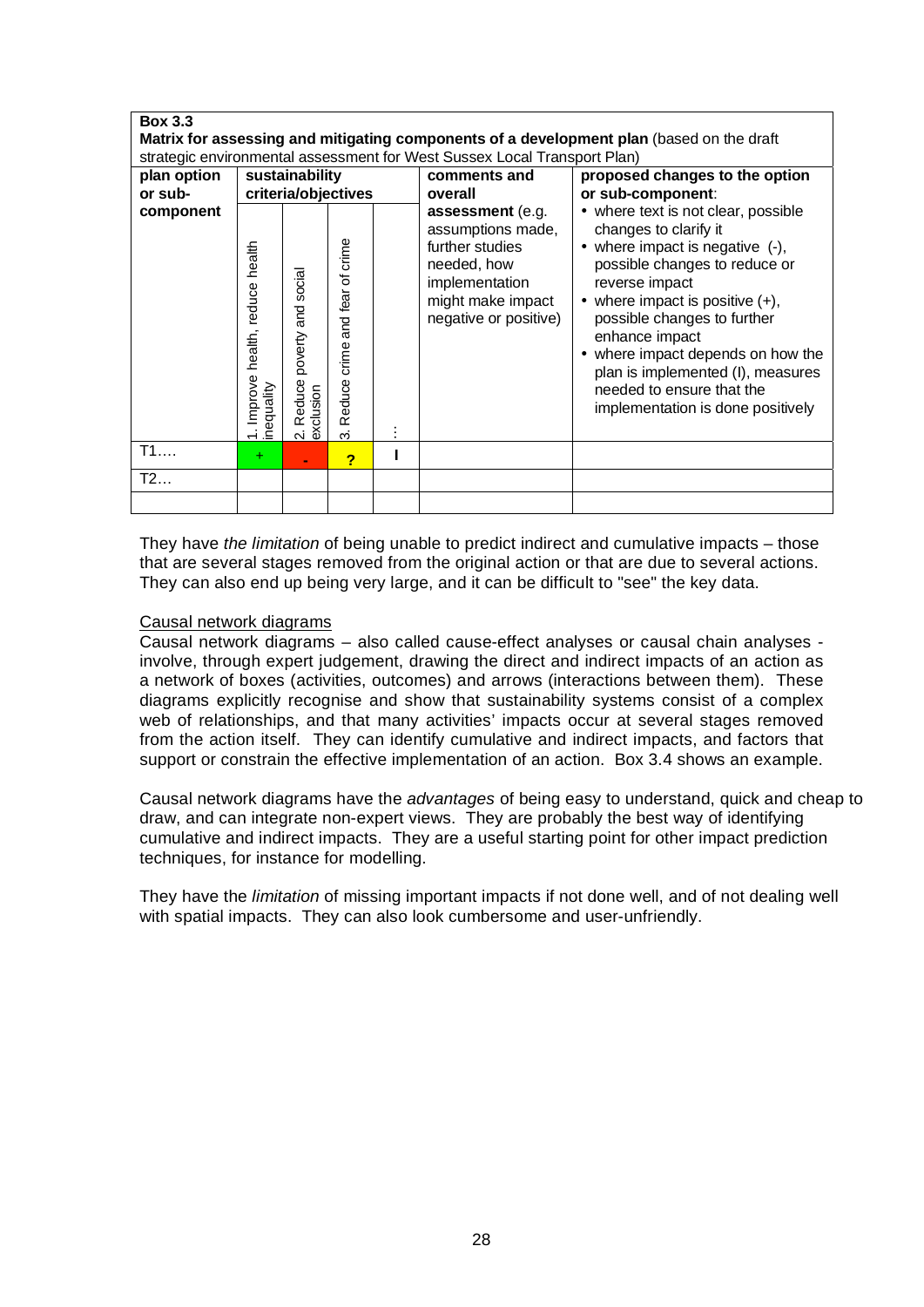**Box 3.3**
**Matrix for assessing and mitigating components of a development plan** (based on the draft strategic environmental assessment for West Sussex Local Transport Plan)

| plan option or sub-component | sustainability criteria/objectives | | | | comments and overall assessment (e.g. assumptions made, further studies needed, how implementation might make impact negative or positive) | proposed changes to the option or sub-component: • where text is not clear, possible changes to clarify it • where impact is negative (-), possible changes to reduce or reverse impact • where impact is positive (+), possible changes to further enhance impact • where impact depends on how the plan is implemented (I), measures needed to ensure that the implementation is done positively |
|---|---|---|---|---|---|---|
| | 1. Improve health, reduce health inequality | 2. Reduce poverty and social exclusion | 3. Reduce crime and fear of crime | … | | |
| T1…. | + | - | ? | I | | |
| T2… | | | | | | |
| | | | | | | |

They have *the limitation* of being unable to predict indirect and cumulative impacts – those that are several stages removed from the original action or that are due to several actions. They can also end up being very large, and it can be difficult to "see" the key data.

<u>Causal network diagrams</u>

Causal network diagrams – also called cause-effect analyses or causal chain analyses - involve, through expert judgement, drawing the direct and indirect impacts of an action as a network of boxes (activities, outcomes) and arrows (interactions between them). These diagrams explicitly recognise and show that sustainability systems consist of a complex web of relationships, and that many activities' impacts occur at several stages removed from the action itself. They can identify cumulative and indirect impacts, and factors that support or constrain the effective implementation of an action. Box 3.4 shows an example.

Causal network diagrams have the *advantages* of being easy to understand, quick and cheap to draw, and can integrate non-expert views. They are probably the best way of identifying cumulative and indirect impacts. They are a useful starting point for other impact prediction techniques, for instance for modelling.

They have the *limitation* of missing important impacts if not done well, and of not dealing well with spatial impacts. They can also look cumbersome and user-unfriendly.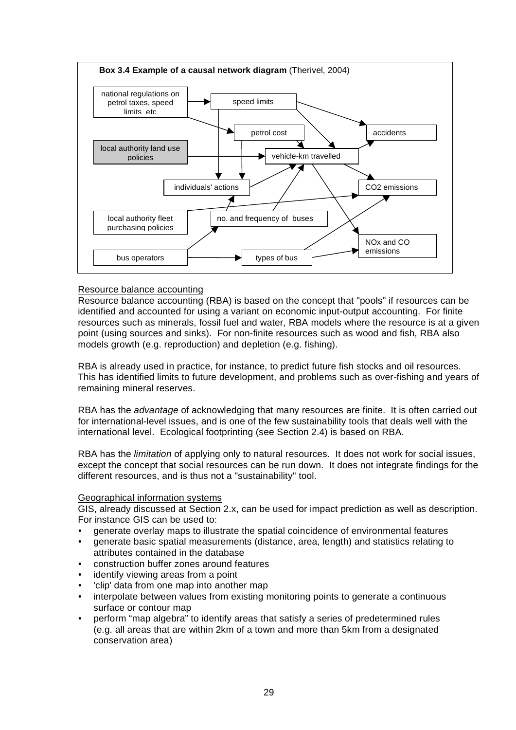**Box 3.4 Example of a causal network diagram** (Therivel, 2004)

national regulations on petrol taxes, speed limits, etc

speed limits

petrol cost

accidents

local authority land use policies

vehicle-km travelled

individuals' actions

$CO_2$ emissions

local authority fleet purchasing policies

no. and frequency of buses

NOx and CO emissions

bus operators

types of bus

Resource balance accounting

Resource balance accounting (RBA) is based on the concept that "pools" if resources can be identified and accounted for using a variant on economic input-output accounting. For finite resources such as minerals, fossil fuel and water, RBA models where the resource is at a given point (using sources and sinks). For non-finite resources such as wood and fish, RBA also models growth (e.g. reproduction) and depletion (e.g. fishing).

RBA is already used in practice, for instance, to predict future fish stocks and oil resources. This has identified limits to future development, and problems such as over-fishing and years of remaining mineral reserves.

RBA has the *advantage* of acknowledging that many resources are finite. It is often carried out for international-level issues, and is one of the few sustainability tools that deals well with the international level. Ecological footprinting (see Section 2.4) is based on RBA.

RBA has the *limitation* of applying only to natural resources. It does not work for social issues, except the concept that social resources can be run down. It does not integrate findings for the different resources, and is thus not a "sustainability" tool.

Geographical information systems

GIS, already discussed at Section 2.x, can be used for impact prediction as well as description. For instance GIS can be used to:

- generate overlay maps to illustrate the spatial coincidence of environmental features
- generate basic spatial measurements (distance, area, length) and statistics relating to attributes contained in the database
- construction buffer zones around features
- identify viewing areas from a point
- 'clip' data from one map into another map
- interpolate between values from existing monitoring points to generate a continuous surface or contour map
- perform "map algebra" to identify areas that satisfy a series of predetermined rules (e.g. all areas that are within 2km of a town and more than 5km from a designated conservation area)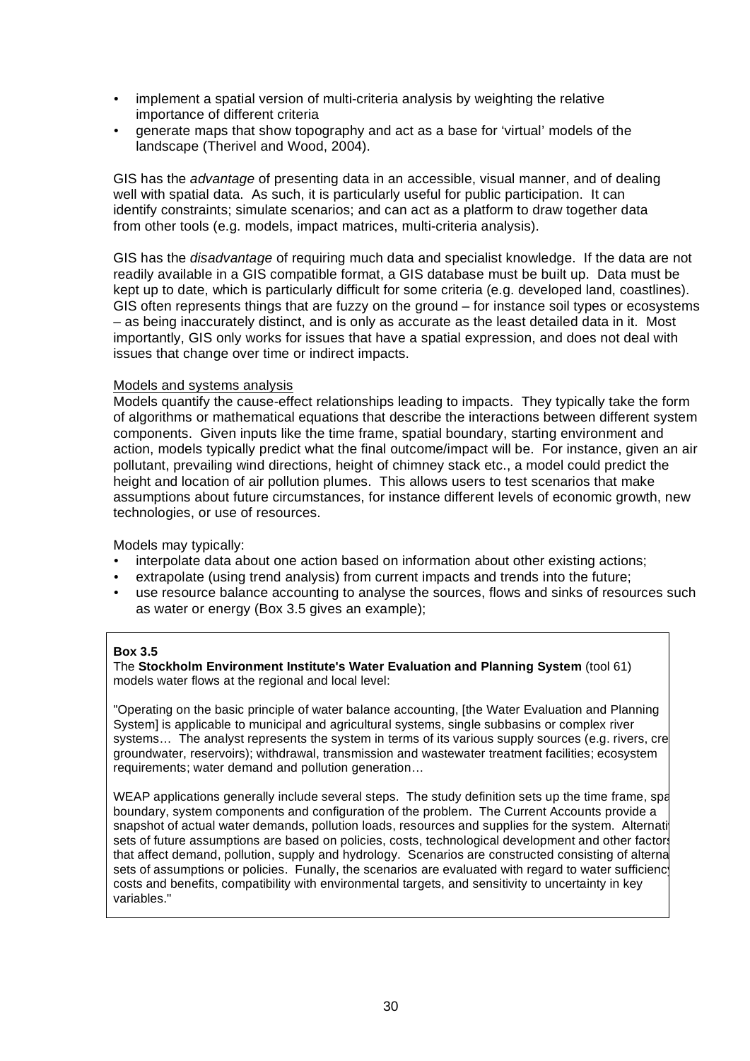- implement a spatial version of multi-criteria analysis by weighting the relative importance of different criteria
- generate maps that show topography and act as a base for 'virtual' models of the landscape (Therivel and Wood, 2004).

GIS has the *advantage* of presenting data in an accessible, visual manner, and of dealing well with spatial data. As such, it is particularly useful for public participation. It can identify constraints; simulate scenarios; and can act as a platform to draw together data from other tools (e.g. models, impact matrices, multi-criteria analysis).

GIS has the *disadvantage* of requiring much data and specialist knowledge. If the data are not readily available in a GIS compatible format, a GIS database must be built up. Data must be kept up to date, which is particularly difficult for some criteria (e.g. developed land, coastlines). GIS often represents things that are fuzzy on the ground – for instance soil types or ecosystems – as being inaccurately distinct, and is only as accurate as the least detailed data in it. Most importantly, GIS only works for issues that have a spatial expression, and does not deal with issues that change over time or indirect impacts.

Models and systems analysis

Models quantify the cause-effect relationships leading to impacts. They typically take the form of algorithms or mathematical equations that describe the interactions between different system components. Given inputs like the time frame, spatial boundary, starting environment and action, models typically predict what the final outcome/impact will be. For instance, given an air pollutant, prevailing wind directions, height of chimney stack etc., a model could predict the height and location of air pollution plumes. This allows users to test scenarios that make assumptions about future circumstances, for instance different levels of economic growth, new technologies, or use of resources.

Models may typically:

- interpolate data about one action based on information about other existing actions;
- extrapolate (using trend analysis) from current impacts and trends into the future;
- use resource balance accounting to analyse the sources, flows and sinks of resources such as water or energy (Box 3.5 gives an example);

**Box 3.5**

The **Stockholm Environment Institute's Water Evaluation and Planning System** (tool 61) models water flows at the regional and local level:

"Operating on the basic principle of water balance accounting, [the Water Evaluation and Planning System] is applicable to municipal and agricultural systems, single subbasins or complex river systems… The analyst represents the system in terms of its various supply sources (e.g. rivers, cre groundwater, reservoirs); withdrawal, transmission and wastewater treatment facilities; ecosystem requirements; water demand and pollution generation…

WEAP applications generally include several steps. The study definition sets up the time frame, spa boundary, system components and configuration of the problem. The Current Accounts provide a snapshot of actual water demands, pollution loads, resources and supplies for the system. Alternati sets of future assumptions are based on policies, costs, technological development and other factors that affect demand, pollution, supply and hydrology. Scenarios are constructed consisting of alterna sets of assumptions or policies. Funally, the scenarios are evaluated with regard to water sufficiency costs and benefits, compatibility with environmental targets, and sensitivity to uncertainty in key variables."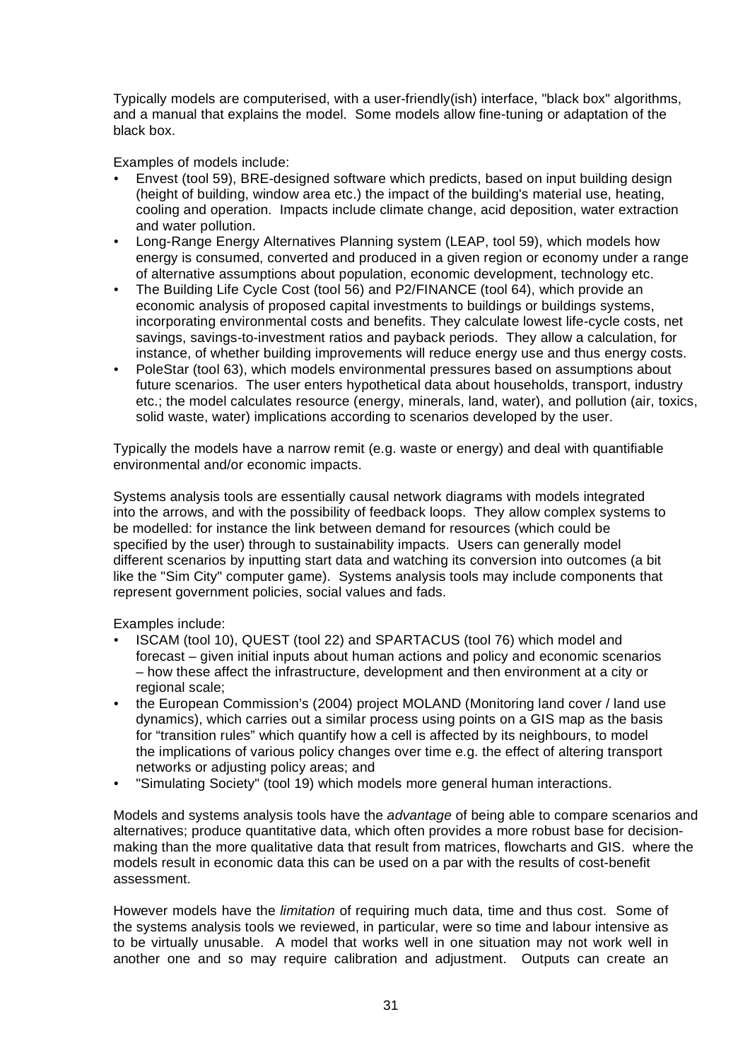Typically models are computerised, with a user-friendly(ish) interface, "black box" algorithms, and a manual that explains the model. Some models allow fine-tuning or adaptation of the black box.

Examples of models include:

- Envest (tool 59), BRE-designed software which predicts, based on input building design (height of building, window area etc.) the impact of the building's material use, heating, cooling and operation. Impacts include climate change, acid deposition, water extraction and water pollution.
- Long-Range Energy Alternatives Planning system (LEAP, tool 59), which models how energy is consumed, converted and produced in a given region or economy under a range of alternative assumptions about population, economic development, technology etc.
- The Building Life Cycle Cost (tool 56) and P2/FINANCE (tool 64), which provide an economic analysis of proposed capital investments to buildings or buildings systems, incorporating environmental costs and benefits. They calculate lowest life-cycle costs, net savings, savings-to-investment ratios and payback periods. They allow a calculation, for instance, of whether building improvements will reduce energy use and thus energy costs.
- PoleStar (tool 63), which models environmental pressures based on assumptions about future scenarios. The user enters hypothetical data about households, transport, industry etc.; the model calculates resource (energy, minerals, land, water), and pollution (air, toxics, solid waste, water) implications according to scenarios developed by the user.

Typically the models have a narrow remit (e.g. waste or energy) and deal with quantifiable environmental and/or economic impacts.

Systems analysis tools are essentially causal network diagrams with models integrated into the arrows, and with the possibility of feedback loops. They allow complex systems to be modelled: for instance the link between demand for resources (which could be specified by the user) through to sustainability impacts. Users can generally model different scenarios by inputting start data and watching its conversion into outcomes (a bit like the "Sim City" computer game). Systems analysis tools may include components that represent government policies, social values and fads.

Examples include:

- ISCAM (tool 10), QUEST (tool 22) and SPARTACUS (tool 76) which model and forecast – given initial inputs about human actions and policy and economic scenarios – how these affect the infrastructure, development and then environment at a city or regional scale;
- the European Commission's (2004) project MOLAND (Monitoring land cover / land use dynamics), which carries out a similar process using points on a GIS map as the basis for "transition rules" which quantify how a cell is affected by its neighbours, to model the implications of various policy changes over time e.g. the effect of altering transport networks or adjusting policy areas; and
- "Simulating Society" (tool 19) which models more general human interactions.

Models and systems analysis tools have the *advantage* of being able to compare scenarios and alternatives; produce quantitative data, which often provides a more robust base for decision-making than the more qualitative data that result from matrices, flowcharts and GIS. where the models result in economic data this can be used on a par with the results of cost-benefit assessment.

However models have the *limitation* of requiring much data, time and thus cost. Some of the systems analysis tools we reviewed, in particular, were so time and labour intensive as to be virtually unusable. A model that works well in one situation may not work well in another one and so may require calibration and adjustment. Outputs can create an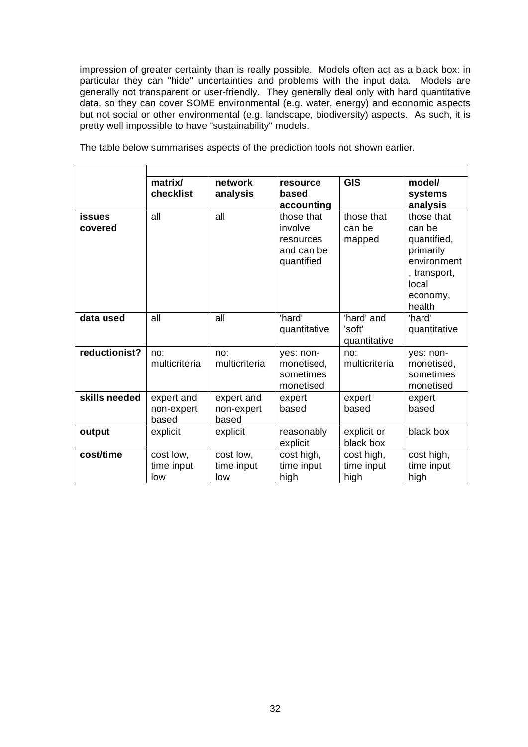impression of greater certainty than is really possible. Models often act as a black box: in particular they can "hide" uncertainties and problems with the input data. Models are generally not transparent or user-friendly. They generally deal only with hard quantitative data, so they can cover SOME environmental (e.g. water, energy) and economic aspects but not social or other environmental (e.g. landscape, biodiversity) aspects. As such, it is pretty well impossible to have "sustainability" models.

The table below summarises aspects of the prediction tools not shown earlier.

| | **matrix/ checklist** | **network analysis** | **resource based accounting** | **GIS** | **model/ systems analysis** |
|---|---|---|---|---|---|
| **issues covered** | all | all | those that involve resources and can be quantified | those that can be mapped | those that can be quantified, primarily environment, transport, local economy, health |
| **data used** | all | all | 'hard' quantitative | 'hard' and 'soft' quantitative | 'hard' quantitative |
| **reductionist?** | no: multicriteria | no: multicriteria | yes: non-monetised, sometimes monetised | no: multicriteria | yes: non-monetised, sometimes monetised |
| **skills needed** | expert and non-expert based | expert and non-expert based | expert based | expert based | expert based |
| **output** | explicit | explicit | reasonably explicit | explicit or black box | black box |
| **cost/time** | cost low, time input low | cost low, time input low | cost high, time input high | cost high, time input high | cost high, time input high |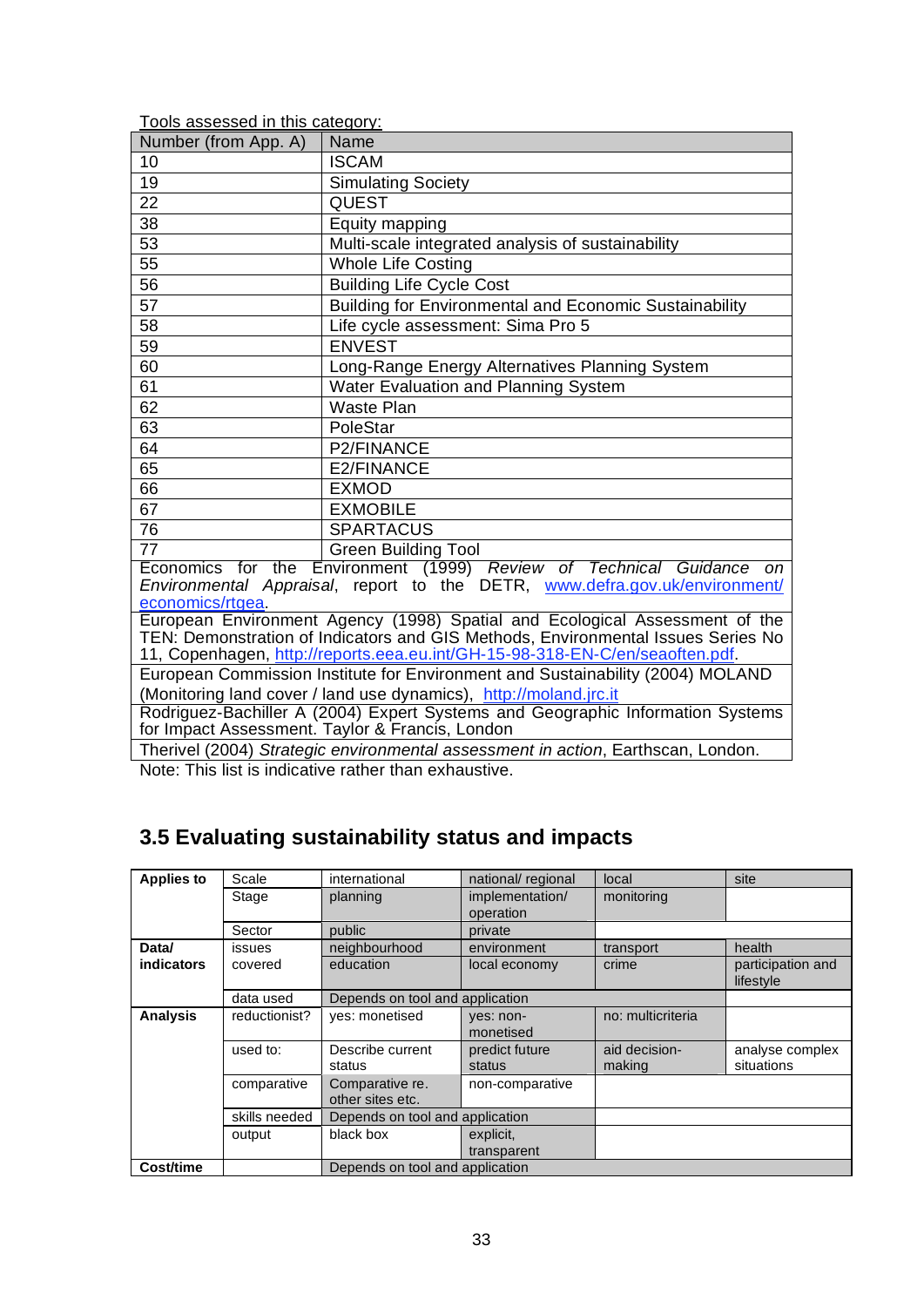Tools assessed in this category:

| Number (from App. A) | Name |
|---|---|
| 10 | ISCAM |
| 19 | Simulating Society |
| 22 | QUEST |
| 38 | Equity mapping |
| 53 | Multi-scale integrated analysis of sustainability |
| 55 | Whole Life Costing |
| 56 | Building Life Cycle Cost |
| 57 | Building for Environmental and Economic Sustainability |
| 58 | Life cycle assessment: Sima Pro 5 |
| 59 | ENVEST |
| 60 | Long-Range Energy Alternatives Planning System |
| 61 | Water Evaluation and Planning System |
| 62 | Waste Plan |
| 63 | PoleStar |
| 64 | P2/FINANCE |
| 65 | E2/FINANCE |
| 66 | EXMOD |
| 67 | EXMOBILE |
| 76 | SPARTACUS |
| 77 | Green Building Tool |
| Economics for the Environment (1999) *Review of Technical Guidance on Environmental Appraisal*, report to the DETR, www.defra.gov.uk/environment/economics/rtgea. | |
| European Environment Agency (1998) Spatial and Ecological Assessment of the TEN: Demonstration of Indicators and GIS Methods, Environmental Issues Series No 11, Copenhagen, http://reports.eea.eu.int/GH-15-98-318-EN-C/en/seaoften.pdf. | |
| European Commission Institute for Environment and Sustainability (2004) MOLAND (Monitoring land cover / land use dynamics), http://moland.jrc.it | |
| Rodriguez-Bachiller A (2004) Expert Systems and Geographic Information Systems for Impact Assessment. Taylor & Francis, London | |
| Therivel (2004) *Strategic environmental assessment in action*, Earthscan, London. | |

Note: This list is indicative rather than exhaustive.

## 3.5 Evaluating sustainability status and impacts

| **Applies to** | Scale | international | national/ regional | local | site |
|---|---|---|---|---|---|
| | Stage | planning | implementation/ operation | monitoring | |
| | Sector | public | private | | |
| **Data/ indicators** | issues covered | neighbourhood<br>education | environment<br>local economy | transport<br>crime | health<br>participation and lifestyle |
| | data used | Depends on tool and application | | | |
| **Analysis** | reductionist? | yes: monetised | yes: non-monetised | no: multicriteria | |
| | used to: | Describe current status | predict future status | aid decision-making | analyse complex situations |
| | comparative | Comparative re. other sites etc. | non-comparative | | |
| | skills needed | Depends on tool and application | | | |
| | output | black box | explicit, transparent | | |
| **Cost/time** | | Depends on tool and application | | | |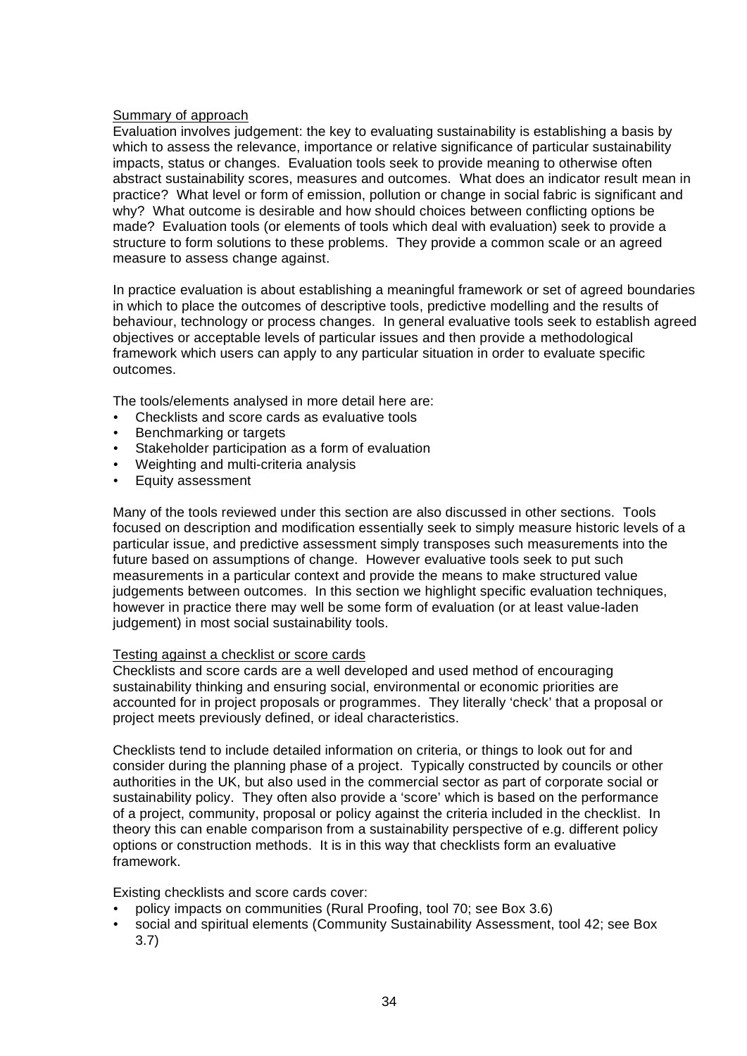Summary of approach

Evaluation involves judgement: the key to evaluating sustainability is establishing a basis by which to assess the relevance, importance or relative significance of particular sustainability impacts, status or changes. Evaluation tools seek to provide meaning to otherwise often abstract sustainability scores, measures and outcomes. What does an indicator result mean in practice? What level or form of emission, pollution or change in social fabric is significant and why? What outcome is desirable and how should choices between conflicting options be made? Evaluation tools (or elements of tools which deal with evaluation) seek to provide a structure to form solutions to these problems. They provide a common scale or an agreed measure to assess change against.

In practice evaluation is about establishing a meaningful framework or set of agreed boundaries in which to place the outcomes of descriptive tools, predictive modelling and the results of behaviour, technology or process changes. In general evaluative tools seek to establish agreed objectives or acceptable levels of particular issues and then provide a methodological framework which users can apply to any particular situation in order to evaluate specific outcomes.

The tools/elements analysed in more detail here are:

- Checklists and score cards as evaluative tools
- Benchmarking or targets
- Stakeholder participation as a form of evaluation
- Weighting and multi-criteria analysis
- Equity assessment

Many of the tools reviewed under this section are also discussed in other sections. Tools focused on description and modification essentially seek to simply measure historic levels of a particular issue, and predictive assessment simply transposes such measurements into the future based on assumptions of change. However evaluative tools seek to put such measurements in a particular context and provide the means to make structured value judgements between outcomes. In this section we highlight specific evaluation techniques, however in practice there may well be some form of evaluation (or at least value-laden judgement) in most social sustainability tools.

Testing against a checklist or score cards

Checklists and score cards are a well developed and used method of encouraging sustainability thinking and ensuring social, environmental or economic priorities are accounted for in project proposals or programmes. They literally 'check' that a proposal or project meets previously defined, or ideal characteristics.

Checklists tend to include detailed information on criteria, or things to look out for and consider during the planning phase of a project. Typically constructed by councils or other authorities in the UK, but also used in the commercial sector as part of corporate social or sustainability policy. They often also provide a 'score' which is based on the performance of a project, community, proposal or policy against the criteria included in the checklist. In theory this can enable comparison from a sustainability perspective of e.g. different policy options or construction methods. It is in this way that checklists form an evaluative framework.

Existing checklists and score cards cover:

- policy impacts on communities (Rural Proofing, tool 70; see Box 3.6)
- social and spiritual elements (Community Sustainability Assessment, tool 42; see Box 3.7)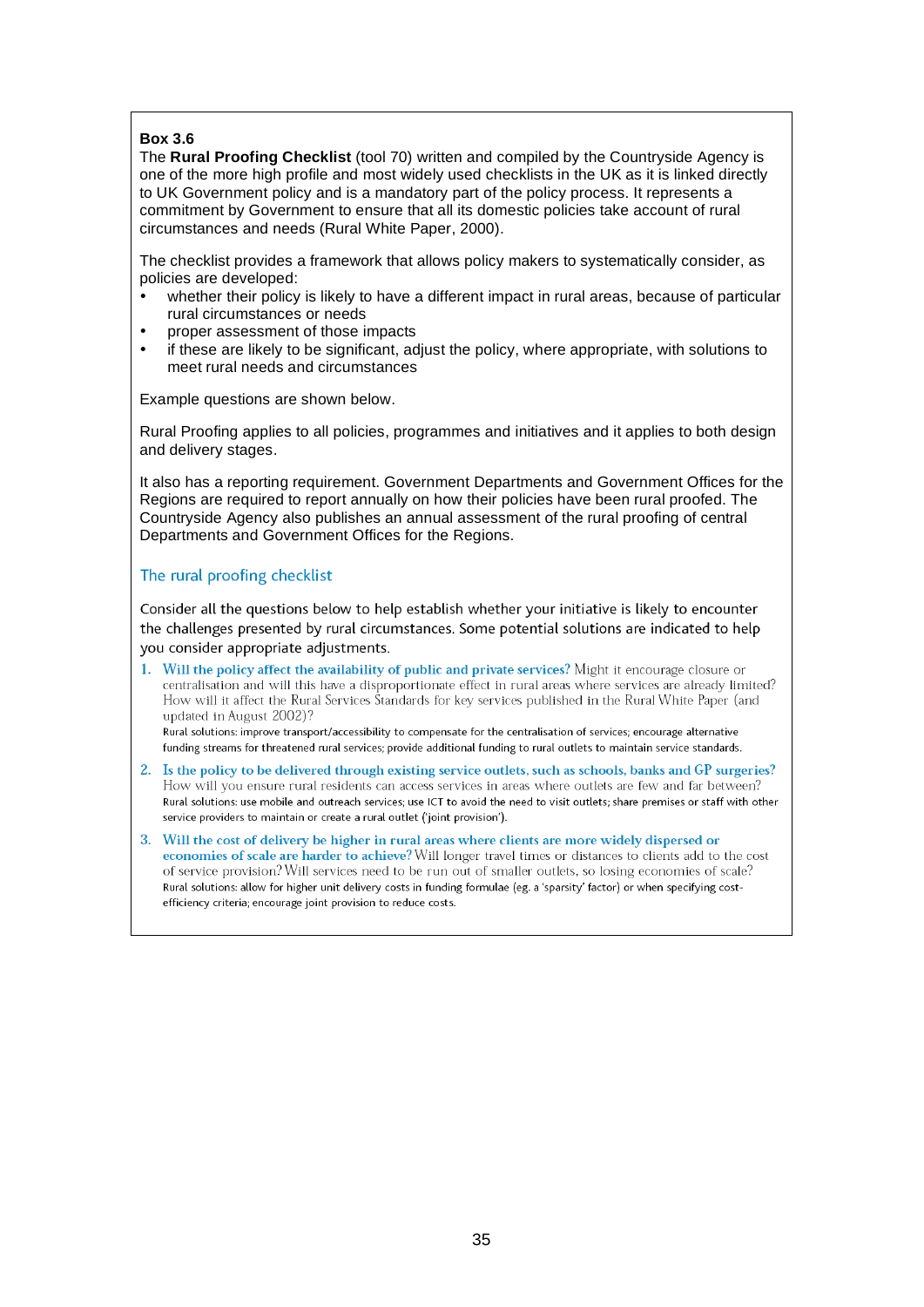**Box 3.6**

The **Rural Proofing Checklist** (tool 70) written and compiled by the Countryside Agency is one of the more high profile and most widely used checklists in the UK as it is linked directly to UK Government policy and is a mandatory part of the policy process. It represents a commitment by Government to ensure that all its domestic policies take account of rural circumstances and needs (Rural White Paper, 2000).

The checklist provides a framework that allows policy makers to systematically consider, as policies are developed:

- whether their policy is likely to have a different impact in rural areas, because of particular rural circumstances or needs
- proper assessment of those impacts
- if these are likely to be significant, adjust the policy, where appropriate, with solutions to meet rural needs and circumstances

Example questions are shown below.

Rural Proofing applies to all policies, programmes and initiatives and it applies to both design and delivery stages.

It also has a reporting requirement. Government Departments and Government Offices for the Regions are required to report annually on how their policies have been rural proofed. The Countryside Agency also publishes an annual assessment of the rural proofing of central Departments and Government Offices for the Regions.

## The rural proofing checklist

Consider all the questions below to help establish whether your initiative is likely to encounter the challenges presented by rural circumstances. Some potential solutions are indicated to help you consider appropriate adjustments.

1. **Will the policy affect the availability of public and private services?** Might it encourage closure or centralisation and will this have a disproportionate effect in rural areas where services are already limited? How will it affect the Rural Services Standards for key services published in the Rural White Paper (and updated in August 2002)?
   Rural solutions: improve transport/accessibility to compensate for the centralisation of services; encourage alternative funding streams for threatened rural services; provide additional funding to rural outlets to maintain service standards.
2. **Is the policy to be delivered through existing service outlets, such as schools, banks and GP surgeries?** How will you ensure rural residents can access services in areas where outlets are few and far between?
   Rural solutions: use mobile and outreach services; use ICT to avoid the need to visit outlets; share premises or staff with other service providers to maintain or create a rural outlet ('joint provision').
3. **Will the cost of delivery be higher in rural areas where clients are more widely dispersed or economies of scale are harder to achieve?** Will longer travel times or distances to clients add to the cost of service provision? Will services need to be run out of smaller outlets, so losing economies of scale?
   Rural solutions: allow for higher unit delivery costs in funding formulae (eg. a 'sparsity' factor) or when specifying cost-efficiency criteria; encourage joint provision to reduce costs.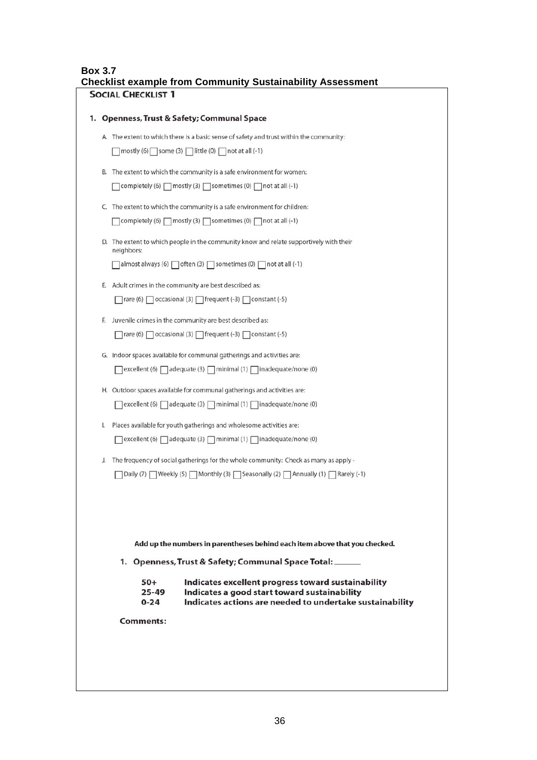**Box 3.7**
**Checklist example from Community Sustainability Assessment**

## SOCIAL CHECKLIST 1

### 1. Openness, Trust & Safety; Communal Space

A. The extent to which there is a basic sense of safety and trust within the community:

☐ mostly (6) ☐ some (3) ☐ little (0) ☐ not at all (-1)

B. The extent to which the community is a safe environment for women:

☐ completely (6) ☐ mostly (3) ☐ sometimes (0) ☐ not at all (-1)

C. The extent to which the community is a safe environment for children:

☐ completely (6) ☐ mostly (3) ☐ sometimes (0) ☐ not at all (-1)

D. The extent to which people in the community know and relate supportively with their neighbors:

☐ almost always (6) ☐ often (3) ☐ sometimes (0) ☐ not at all (-1)

E. Adult crimes in the community are best described as:

☐ rare (6) ☐ occasional (3) ☐ frequent (-3) ☐ constant (-5)

F. Juvenile crimes in the community are best described as:

☐ rare (6) ☐ occasional (3) ☐ frequent (-3) ☐ constant (-5)

G. Indoor spaces available for communal gatherings and activities are:

☐ excellent (6) ☐ adequate (3) ☐ minimal (1) ☐ inadequate/none (0)

H. Outdoor spaces available for communal gatherings and activities are:

☐ excellent (6) ☐ adequate (3) ☐ minimal (1) ☐ inadequate/none (0)

I. Places available for youth gatherings and wholesome activities are:

☐ excellent (6) ☐ adequate (3) ☐ minimal (1) ☐ inadequate/none (0)

J. The frequency of social gatherings for the whole community: Check as many as apply -

☐ Daily (7) ☐ Weekly (5) ☐ Monthly (3) ☐ Seasonally (2) ☐ Annually (1) ☐ Rarely (-1)

**Add up the numbers in parentheses behind each item above that you checked.**

**1. Openness, Trust & Safety; Communal Space Total: \_\_\_\_\_\_**

| | |
|---|---|
| **50+** | **Indicates excellent progress toward sustainability** |
| **25-49** | **Indicates a good start toward sustainability** |
| **0-24** | **Indicates actions are needed to undertake sustainability** |

**Comments:**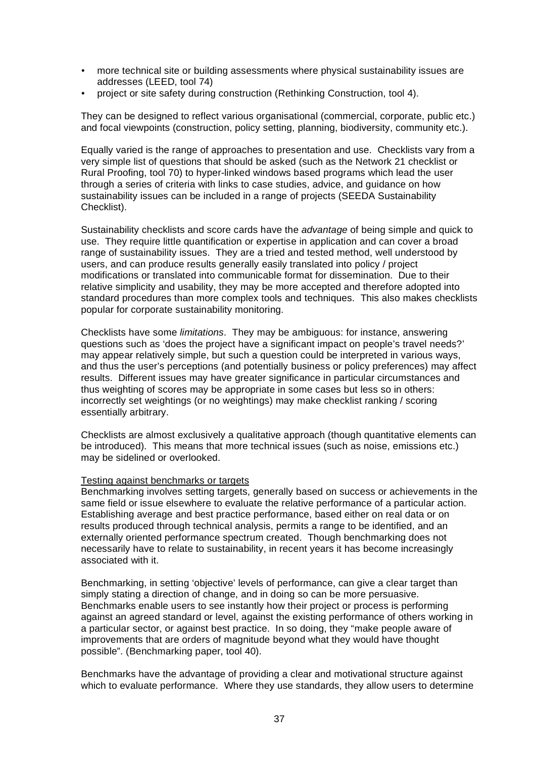- more technical site or building assessments where physical sustainability issues are addresses (LEED, tool 74)
- project or site safety during construction (Rethinking Construction, tool 4).

They can be designed to reflect various organisational (commercial, corporate, public etc.) and focal viewpoints (construction, policy setting, planning, biodiversity, community etc.).

Equally varied is the range of approaches to presentation and use. Checklists vary from a very simple list of questions that should be asked (such as the Network 21 checklist or Rural Proofing, tool 70) to hyper-linked windows based programs which lead the user through a series of criteria with links to case studies, advice, and guidance on how sustainability issues can be included in a range of projects (SEEDA Sustainability Checklist).

Sustainability checklists and score cards have the *advantage* of being simple and quick to use. They require little quantification or expertise in application and can cover a broad range of sustainability issues. They are a tried and tested method, well understood by users, and can produce results generally easily translated into policy / project modifications or translated into communicable format for dissemination. Due to their relative simplicity and usability, they may be more accepted and therefore adopted into standard procedures than more complex tools and techniques. This also makes checklists popular for corporate sustainability monitoring.

Checklists have some *limitations*. They may be ambiguous: for instance, answering questions such as 'does the project have a significant impact on people's travel needs?' may appear relatively simple, but such a question could be interpreted in various ways, and thus the user's perceptions (and potentially business or policy preferences) may affect results. Different issues may have greater significance in particular circumstances and thus weighting of scores may be appropriate in some cases but less so in others: incorrectly set weightings (or no weightings) may make checklist ranking / scoring essentially arbitrary.

Checklists are almost exclusively a qualitative approach (though quantitative elements can be introduced). This means that more technical issues (such as noise, emissions etc.) may be sidelined or overlooked.

<u>Testing against benchmarks or targets</u>

Benchmarking involves setting targets, generally based on success or achievements in the same field or issue elsewhere to evaluate the relative performance of a particular action. Establishing average and best practice performance, based either on real data or on results produced through technical analysis, permits a range to be identified, and an externally oriented performance spectrum created. Though benchmarking does not necessarily have to relate to sustainability, in recent years it has become increasingly associated with it.

Benchmarking, in setting 'objective' levels of performance, can give a clear target than simply stating a direction of change, and in doing so can be more persuasive. Benchmarks enable users to see instantly how their project or process is performing against an agreed standard or level, against the existing performance of others working in a particular sector, or against best practice. In so doing, they "make people aware of improvements that are orders of magnitude beyond what they would have thought possible". (Benchmarking paper, tool 40).

Benchmarks have the advantage of providing a clear and motivational structure against which to evaluate performance. Where they use standards, they allow users to determine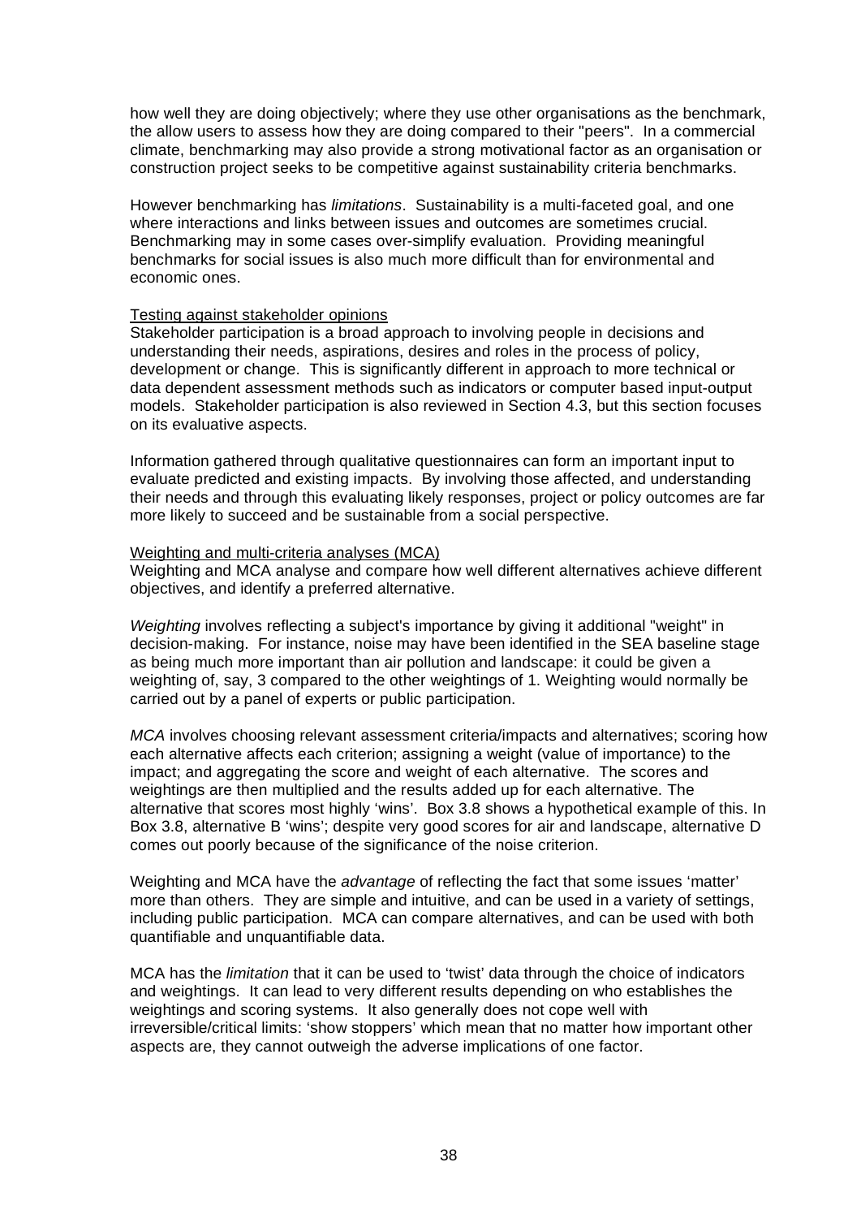how well they are doing objectively; where they use other organisations as the benchmark, the allow users to assess how they are doing compared to their "peers". In a commercial climate, benchmarking may also provide a strong motivational factor as an organisation or construction project seeks to be competitive against sustainability criteria benchmarks.

However benchmarking has *limitations*. Sustainability is a multi-faceted goal, and one where interactions and links between issues and outcomes are sometimes crucial. Benchmarking may in some cases over-simplify evaluation. Providing meaningful benchmarks for social issues is also much more difficult than for environmental and economic ones.

Testing against stakeholder opinions

Stakeholder participation is a broad approach to involving people in decisions and understanding their needs, aspirations, desires and roles in the process of policy, development or change. This is significantly different in approach to more technical or data dependent assessment methods such as indicators or computer based input-output models. Stakeholder participation is also reviewed in Section 4.3, but this section focuses on its evaluative aspects.

Information gathered through qualitative questionnaires can form an important input to evaluate predicted and existing impacts. By involving those affected, and understanding their needs and through this evaluating likely responses, project or policy outcomes are far more likely to succeed and be sustainable from a social perspective.

Weighting and multi-criteria analyses (MCA)

Weighting and MCA analyse and compare how well different alternatives achieve different objectives, and identify a preferred alternative.

*Weighting* involves reflecting a subject's importance by giving it additional "weight" in decision-making. For instance, noise may have been identified in the SEA baseline stage as being much more important than air pollution and landscape: it could be given a weighting of, say, 3 compared to the other weightings of 1. Weighting would normally be carried out by a panel of experts or public participation.

*MCA* involves choosing relevant assessment criteria/impacts and alternatives; scoring how each alternative affects each criterion; assigning a weight (value of importance) to the impact; and aggregating the score and weight of each alternative. The scores and weightings are then multiplied and the results added up for each alternative. The alternative that scores most highly 'wins'. Box 3.8 shows a hypothetical example of this. In Box 3.8, alternative B 'wins'; despite very good scores for air and landscape, alternative D comes out poorly because of the significance of the noise criterion.

Weighting and MCA have the *advantage* of reflecting the fact that some issues 'matter' more than others. They are simple and intuitive, and can be used in a variety of settings, including public participation. MCA can compare alternatives, and can be used with both quantifiable and unquantifiable data.

MCA has the *limitation* that it can be used to 'twist' data through the choice of indicators and weightings. It can lead to very different results depending on who establishes the weightings and scoring systems. It also generally does not cope well with irreversible/critical limits: 'show stoppers' which mean that no matter how important other aspects are, they cannot outweigh the adverse implications of one factor.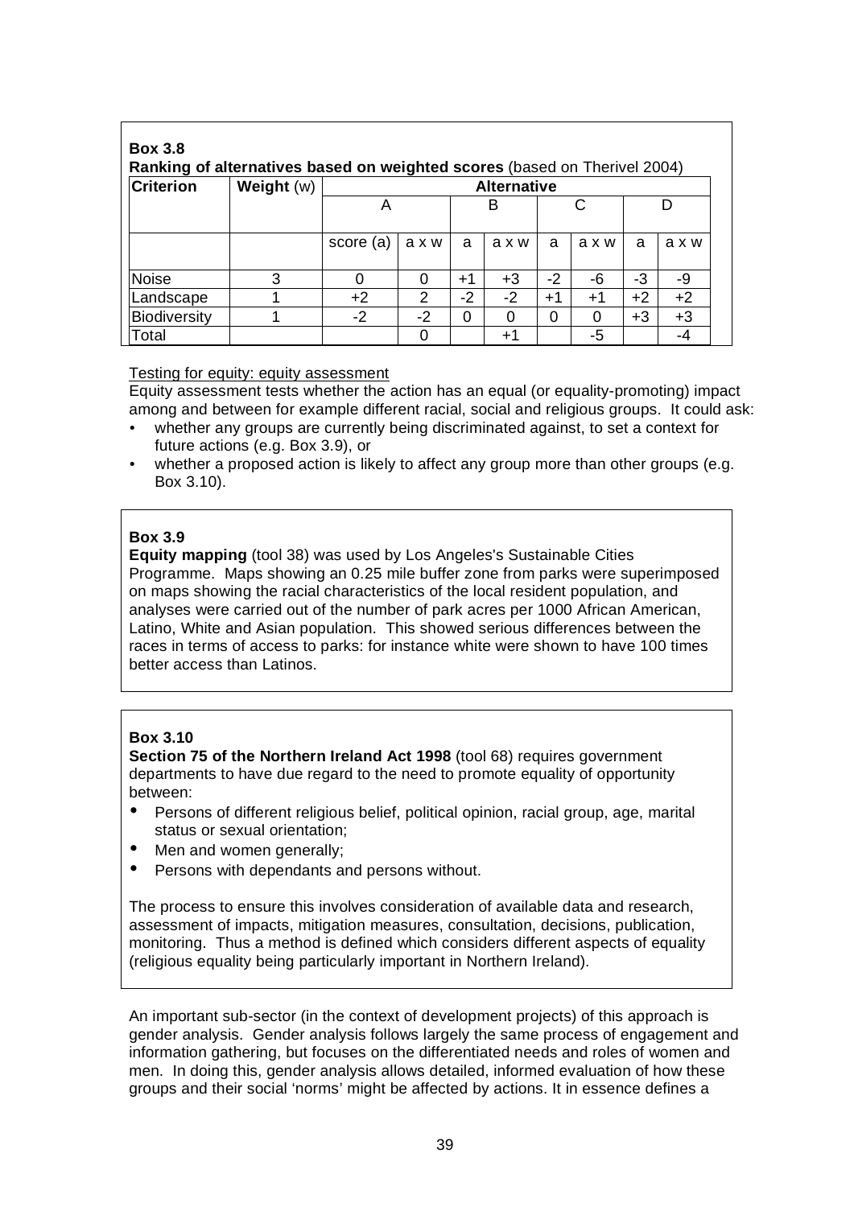**Box 3.8**

**Ranking of alternatives based on weighted scores** (based on Therivel 2004)

| **Criterion** | **Weight** (w) | **Alternative** | | | | | | | |
|---|---|---|---|---|---|---|---|---|---|
| | | A | | B | | C | | D | |
| | | score (a) | a x w | a | a x w | a | a x w | a | a x w |
| Noise | 3 | 0 | 0 | +1 | +3 | -2 | -6 | -3 | -9 |
| Landscape | 1 | +2 | 2 | -2 | -2 | +1 | +1 | +2 | +2 |
| Biodiversity | 1 | -2 | -2 | 0 | 0 | 0 | 0 | +3 | +3 |
| Total | | | 0 | | +1 | | -5 | | -4 |

Testing for equity: equity assessment

Equity assessment tests whether the action has an equal (or equality-promoting) impact among and between for example different racial, social and religious groups. It could ask:

- whether any groups are currently being discriminated against, to set a context for future actions (e.g. Box 3.9), or
- whether a proposed action is likely to affect any group more than other groups (e.g. Box 3.10).

**Box 3.9**

**Equity mapping** (tool 38) was used by Los Angeles's Sustainable Cities Programme. Maps showing an 0.25 mile buffer zone from parks were superimposed on maps showing the racial characteristics of the local resident population, and analyses were carried out of the number of park acres per 1000 African American, Latino, White and Asian population. This showed serious differences between the races in terms of access to parks: for instance white were shown to have 100 times better access than Latinos.

**Box 3.10**

**Section 75 of the Northern Ireland Act 1998** (tool 68) requires government departments to have due regard to the need to promote equality of opportunity between:

- Persons of different religious belief, political opinion, racial group, age, marital status or sexual orientation;
- Men and women generally;
- Persons with dependants and persons without.

The process to ensure this involves consideration of available data and research, assessment of impacts, mitigation measures, consultation, decisions, publication, monitoring. Thus a method is defined which considers different aspects of equality (religious equality being particularly important in Northern Ireland).

An important sub-sector (in the context of development projects) of this approach is gender analysis. Gender analysis follows largely the same process of engagement and information gathering, but focuses on the differentiated needs and roles of women and men. In doing this, gender analysis allows detailed, informed evaluation of how these groups and their social 'norms' might be affected by actions. It in essence defines a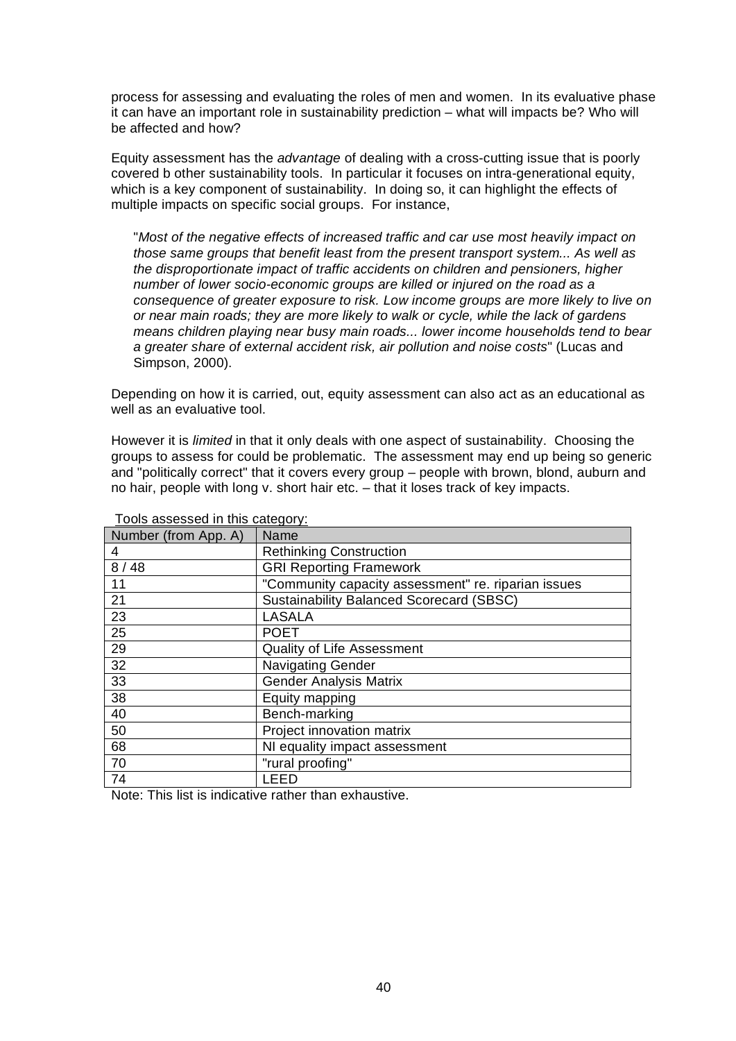process for assessing and evaluating the roles of men and women. In its evaluative phase it can have an important role in sustainability prediction – what will impacts be? Who will be affected and how?

Equity assessment has the *advantage* of dealing with a cross-cutting issue that is poorly covered b other sustainability tools. In particular it focuses on intra-generational equity, which is a key component of sustainability. In doing so, it can highlight the effects of multiple impacts on specific social groups. For instance,

> "*Most of the negative effects of increased traffic and car use most heavily impact on those same groups that benefit least from the present transport system... As well as the disproportionate impact of traffic accidents on children and pensioners, higher number of lower socio-economic groups are killed or injured on the road as a consequence of greater exposure to risk. Low income groups are more likely to live on or near main roads; they are more likely to walk or cycle, while the lack of gardens means children playing near busy main roads... lower income households tend to bear a greater share of external accident risk, air pollution and noise costs*" (Lucas and Simpson, 2000).

Depending on how it is carried, out, equity assessment can also act as an educational as well as an evaluative tool.

However it is *limited* in that it only deals with one aspect of sustainability. Choosing the groups to assess for could be problematic. The assessment may end up being so generic and "politically correct" that it covers every group – people with brown, blond, auburn and no hair, people with long v. short hair etc. – that it loses track of key impacts.

Tools assessed in this category:

| Number (from App. A) | Name |
|---|---|
| 4 | Rethinking Construction |
| 8 / 48 | GRI Reporting Framework |
| 11 | "Community capacity assessment" re. riparian issues |
| 21 | Sustainability Balanced Scorecard (SBSC) |
| 23 | LASALA |
| 25 | POET |
| 29 | Quality of Life Assessment |
| 32 | Navigating Gender |
| 33 | Gender Analysis Matrix |
| 38 | Equity mapping |
| 40 | Bench-marking |
| 50 | Project innovation matrix |
| 68 | NI equality impact assessment |
| 70 | "rural proofing" |
| 74 | LEED |

Note: This list is indicative rather than exhaustive.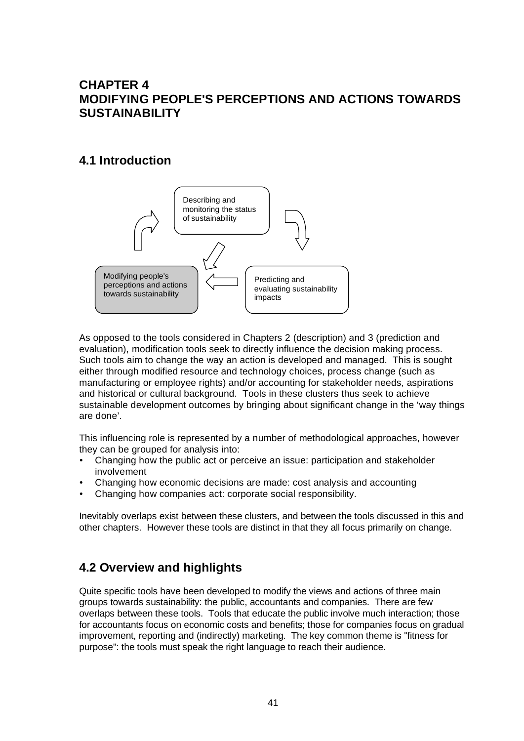# CHAPTER 4
# MODIFYING PEOPLE'S PERCEPTIONS AND ACTIONS TOWARDS SUSTAINABILITY

## 4.1 Introduction

Describing and monitoring the status of sustainability

Predicting and evaluating sustainability impacts

Modifying people's perceptions and actions towards sustainability

As opposed to the tools considered in Chapters 2 (description) and 3 (prediction and evaluation), modification tools seek to directly influence the decision making process. Such tools aim to change the way an action is developed and managed. This is sought either through modified resource and technology choices, process change (such as manufacturing or employee rights) and/or accounting for stakeholder needs, aspirations and historical or cultural background. Tools in these clusters thus seek to achieve sustainable development outcomes by bringing about significant change in the 'way things are done'.

This influencing role is represented by a number of methodological approaches, however they can be grouped for analysis into:

- Changing how the public act or perceive an issue: participation and stakeholder involvement
- Changing how economic decisions are made: cost analysis and accounting
- Changing how companies act: corporate social responsibility.

Inevitably overlaps exist between these clusters, and between the tools discussed in this and other chapters. However these tools are distinct in that they all focus primarily on change.

## 4.2 Overview and highlights

Quite specific tools have been developed to modify the views and actions of three main groups towards sustainability: the public, accountants and companies. There are few overlaps between these tools. Tools that educate the public involve much interaction; those for accountants focus on economic costs and benefits; those for companies focus on gradual improvement, reporting and (indirectly) marketing. The key common theme is "fitness for purpose": the tools must speak the right language to reach their audience.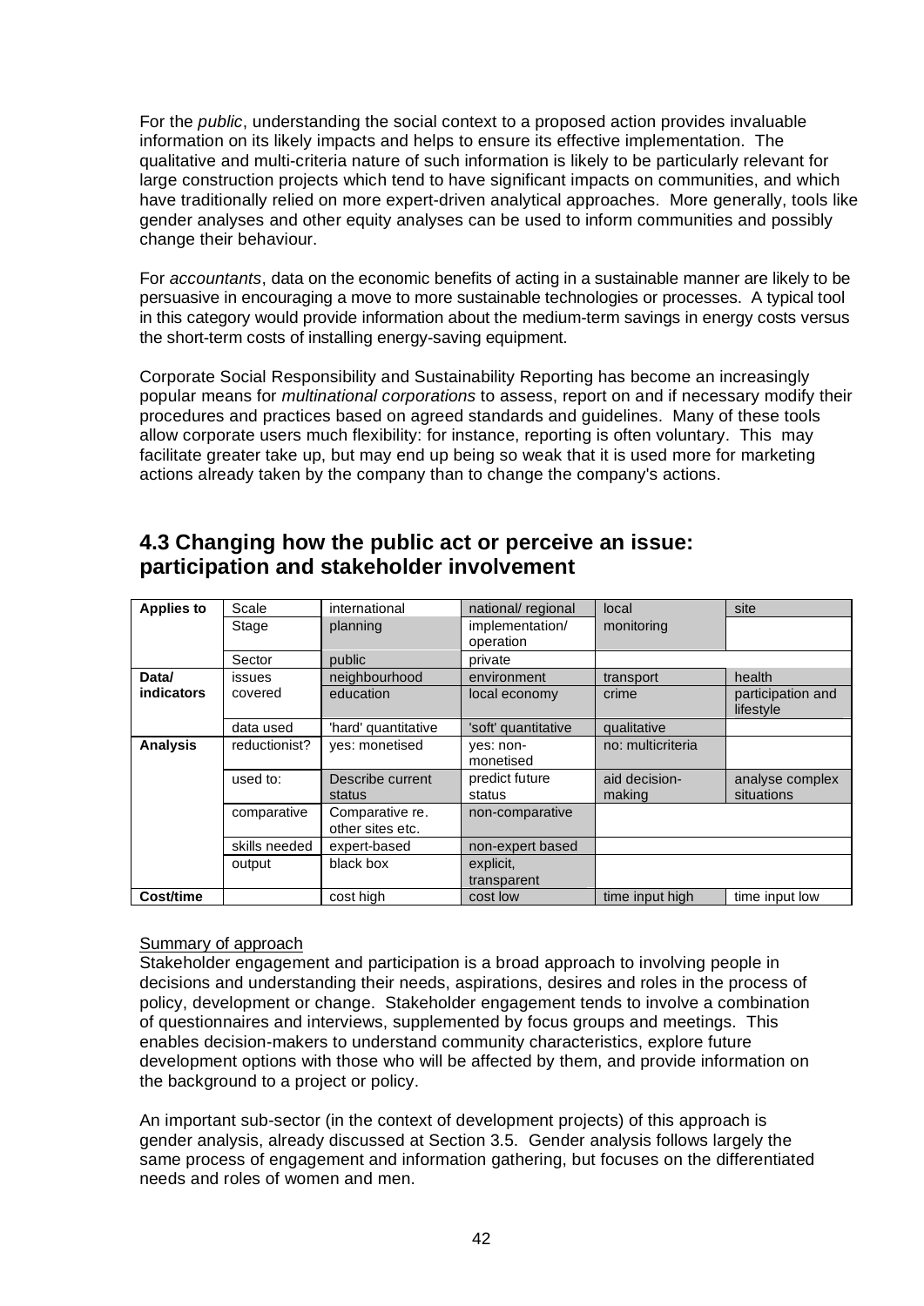For the *public*, understanding the social context to a proposed action provides invaluable information on its likely impacts and helps to ensure its effective implementation. The qualitative and multi-criteria nature of such information is likely to be particularly relevant for large construction projects which tend to have significant impacts on communities, and which have traditionally relied on more expert-driven analytical approaches. More generally, tools like gender analyses and other equity analyses can be used to inform communities and possibly change their behaviour.

For *accountants*, data on the economic benefits of acting in a sustainable manner are likely to be persuasive in encouraging a move to more sustainable technologies or processes. A typical tool in this category would provide information about the medium-term savings in energy costs versus the short-term costs of installing energy-saving equipment.

Corporate Social Responsibility and Sustainability Reporting has become an increasingly popular means for *multinational corporations* to assess, report on and if necessary modify their procedures and practices based on agreed standards and guidelines. Many of these tools allow corporate users much flexibility: for instance, reporting is often voluntary. This may facilitate greater take up, but may end up being so weak that it is used more for marketing actions already taken by the company than to change the company's actions.

## 4.3 Changing how the public act or perceive an issue: participation and stakeholder involvement

| | | | | | |
|---|---|---|---|---|---|
| **Applies to** | Scale | international | national/ regional | local | site |
| | Stage | planning | implementation/ operation | monitoring | |
| | Sector | public | private | | |
| **Data/ indicators** | issues covered | neighbourhood | environment | transport | health |
| | | education | local economy | crime | participation and lifestyle |
| | data used | 'hard' quantitative | 'soft' quantitative | qualitative | |
| **Analysis** | reductionist? | yes: monetised | yes: non-monetised | no: multicriteria | |
| | used to: | Describe current status | predict future status | aid decision-making | analyse complex situations |
| | comparative | Comparative re. other sites etc. | non-comparative | | |
| | skills needed | expert-based | non-expert based | | |
| | output | black box | explicit, transparent | | |
| **Cost/time** | | cost high | cost low | time input high | time input low |

Summary of approach

Stakeholder engagement and participation is a broad approach to involving people in decisions and understanding their needs, aspirations, desires and roles in the process of policy, development or change. Stakeholder engagement tends to involve a combination of questionnaires and interviews, supplemented by focus groups and meetings. This enables decision-makers to understand community characteristics, explore future development options with those who will be affected by them, and provide information on the background to a project or policy.

An important sub-sector (in the context of development projects) of this approach is gender analysis, already discussed at Section 3.5. Gender analysis follows largely the same process of engagement and information gathering, but focuses on the differentiated needs and roles of women and men.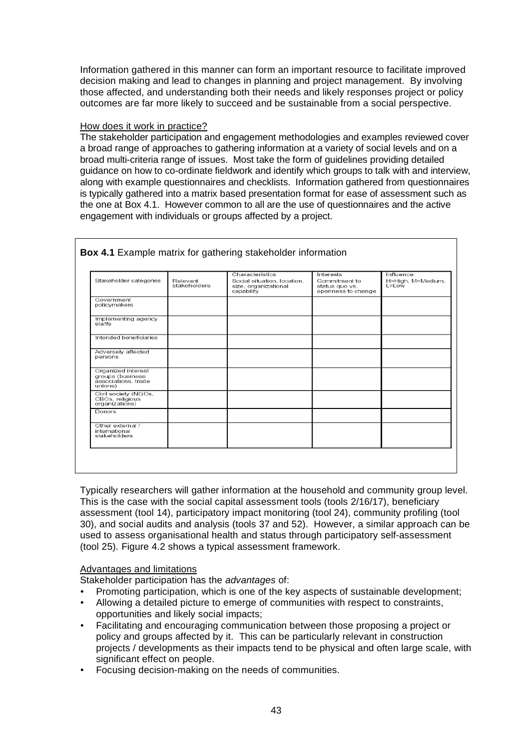Information gathered in this manner can form an important resource to facilitate improved decision making and lead to changes in planning and project management. By involving those affected, and understanding both their needs and likely responses project or policy outcomes are far more likely to succeed and be sustainable from a social perspective.

How does it work in practice?

The stakeholder participation and engagement methodologies and examples reviewed cover a broad range of approaches to gathering information at a variety of social levels and on a broad multi-criteria range of issues. Most take the form of guidelines providing detailed guidance on how to co-ordinate fieldwork and identify which groups to talk with and interview, along with example questionnaires and checklists. Information gathered from questionnaires is typically gathered into a matrix based presentation format for ease of assessment such as the one at Box 4.1. However common to all are the use of questionnaires and the active engagement with individuals or groups affected by a project.

**Box 4.1** Example matrix for gathering stakeholder information

| Stakeholder categories | Relevant stakeholders | Characteristics<br>Social situation, location, size, organizational capability | Interests<br>Commitment to status quo vs. openness to change | Influence<br>H=High, M=Medium, L=Low |
|---|---|---|---|---|
| Government policymakers | | | | |
| Implementing agency staffs | | | | |
| Intended beneficiaries | | | | |
| Adversely affected persons | | | | |
| Organized interest groups (business associations, trade unions) | | | | |
| Civil society (NGOs, CBOs, religious organizations) | | | | |
| Donors | | | | |
| Other external / international stakeholders | | | | |

Typically researchers will gather information at the household and community group level. This is the case with the social capital assessment tools (tools 2/16/17), beneficiary assessment (tool 14), participatory impact monitoring (tool 24), community profiling (tool 30), and social audits and analysis (tools 37 and 52). However, a similar approach can be used to assess organisational health and status through participatory self-assessment (tool 25). Figure 4.2 shows a typical assessment framework.

Advantages and limitations

Stakeholder participation has the *advantages* of:

- Promoting participation, which is one of the key aspects of sustainable development;
- Allowing a detailed picture to emerge of communities with respect to constraints, opportunities and likely social impacts;
- Facilitating and encouraging communication between those proposing a project or policy and groups affected by it. This can be particularly relevant in construction projects / developments as their impacts tend to be physical and often large scale, with significant effect on people.
- Focusing decision-making on the needs of communities.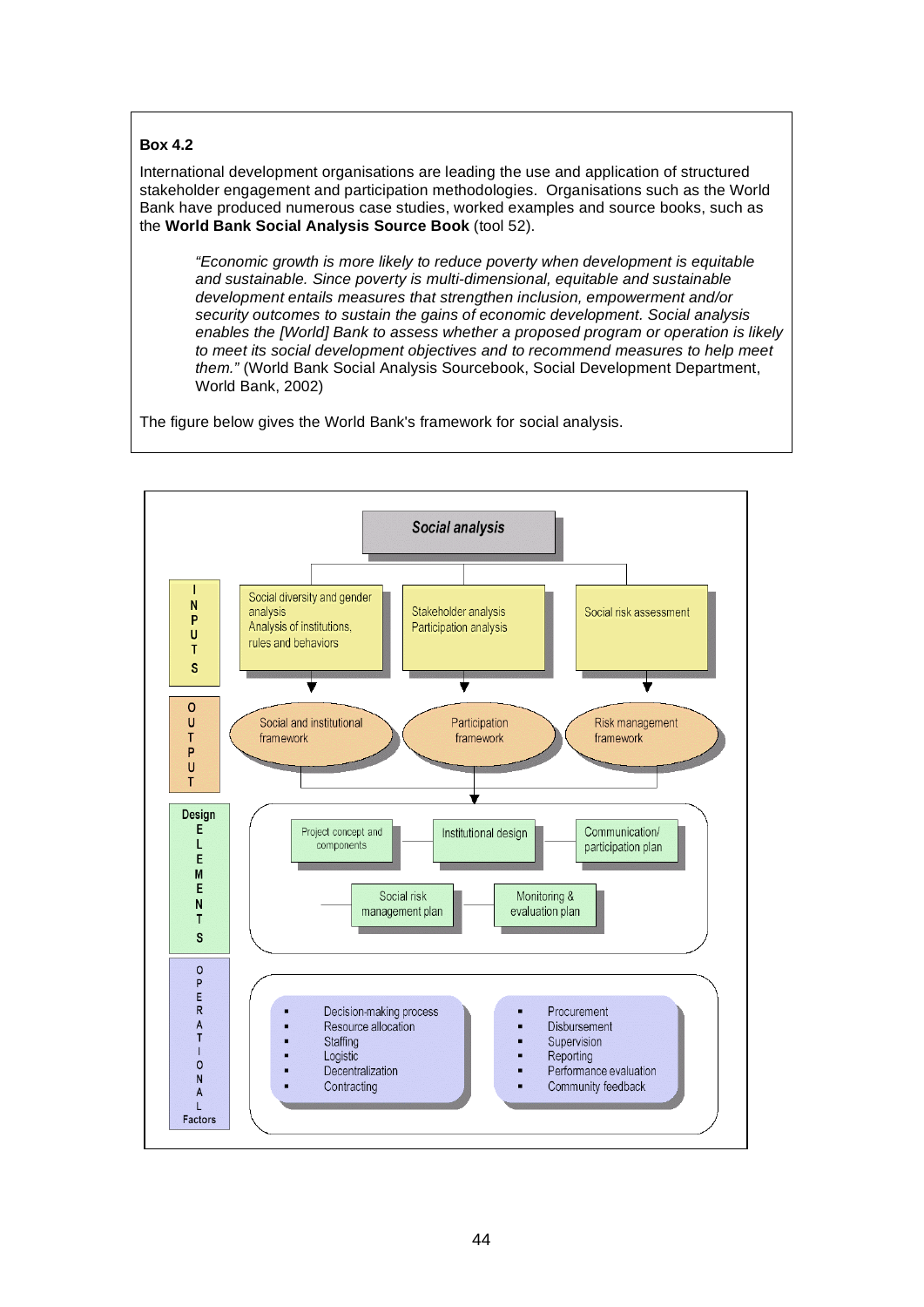**Box 4.2**

International development organisations are leading the use and application of structured stakeholder engagement and participation methodologies. Organisations such as the World Bank have produced numerous case studies, worked examples and source books, such as the **World Bank Social Analysis Source Book** (tool 52).

> *"Economic growth is more likely to reduce poverty when development is equitable and sustainable. Since poverty is multi-dimensional, equitable and sustainable development entails measures that strengthen inclusion, empowerment and/or security outcomes to sustain the gains of economic development. Social analysis enables the [World] Bank to assess whether a proposed program or operation is likely to meet its social development objectives and to recommend measures to help meet them."* (World Bank Social Analysis Sourcebook, Social Development Department, World Bank, 2002)

The figure below gives the World Bank's framework for social analysis.

**Social analysis**

**INPUTS**
- Social diversity and gender analysis; Analysis of institutions, rules and behaviors
- Stakeholder analysis; Participation analysis
- Social risk assessment

**OUTPUT**
- Social and institutional framework
- Participation framework
- Risk management framework

**Design ELEMENTS**
- Project concept and components
- Institutional design
- Communication/participation plan
- Social risk management plan
- Monitoring & evaluation plan

**OPERATIONAL Factors**
- Decision-making process
- Resource allocation
- Staffing
- Logistic
- Decentralization
- Contracting
- Procurement
- Disbursement
- Supervision
- Reporting
- Performance evaluation
- Community feedback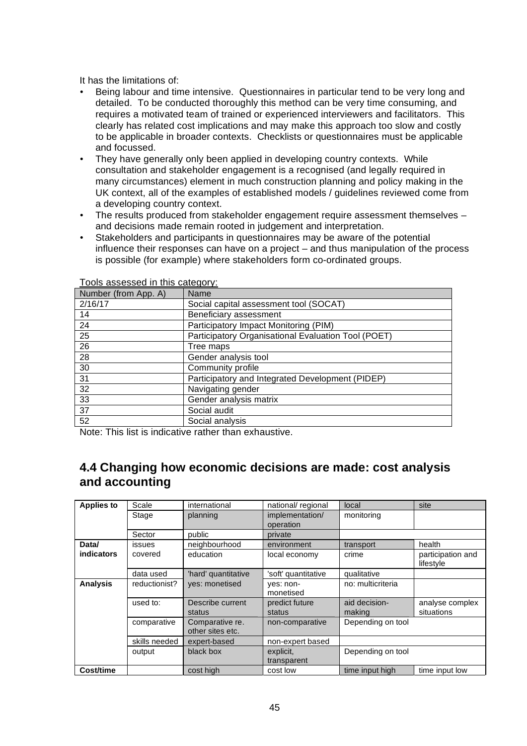It has the limitations of:

- Being labour and time intensive. Questionnaires in particular tend to be very long and detailed. To be conducted thoroughly this method can be very time consuming, and requires a motivated team of trained or experienced interviewers and facilitators. This clearly has related cost implications and may make this approach too slow and costly to be applicable in broader contexts. Checklists or questionnaires must be applicable and focussed.
- They have generally only been applied in developing country contexts. While consultation and stakeholder engagement is a recognised (and legally required in many circumstances) element in much construction planning and policy making in the UK context, all of the examples of established models / guidelines reviewed come from a developing country context.
- The results produced from stakeholder engagement require assessment themselves – and decisions made remain rooted in judgement and interpretation.
- Stakeholders and participants in questionnaires may be aware of the potential influence their responses can have on a project – and thus manipulation of the process is possible (for example) where stakeholders form co-ordinated groups.

Tools assessed in this category:

| Number (from App. A) | Name |
|---|---|
| 2/16/17 | Social capital assessment tool (SOCAT) |
| 14 | Beneficiary assessment |
| 24 | Participatory Impact Monitoring (PIM) |
| 25 | Participatory Organisational Evaluation Tool (POET) |
| 26 | Tree maps |
| 28 | Gender analysis tool |
| 30 | Community profile |
| 31 | Participatory and Integrated Development (PIDEP) |
| 32 | Navigating gender |
| 33 | Gender analysis matrix |
| 37 | Social audit |
| 52 | Social analysis |

Note: This list is indicative rather than exhaustive.

## 4.4 Changing how economic decisions are made: cost analysis and accounting

| | | | | | |
|---|---|---|---|---|---|
| **Applies to** | Scale | international | national/ regional | local | site |
| | Stage | planning | implementation/ operation | monitoring | |
| | Sector | public | private | | |
| **Data/ indicators** | issues covered | neighbourhood | environment | transport | health |
| | | education | local economy | crime | participation and lifestyle |
| | data used | 'hard' quantitative | 'soft' quantitative | qualitative | |
| **Analysis** | reductionist? | yes: monetised | yes: non-monetised | no: multicriteria | |
| | used to: | Describe current status | predict future status | aid decision-making | analyse complex situations |
| | comparative | Comparative re. other sites etc. | non-comparative | Depending on tool | |
| | skills needed | expert-based | non-expert based | | |
| | output | black box | explicit, transparent | Depending on tool | |
| **Cost/time** | | cost high | cost low | time input high | time input low |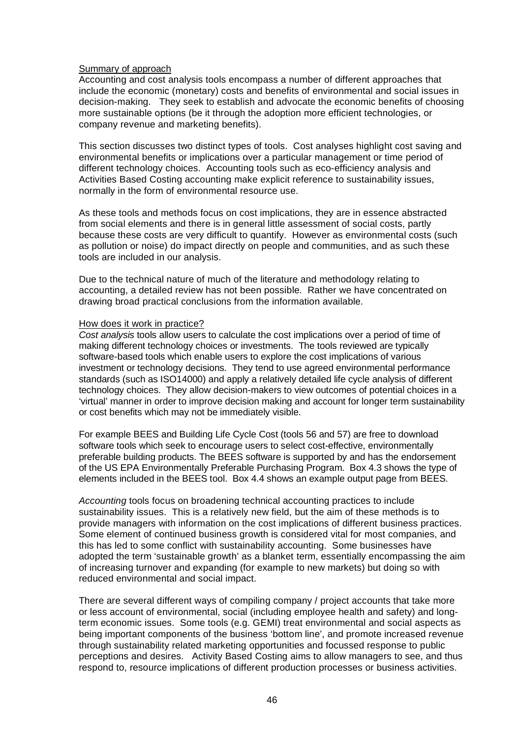Summary of approach

Accounting and cost analysis tools encompass a number of different approaches that include the economic (monetary) costs and benefits of environmental and social issues in decision-making. They seek to establish and advocate the economic benefits of choosing more sustainable options (be it through the adoption more efficient technologies, or company revenue and marketing benefits).

This section discusses two distinct types of tools. Cost analyses highlight cost saving and environmental benefits or implications over a particular management or time period of different technology choices. Accounting tools such as eco-efficiency analysis and Activities Based Costing accounting make explicit reference to sustainability issues, normally in the form of environmental resource use.

As these tools and methods focus on cost implications, they are in essence abstracted from social elements and there is in general little assessment of social costs, partly because these costs are very difficult to quantify. However as environmental costs (such as pollution or noise) do impact directly on people and communities, and as such these tools are included in our analysis.

Due to the technical nature of much of the literature and methodology relating to accounting, a detailed review has not been possible. Rather we have concentrated on drawing broad practical conclusions from the information available.

How does it work in practice?

*Cost analysis* tools allow users to calculate the cost implications over a period of time of making different technology choices or investments. The tools reviewed are typically software-based tools which enable users to explore the cost implications of various investment or technology decisions. They tend to use agreed environmental performance standards (such as ISO14000) and apply a relatively detailed life cycle analysis of different technology choices. They allow decision-makers to view outcomes of potential choices in a 'virtual' manner in order to improve decision making and account for longer term sustainability or cost benefits which may not be immediately visible.

For example BEES and Building Life Cycle Cost (tools 56 and 57) are free to download software tools which seek to encourage users to select cost-effective, environmentally preferable building products. The BEES software is supported by and has the endorsement of the US EPA Environmentally Preferable Purchasing Program. Box 4.3 shows the type of elements included in the BEES tool. Box 4.4 shows an example output page from BEES.

*Accounting* tools focus on broadening technical accounting practices to include sustainability issues. This is a relatively new field, but the aim of these methods is to provide managers with information on the cost implications of different business practices. Some element of continued business growth is considered vital for most companies, and this has led to some conflict with sustainability accounting. Some businesses have adopted the term 'sustainable growth' as a blanket term, essentially encompassing the aim of increasing turnover and expanding (for example to new markets) but doing so with reduced environmental and social impact.

There are several different ways of compiling company / project accounts that take more or less account of environmental, social (including employee health and safety) and long-term economic issues. Some tools (e.g. GEMI) treat environmental and social aspects as being important components of the business 'bottom line', and promote increased revenue through sustainability related marketing opportunities and focussed response to public perceptions and desires. Activity Based Costing aims to allow managers to see, and thus respond to, resource implications of different production processes or business activities.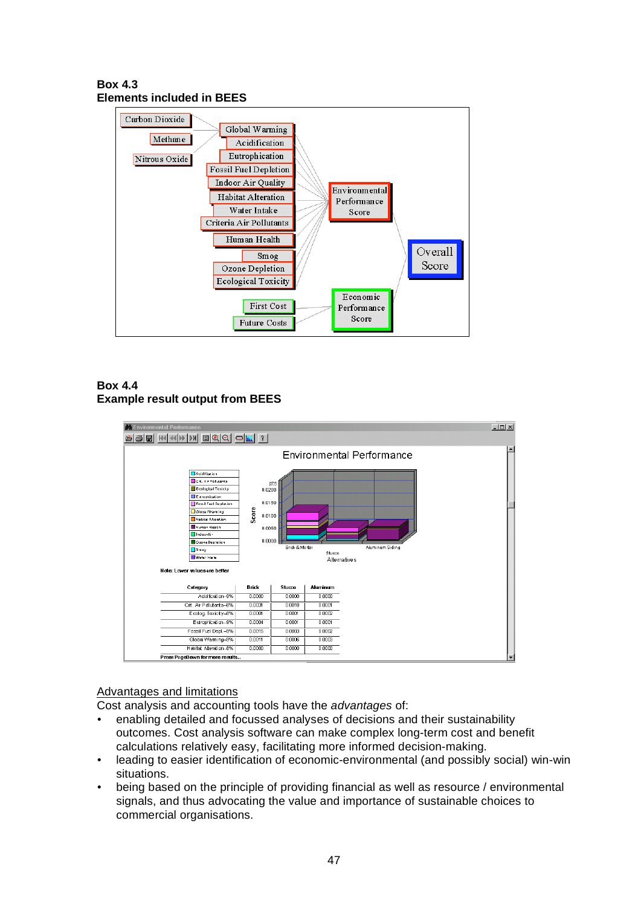**Box 4.3**
**Elements included in BEES**

**Box 4.4**
**Example result output from BEES**

Advantages and limitations

Cost analysis and accounting tools have the *advantages* of:

- enabling detailed and focussed analyses of decisions and their sustainability outcomes. Cost analysis software can make complex long-term cost and benefit calculations relatively easy, facilitating more informed decision-making.
- leading to easier identification of economic-environmental (and possibly social) win-win situations.
- being based on the principle of providing financial as well as resource / environmental signals, and thus advocating the value and importance of sustainable choices to commercial organisations.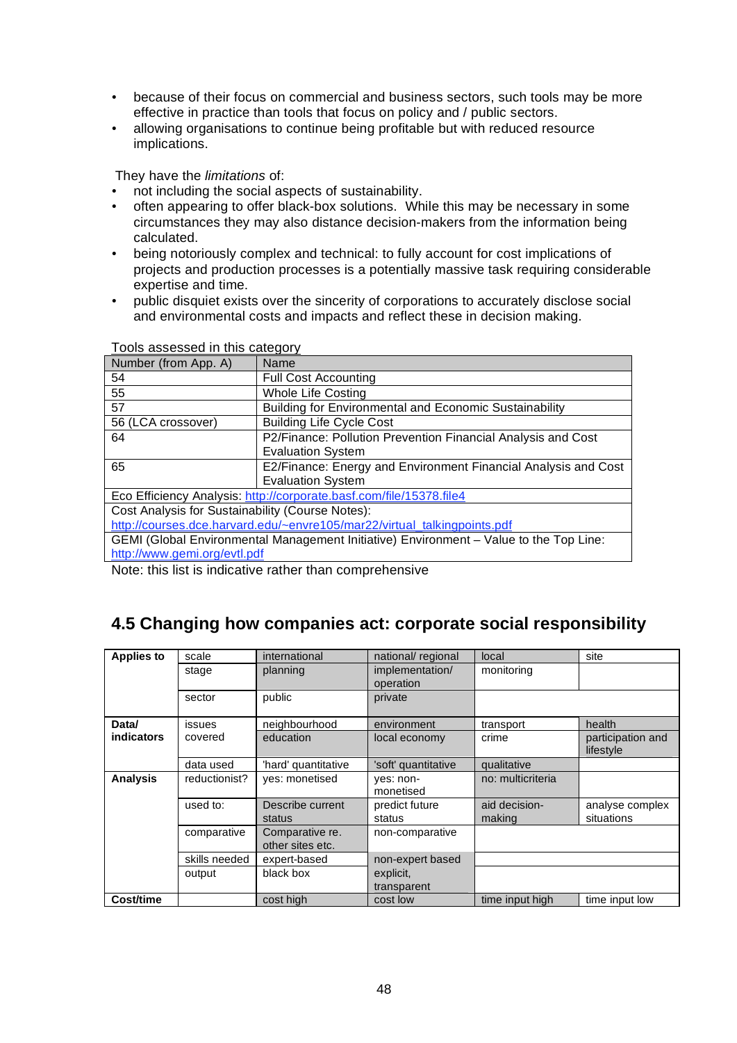- because of their focus on commercial and business sectors, such tools may be more effective in practice than tools that focus on policy and / public sectors.
- allowing organisations to continue being profitable but with reduced resource implications.

They have the *limitations* of:

- not including the social aspects of sustainability.
- often appearing to offer black-box solutions. While this may be necessary in some circumstances they may also distance decision-makers from the information being calculated.
- being notoriously complex and technical: to fully account for cost implications of projects and production processes is a potentially massive task requiring considerable expertise and time.
- public disquiet exists over the sincerity of corporations to accurately disclose social and environmental costs and impacts and reflect these in decision making.

Tools assessed in this category

| Number (from App. A) | Name |
|---|---|
| 54 | Full Cost Accounting |
| 55 | Whole Life Costing |
| 57 | Building for Environmental and Economic Sustainability |
| 56 (LCA crossover) | Building Life Cycle Cost |
| 64 | P2/Finance: Pollution Prevention Financial Analysis and Cost Evaluation System |
| 65 | E2/Finance: Energy and Environment Financial Analysis and Cost Evaluation System |
| Eco Efficiency Analysis: http://corporate.basf.com/file/15378.file4 | |
| Cost Analysis for Sustainability (Course Notes): http://courses.dce.harvard.edu/~envre105/mar22/virtual_talkingpoints.pdf | |
| GEMI (Global Environmental Management Initiative) Environment – Value to the Top Line: http://www.gemi.org/evtl.pdf | |

Note: this list is indicative rather than comprehensive

## 4.5 Changing how companies act: corporate social responsibility

| | | | | | |
|---|---|---|---|---|---|
| **Applies to** | scale | international | national/ regional | local | site |
| | stage | planning | implementation/ operation | monitoring | |
| | sector | public | private | | |
| **Data/ indicators** | issues covered | neighbourhood | environment | transport | health |
| | | education | local economy | crime | participation and lifestyle |
| | data used | 'hard' quantitative | 'soft' quantitative | qualitative | |
| **Analysis** | reductionist? | yes: monetised | yes: non-monetised | no: multicriteria | |
| | used to: | Describe current status | predict future status | aid decision-making | analyse complex situations |
| | comparative | Comparative re. other sites etc. | non-comparative | | |
| | skills needed | expert-based | non-expert based | | |
| | output | black box | explicit, transparent | | |
| **Cost/time** | | cost high | cost low | time input high | time input low |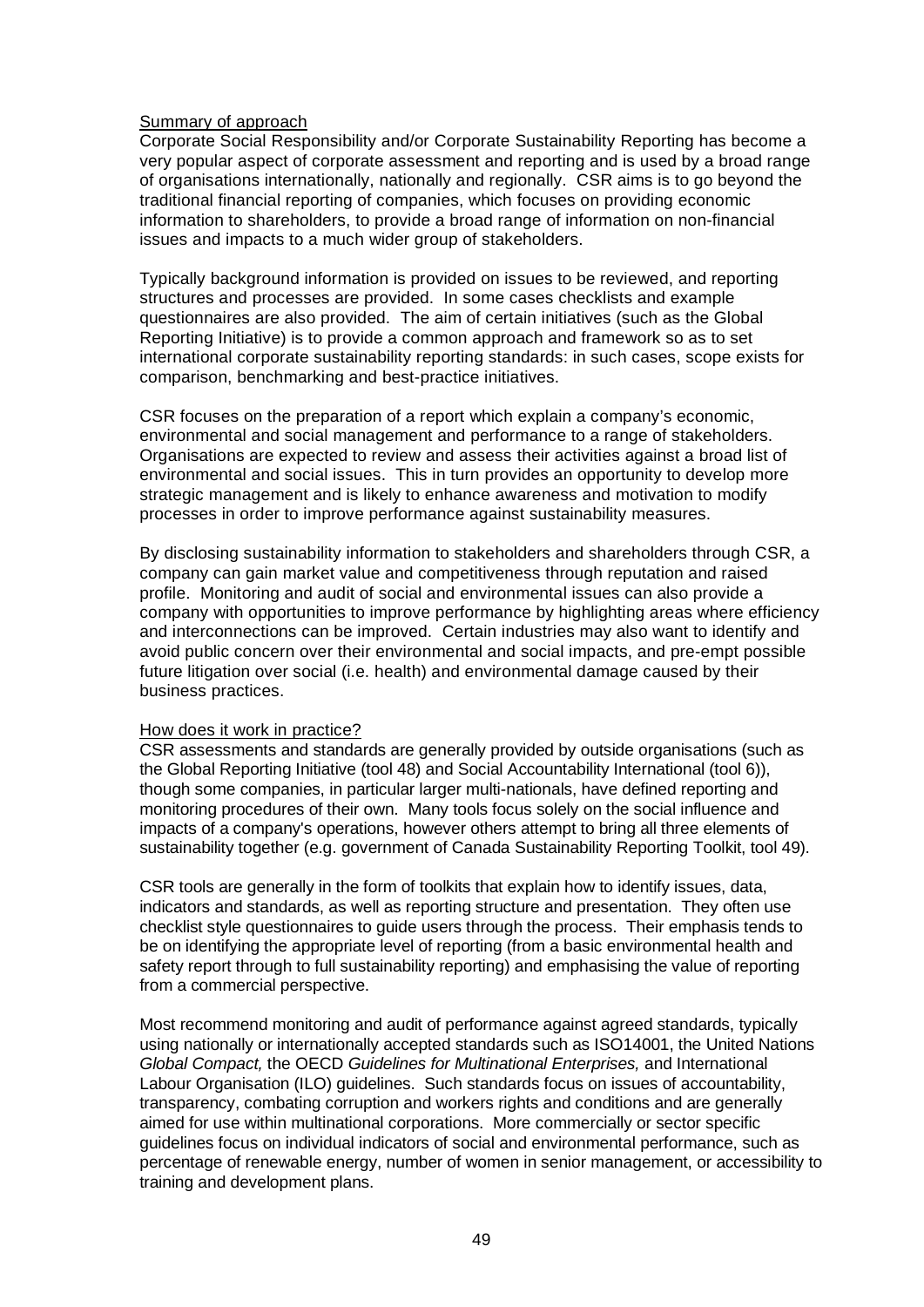Summary of approach

Corporate Social Responsibility and/or Corporate Sustainability Reporting has become a very popular aspect of corporate assessment and reporting and is used by a broad range of organisations internationally, nationally and regionally. CSR aims is to go beyond the traditional financial reporting of companies, which focuses on providing economic information to shareholders, to provide a broad range of information on non-financial issues and impacts to a much wider group of stakeholders.

Typically background information is provided on issues to be reviewed, and reporting structures and processes are provided. In some cases checklists and example questionnaires are also provided. The aim of certain initiatives (such as the Global Reporting Initiative) is to provide a common approach and framework so as to set international corporate sustainability reporting standards: in such cases, scope exists for comparison, benchmarking and best-practice initiatives.

CSR focuses on the preparation of a report which explain a company's economic, environmental and social management and performance to a range of stakeholders. Organisations are expected to review and assess their activities against a broad list of environmental and social issues. This in turn provides an opportunity to develop more strategic management and is likely to enhance awareness and motivation to modify processes in order to improve performance against sustainability measures.

By disclosing sustainability information to stakeholders and shareholders through CSR, a company can gain market value and competitiveness through reputation and raised profile. Monitoring and audit of social and environmental issues can also provide a company with opportunities to improve performance by highlighting areas where efficiency and interconnections can be improved. Certain industries may also want to identify and avoid public concern over their environmental and social impacts, and pre-empt possible future litigation over social (i.e. health) and environmental damage caused by their business practices.

How does it work in practice?

CSR assessments and standards are generally provided by outside organisations (such as the Global Reporting Initiative (tool 48) and Social Accountability International (tool 6)), though some companies, in particular larger multi-nationals, have defined reporting and monitoring procedures of their own. Many tools focus solely on the social influence and impacts of a company's operations, however others attempt to bring all three elements of sustainability together (e.g. government of Canada Sustainability Reporting Toolkit, tool 49).

CSR tools are generally in the form of toolkits that explain how to identify issues, data, indicators and standards, as well as reporting structure and presentation. They often use checklist style questionnaires to guide users through the process. Their emphasis tends to be on identifying the appropriate level of reporting (from a basic environmental health and safety report through to full sustainability reporting) and emphasising the value of reporting from a commercial perspective.

Most recommend monitoring and audit of performance against agreed standards, typically using nationally or internationally accepted standards such as ISO14001, the United Nations *Global Compact,* the OECD *Guidelines for Multinational Enterprises,* and International Labour Organisation (ILO) guidelines. Such standards focus on issues of accountability, transparency, combating corruption and workers rights and conditions and are generally aimed for use within multinational corporations. More commercially or sector specific guidelines focus on individual indicators of social and environmental performance, such as percentage of renewable energy, number of women in senior management, or accessibility to training and development plans.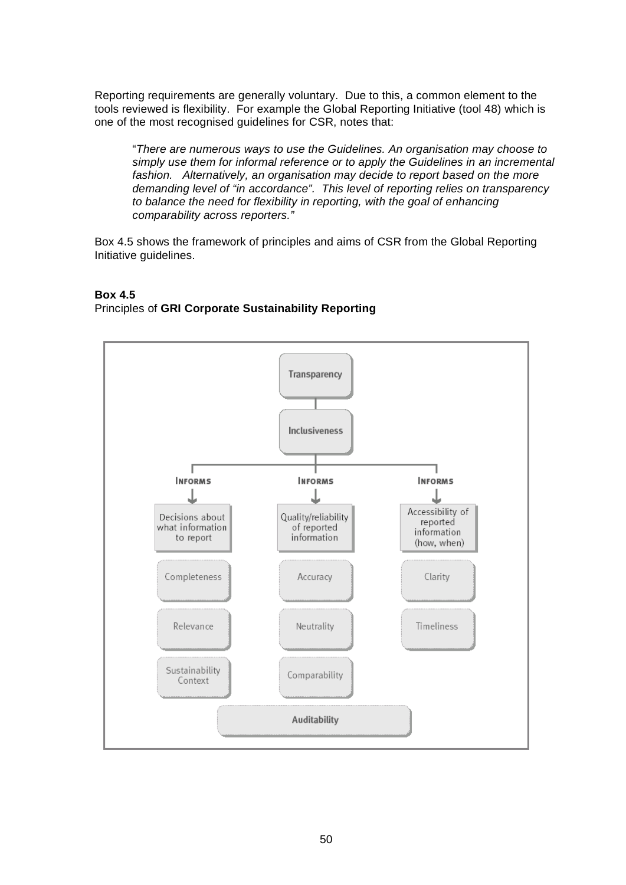Reporting requirements are generally voluntary. Due to this, a common element to the tools reviewed is flexibility. For example the Global Reporting Initiative (tool 48) which is one of the most recognised guidelines for CSR, notes that:

> "*There are numerous ways to use the Guidelines. An organisation may choose to simply use them for informal reference or to apply the Guidelines in an incremental fashion. Alternatively, an organisation may decide to report based on the more demanding level of "in accordance". This level of reporting relies on transparency to balance the need for flexibility in reporting, with the goal of enhancing comparability across reporters.*"

Box 4.5 shows the framework of principles and aims of CSR from the Global Reporting Initiative guidelines.

**Box 4.5**
Principles of **GRI Corporate Sustainability Reporting**

Transparency

Inclusiveness

| INFORMS | INFORMS | INFORMS |
|---|---|---|
| Decisions about what information to report | Quality/reliability of reported information | Accessibility of reported information (how, when) |
| Completeness | Accuracy | Clarity |
| Relevance | Neutrality | Timeliness |
| Sustainability Context | Comparability | |

Auditability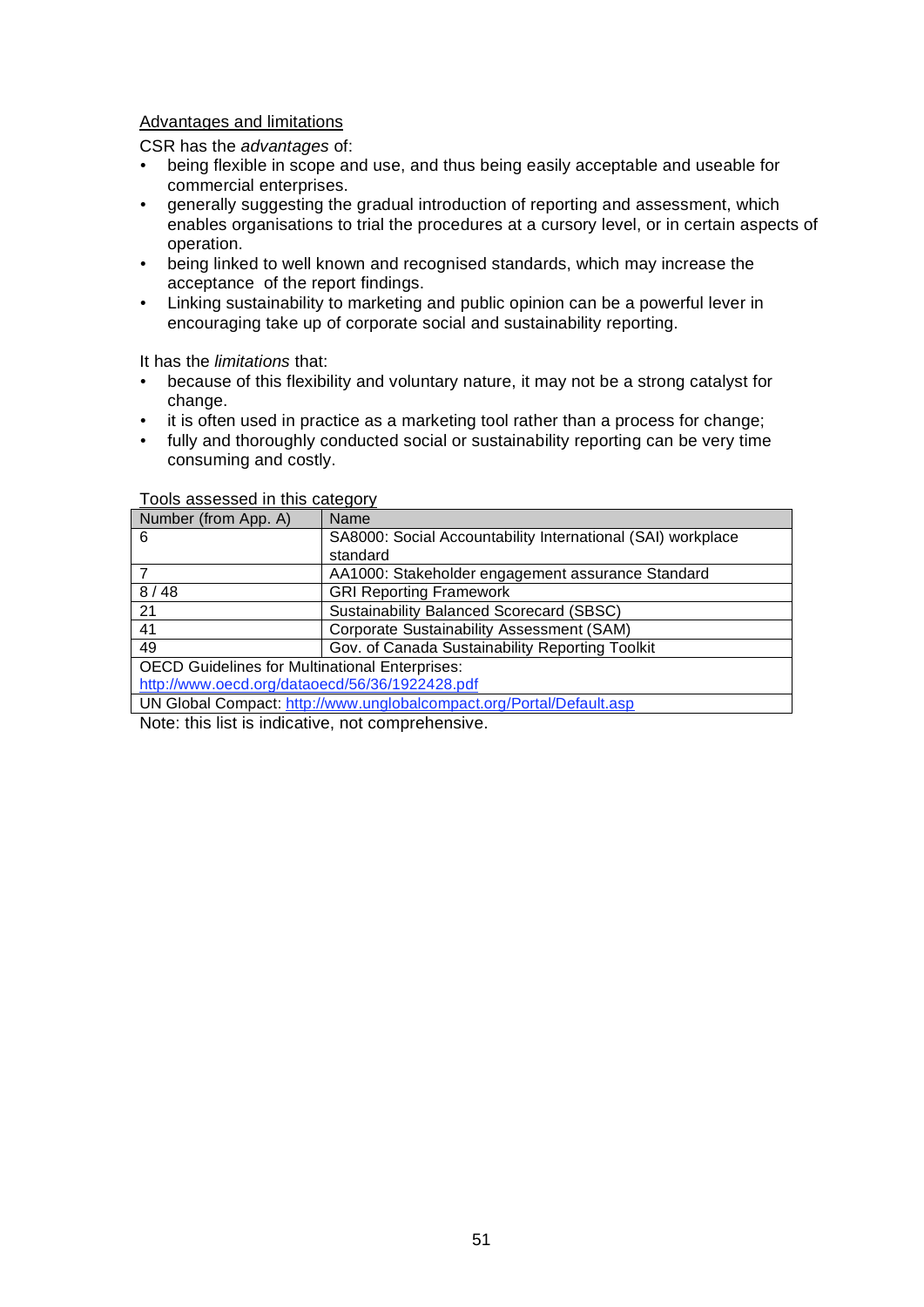Advantages and limitations

CSR has the *advantages* of:

- being flexible in scope and use, and thus being easily acceptable and useable for commercial enterprises.
- generally suggesting the gradual introduction of reporting and assessment, which enables organisations to trial the procedures at a cursory level, or in certain aspects of operation.
- being linked to well known and recognised standards, which may increase the acceptance of the report findings.
- Linking sustainability to marketing and public opinion can be a powerful lever in encouraging take up of corporate social and sustainability reporting.

It has the *limitations* that:

- because of this flexibility and voluntary nature, it may not be a strong catalyst for change.
- it is often used in practice as a marketing tool rather than a process for change;
- fully and thoroughly conducted social or sustainability reporting can be very time consuming and costly.

Tools assessed in this category

| Number (from App. A) | Name |
|---|---|
| 6 | SA8000: Social Accountability International (SAI) workplace standard |
| 7 | AA1000: Stakeholder engagement assurance Standard |
| 8 / 48 | GRI Reporting Framework |
| 21 | Sustainability Balanced Scorecard (SBSC) |
| 41 | Corporate Sustainability Assessment (SAM) |
| 49 | Gov. of Canada Sustainability Reporting Toolkit |
| OECD Guidelines for Multinational Enterprises: http://www.oecd.org/dataoecd/56/36/1922428.pdf | |
| UN Global Compact: http://www.unglobalcompact.org/Portal/Default.asp | |

Note: this list is indicative, not comprehensive.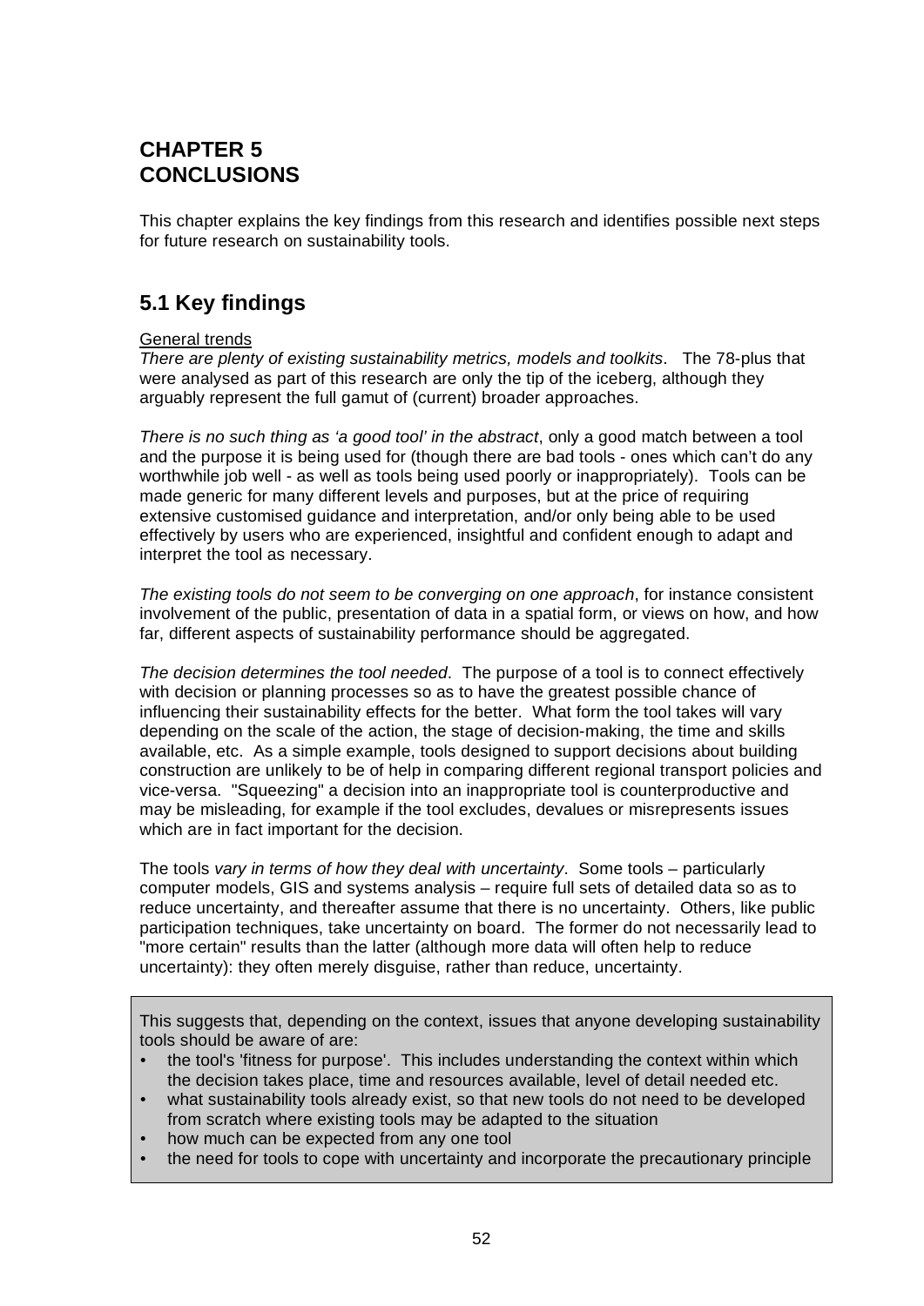# CHAPTER 5
# CONCLUSIONS

This chapter explains the key findings from this research and identifies possible next steps for future research on sustainability tools.

## 5.1 Key findings

General trends

*There are plenty of existing sustainability metrics, models and toolkits*. The 78-plus that were analysed as part of this research are only the tip of the iceberg, although they arguably represent the full gamut of (current) broader approaches.

*There is no such thing as 'a good tool' in the abstract*, only a good match between a tool and the purpose it is being used for (though there are bad tools - ones which can't do any worthwhile job well - as well as tools being used poorly or inappropriately). Tools can be made generic for many different levels and purposes, but at the price of requiring extensive customised guidance and interpretation, and/or only being able to be used effectively by users who are experienced, insightful and confident enough to adapt and interpret the tool as necessary.

*The existing tools do not seem to be converging on one approach*, for instance consistent involvement of the public, presentation of data in a spatial form, or views on how, and how far, different aspects of sustainability performance should be aggregated.

*The decision determines the tool needed*. The purpose of a tool is to connect effectively with decision or planning processes so as to have the greatest possible chance of influencing their sustainability effects for the better. What form the tool takes will vary depending on the scale of the action, the stage of decision-making, the time and skills available, etc. As a simple example, tools designed to support decisions about building construction are unlikely to be of help in comparing different regional transport policies and vice-versa. "Squeezing" a decision into an inappropriate tool is counterproductive and may be misleading, for example if the tool excludes, devalues or misrepresents issues which are in fact important for the decision.

The tools *vary in terms of how they deal with uncertainty*. Some tools – particularly computer models, GIS and systems analysis – require full sets of detailed data so as to reduce uncertainty, and thereafter assume that there is no uncertainty. Others, like public participation techniques, take uncertainty on board. The former do not necessarily lead to "more certain" results than the latter (although more data will often help to reduce uncertainty): they often merely disguise, rather than reduce, uncertainty.

This suggests that, depending on the context, issues that anyone developing sustainability tools should be aware of are:

- the tool's 'fitness for purpose'. This includes understanding the context within which the decision takes place, time and resources available, level of detail needed etc.
- what sustainability tools already exist, so that new tools do not need to be developed from scratch where existing tools may be adapted to the situation
- how much can be expected from any one tool
- the need for tools to cope with uncertainty and incorporate the precautionary principle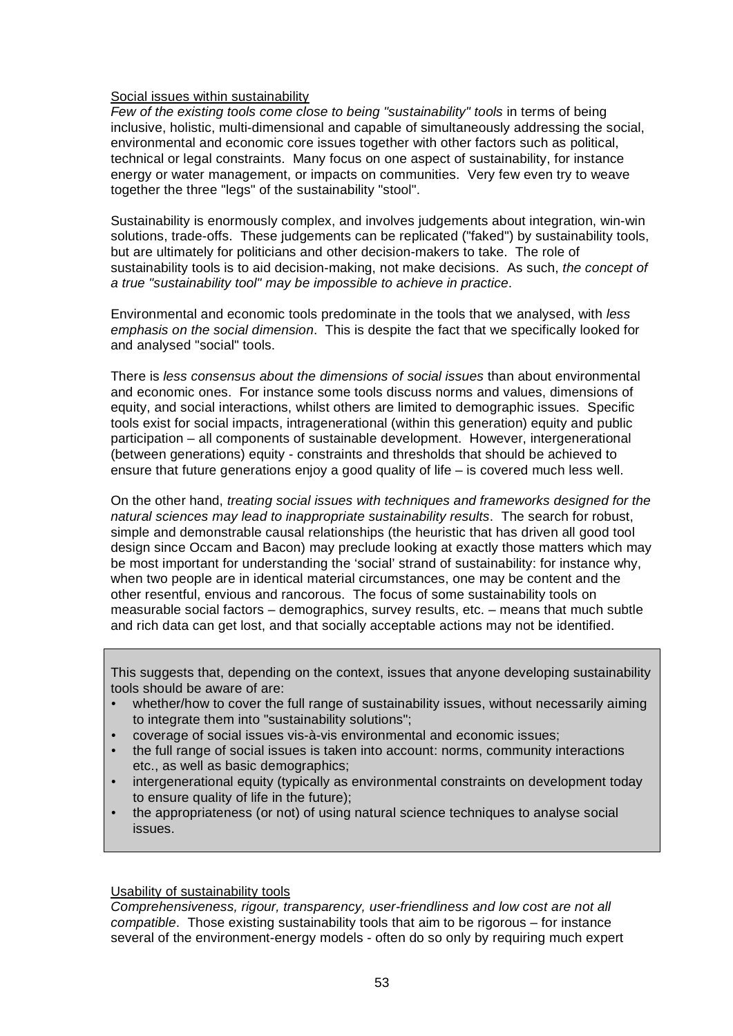Social issues within sustainability

*Few of the existing tools come close to being "sustainability" tools* in terms of being inclusive, holistic, multi-dimensional and capable of simultaneously addressing the social, environmental and economic core issues together with other factors such as political, technical or legal constraints. Many focus on one aspect of sustainability, for instance energy or water management, or impacts on communities. Very few even try to weave together the three "legs" of the sustainability "stool".

Sustainability is enormously complex, and involves judgements about integration, win-win solutions, trade-offs. These judgements can be replicated ("faked") by sustainability tools, but are ultimately for politicians and other decision-makers to take. The role of sustainability tools is to aid decision-making, not make decisions. As such, *the concept of a true "sustainability tool" may be impossible to achieve in practice*.

Environmental and economic tools predominate in the tools that we analysed, with *less emphasis on the social dimension*. This is despite the fact that we specifically looked for and analysed "social" tools.

There is *less consensus about the dimensions of social issues* than about environmental and economic ones. For instance some tools discuss norms and values, dimensions of equity, and social interactions, whilst others are limited to demographic issues. Specific tools exist for social impacts, intragenerational (within this generation) equity and public participation – all components of sustainable development. However, intergenerational (between generations) equity - constraints and thresholds that should be achieved to ensure that future generations enjoy a good quality of life – is covered much less well.

On the other hand, *treating social issues with techniques and frameworks designed for the natural sciences may lead to inappropriate sustainability results*. The search for robust, simple and demonstrable causal relationships (the heuristic that has driven all good tool design since Occam and Bacon) may preclude looking at exactly those matters which may be most important for understanding the 'social' strand of sustainability: for instance why, when two people are in identical material circumstances, one may be content and the other resentful, envious and rancorous. The focus of some sustainability tools on measurable social factors – demographics, survey results, etc. – means that much subtle and rich data can get lost, and that socially acceptable actions may not be identified.

This suggests that, depending on the context, issues that anyone developing sustainability tools should be aware of are:

- whether/how to cover the full range of sustainability issues, without necessarily aiming to integrate them into "sustainability solutions";
- coverage of social issues vis-à-vis environmental and economic issues;
- the full range of social issues is taken into account: norms, community interactions etc., as well as basic demographics;
- intergenerational equity (typically as environmental constraints on development today to ensure quality of life in the future);
- the appropriateness (or not) of using natural science techniques to analyse social issues.

Usability of sustainability tools

*Comprehensiveness, rigour, transparency, user-friendliness and low cost are not all compatible*. Those existing sustainability tools that aim to be rigorous – for instance several of the environment-energy models - often do so only by requiring much expert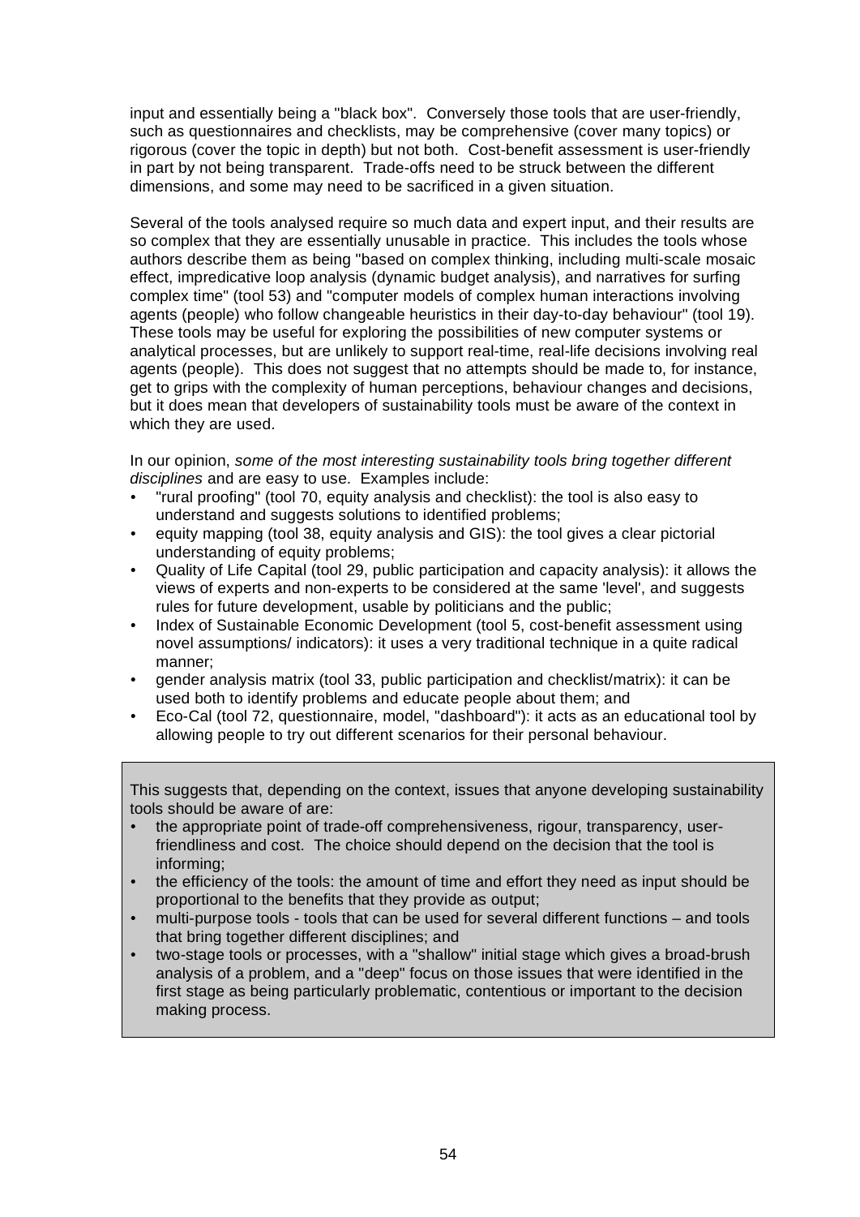input and essentially being a "black box". Conversely those tools that are user-friendly, such as questionnaires and checklists, may be comprehensive (cover many topics) or rigorous (cover the topic in depth) but not both. Cost-benefit assessment is user-friendly in part by not being transparent. Trade-offs need to be struck between the different dimensions, and some may need to be sacrificed in a given situation.

Several of the tools analysed require so much data and expert input, and their results are so complex that they are essentially unusable in practice. This includes the tools whose authors describe them as being "based on complex thinking, including multi-scale mosaic effect, impredicative loop analysis (dynamic budget analysis), and narratives for surfing complex time" (tool 53) and "computer models of complex human interactions involving agents (people) who follow changeable heuristics in their day-to-day behaviour" (tool 19). These tools may be useful for exploring the possibilities of new computer systems or analytical processes, but are unlikely to support real-time, real-life decisions involving real agents (people). This does not suggest that no attempts should be made to, for instance, get to grips with the complexity of human perceptions, behaviour changes and decisions, but it does mean that developers of sustainability tools must be aware of the context in which they are used.

In our opinion, *some of the most interesting sustainability tools bring together different disciplines* and are easy to use. Examples include:

- "rural proofing" (tool 70, equity analysis and checklist): the tool is also easy to understand and suggests solutions to identified problems;
- equity mapping (tool 38, equity analysis and GIS): the tool gives a clear pictorial understanding of equity problems;
- Quality of Life Capital (tool 29, public participation and capacity analysis): it allows the views of experts and non-experts to be considered at the same 'level', and suggests rules for future development, usable by politicians and the public;
- Index of Sustainable Economic Development (tool 5, cost-benefit assessment using novel assumptions/ indicators): it uses a very traditional technique in a quite radical manner;
- gender analysis matrix (tool 33, public participation and checklist/matrix): it can be used both to identify problems and educate people about them; and
- Eco-Cal (tool 72, questionnaire, model, "dashboard"): it acts as an educational tool by allowing people to try out different scenarios for their personal behaviour.

This suggests that, depending on the context, issues that anyone developing sustainability tools should be aware of are:

- the appropriate point of trade-off comprehensiveness, rigour, transparency, user-friendliness and cost. The choice should depend on the decision that the tool is informing;
- the efficiency of the tools: the amount of time and effort they need as input should be proportional to the benefits that they provide as output;
- multi-purpose tools - tools that can be used for several different functions – and tools that bring together different disciplines; and
- two-stage tools or processes, with a "shallow" initial stage which gives a broad-brush analysis of a problem, and a "deep" focus on those issues that were identified in the first stage as being particularly problematic, contentious or important to the decision making process.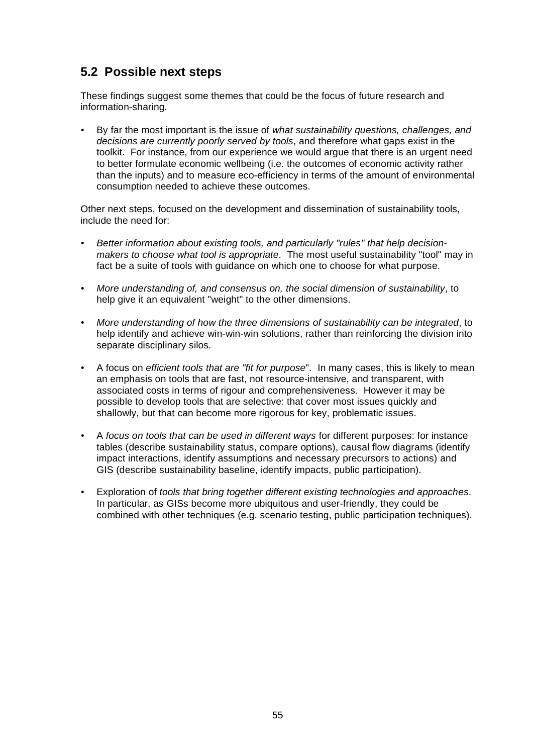## 5.2 Possible next steps

These findings suggest some themes that could be the focus of future research and information-sharing.

- By far the most important is the issue of *what sustainability questions, challenges, and decisions are currently poorly served by tools*, and therefore what gaps exist in the toolkit. For instance, from our experience we would argue that there is an urgent need to better formulate economic wellbeing (i.e. the outcomes of economic activity rather than the inputs) and to measure eco-efficiency in terms of the amount of environmental consumption needed to achieve these outcomes.

Other next steps, focused on the development and dissemination of sustainability tools, include the need for:

- *Better information about existing tools, and particularly "rules" that help decision-makers to choose what tool is appropriate*. The most useful sustainability "tool" may in fact be a suite of tools with guidance on which one to choose for what purpose.
- *More understanding of, and consensus on, the social dimension of sustainability*, to help give it an equivalent "weight" to the other dimensions.
- *More understanding of how the three dimensions of sustainability can be integrated*, to help identify and achieve win-win-win solutions, rather than reinforcing the division into separate disciplinary silos.
- A focus on *efficient tools that are "fit for purpose*". In many cases, this is likely to mean an emphasis on tools that are fast, not resource-intensive, and transparent, with associated costs in terms of rigour and comprehensiveness. However it may be possible to develop tools that are selective: that cover most issues quickly and shallowly, but that can become more rigorous for key, problematic issues.
- A *focus on tools that can be used in different ways* for different purposes: for instance tables (describe sustainability status, compare options), causal flow diagrams (identify impact interactions, identify assumptions and necessary precursors to actions) and GIS (describe sustainability baseline, identify impacts, public participation).
- Exploration of *tools that bring together different existing technologies and approaches*. In particular, as GISs become more ubiquitous and user-friendly, they could be combined with other techniques (e.g. scenario testing, public participation techniques).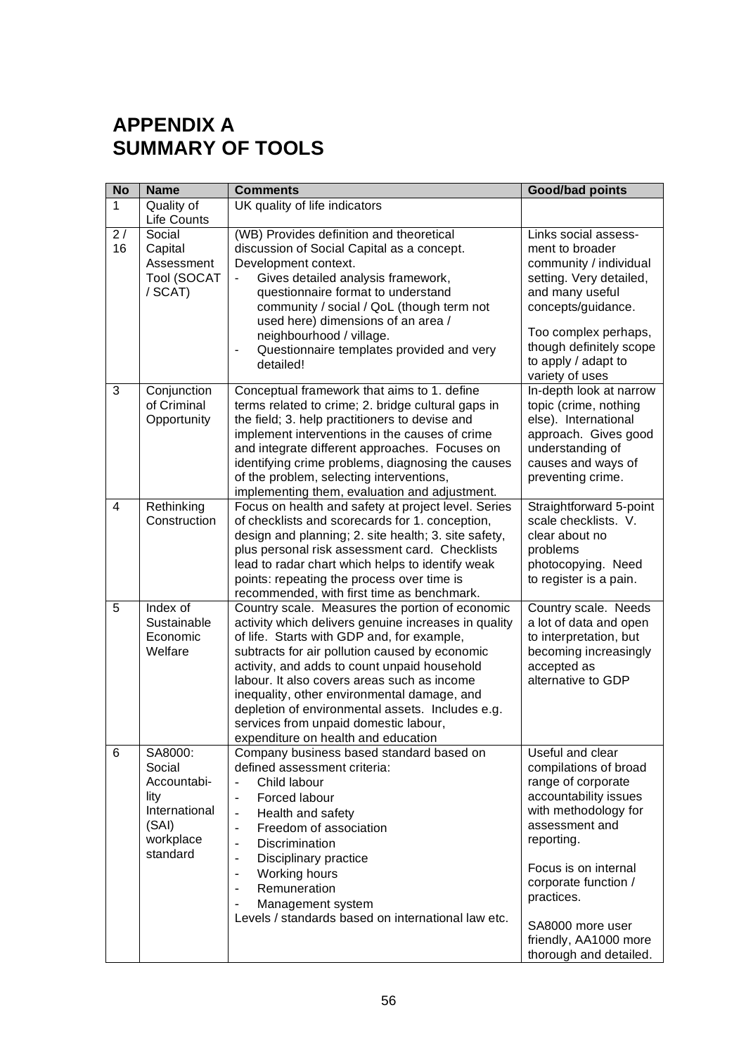# APPENDIX A
# SUMMARY OF TOOLS

| No | Name | Comments | Good/bad points |
|---|---|---|---|
| 1 | Quality of Life Counts | UK quality of life indicators | |
| 2 / 16 | Social Capital Assessment Tool (SOCAT / SCAT) | (WB) Provides definition and theoretical discussion of Social Capital as a concept. Development context.<br>- Gives detailed analysis framework, questionnaire format to understand community / social / QoL (though term not used here) dimensions of an area / neighbourhood / village.<br>- Questionnaire templates provided and very detailed! | Links social assessment to broader community / individual setting. Very detailed, and many useful concepts/guidance.<br><br>Too complex perhaps, though definitely scope to apply / adapt to variety of uses |
| 3 | Conjunction of Criminal Opportunity | Conceptual framework that aims to 1. define terms related to crime; 2. bridge cultural gaps in the field; 3. help practitioners to devise and implement interventions in the causes of crime and integrate different approaches. Focuses on identifying crime problems, diagnosing the causes of the problem, selecting interventions, implementing them, evaluation and adjustment. | In-depth look at narrow topic (crime, nothing else). International approach. Gives good understanding of causes and ways of preventing crime. |
| 4 | Rethinking Construction | Focus on health and safety at project level. Series of checklists and scorecards for 1. conception, design and planning; 2. site health; 3. site safety, plus personal risk assessment card. Checklists lead to radar chart which helps to identify weak points: repeating the process over time is recommended, with first time as benchmark. | Straightforward 5-point scale checklists. V. clear about no problems photocopying. Need to register is a pain. |
| 5 | Index of Sustainable Economic Welfare | Country scale. Measures the portion of economic activity which delivers genuine increases in quality of life. Starts with GDP and, for example, subtracts for air pollution caused by economic activity, and adds to count unpaid household labour. It also covers areas such as income inequality, other environmental damage, and depletion of environmental assets. Includes e.g. services from unpaid domestic labour, expenditure on health and education | Country scale. Needs a lot of data and open to interpretation, but becoming increasingly accepted as alternative to GDP |
| 6 | SA8000: Social Accountability International (SAI) workplace standard | Company business based standard based on defined assessment criteria:<br>- Child labour<br>- Forced labour<br>- Health and safety<br>- Freedom of association<br>- Discrimination<br>- Disciplinary practice<br>- Working hours<br>- Remuneration<br>- Management system<br>Levels / standards based on international law etc. | Useful and clear compilations of broad range of corporate accountability issues with methodology for assessment and reporting.<br><br>Focus is on internal corporate function / practices.<br><br>SA8000 more user friendly, AA1000 more thorough and detailed. |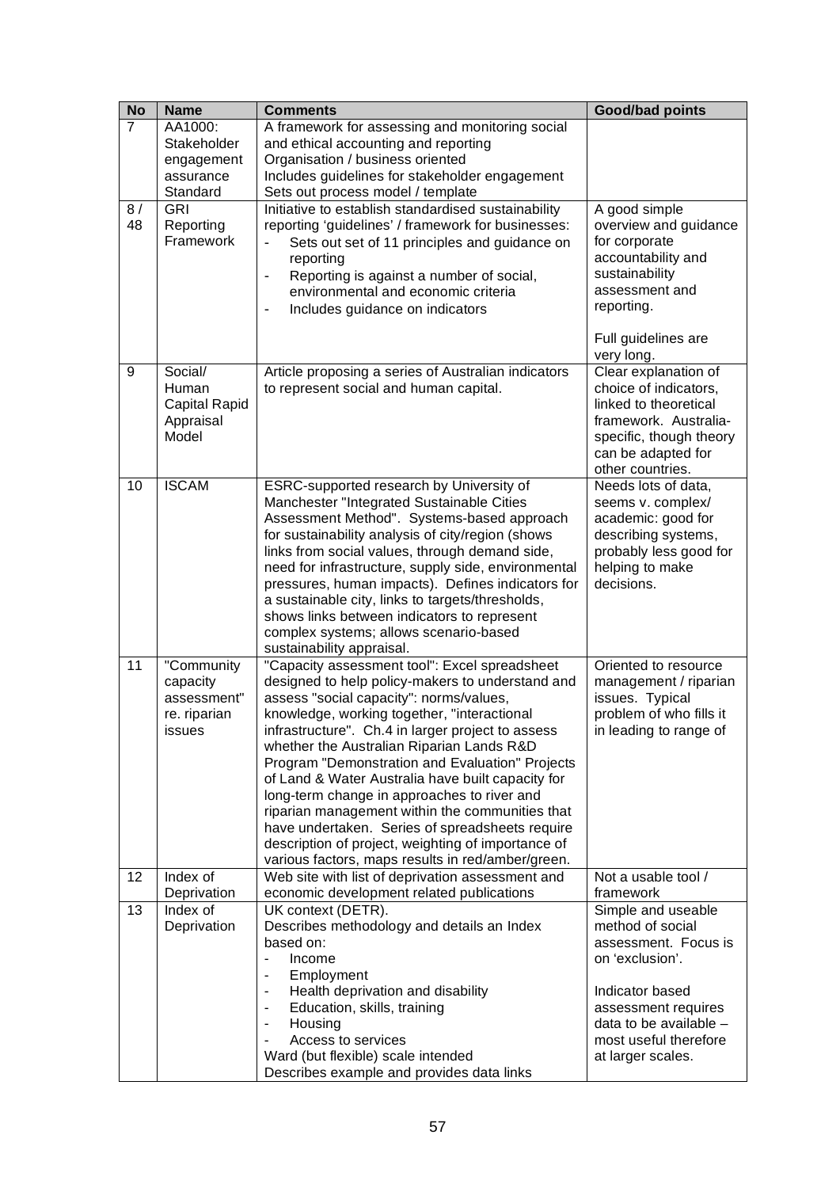| No | Name | Comments | Good/bad points |
|---|---|---|---|
| 7 | AA1000: Stakeholder engagement assurance Standard | A framework for assessing and monitoring social and ethical accounting and reporting<br>Organisation / business oriented<br>Includes guidelines for stakeholder engagement<br>Sets out process model / template | |
| 8 / 48 | GRI Reporting Framework | Initiative to establish standardised sustainability reporting 'guidelines' / framework for businesses:<br>- Sets out set of 11 principles and guidance on reporting<br>- Reporting is against a number of social, environmental and economic criteria<br>- Includes guidance on indicators | A good simple overview and guidance for corporate accountability and sustainability assessment and reporting.<br><br>Full guidelines are very long. |
| 9 | Social/ Human Capital Rapid Appraisal Model | Article proposing a series of Australian indicators to represent social and human capital. | Clear explanation of choice of indicators, linked to theoretical framework. Australia-specific, though theory can be adapted for other countries. |
| 10 | ISCAM | ESRC-supported research by University of Manchester "Integrated Sustainable Cities Assessment Method". Systems-based approach for sustainability analysis of city/region (shows links from social values, through demand side, need for infrastructure, supply side, environmental pressures, human impacts). Defines indicators for a sustainable city, links to targets/thresholds, shows links between indicators to represent complex systems; allows scenario-based sustainability appraisal. | Needs lots of data, seems v. complex/ academic: good for describing systems, probably less good for helping to make decisions. |
| 11 | "Community capacity assessment" re. riparian issues | "Capacity assessment tool": Excel spreadsheet designed to help policy-makers to understand and assess "social capacity": norms/values, knowledge, working together, "interactional infrastructure". Ch.4 in larger project to assess whether the Australian Riparian Lands R&D Program "Demonstration and Evaluation" Projects of Land & Water Australia have built capacity for long-term change in approaches to river and riparian management within the communities that have undertaken. Series of spreadsheets require description of project, weighting of importance of various factors, maps results in red/amber/green. | Oriented to resource management / riparian issues. Typical problem of who fills it in leading to range of |
| 12 | Index of Deprivation | Web site with list of deprivation assessment and economic development related publications | Not a usable tool / framework |
| 13 | Index of Deprivation | UK context (DETR).<br>Describes methodology and details an Index based on:<br>- Income<br>- Employment<br>- Health deprivation and disability<br>- Education, skills, training<br>- Housing<br>- Access to services<br>Ward (but flexible) scale intended<br>Describes example and provides data links | Simple and useable method of social assessment. Focus is on 'exclusion'.<br><br>Indicator based assessment requires data to be available – most useful therefore at larger scales. |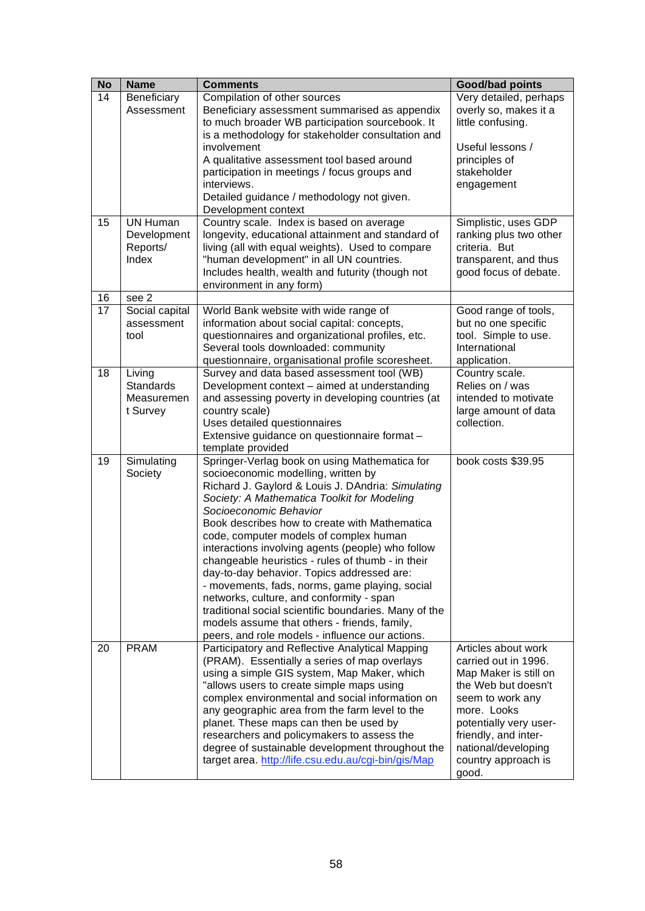| No | Name | Comments | Good/bad points |
|---|---|---|---|
| 14 | Beneficiary Assessment | Compilation of other sources<br>Beneficiary assessment summarised as appendix to much broader WB participation sourcebook. It is a methodology for stakeholder consultation and involvement<br>A qualitative assessment tool based around participation in meetings / focus groups and interviews.<br>Detailed guidance / methodology not given.<br>Development context | Very detailed, perhaps overly so, makes it a little confusing.<br><br>Useful lessons / principles of stakeholder engagement |
| 15 | UN Human Development Reports/ Index | Country scale. Index is based on average longevity, educational attainment and standard of living (all with equal weights). Used to compare "human development" in all UN countries. Includes health, wealth and futurity (though not environment in any form) | Simplistic, uses GDP ranking plus two other criteria. But transparent, and thus good focus of debate. |
| 16 | see 2 | | |
| 17 | Social capital assessment tool | World Bank website with wide range of information about social capital: concepts, questionnaires and organizational profiles, etc. Several tools downloaded: community questionnaire, organisational profile scoresheet. | Good range of tools, but no one specific tool. Simple to use. International application. |
| 18 | Living Standards Measurement Survey | Survey and data based assessment tool (WB)<br>Development context – aimed at understanding and assessing poverty in developing countries (at country scale)<br>Uses detailed questionnaires<br>Extensive guidance on questionnaire format – template provided | Country scale.<br>Relies on / was intended to motivate large amount of data collection. |
| 19 | Simulating Society | Springer-Verlag book on using Mathematica for socioeconomic modelling, written by Richard J. Gaylord & Louis J. DAndria: *Simulating Society: A Mathematica Toolkit for Modeling Socioeconomic Behavior*<br>Book describes how to create with Mathematica code, computer models of complex human interactions involving agents (people) who follow changeable heuristics - rules of thumb - in their day-to-day behavior. Topics addressed are:<br>- movements, fads, norms, game playing, social networks, culture, and conformity - span traditional social scientific boundaries. Many of the models assume that others - friends, family, peers, and role models - influence our actions. | book costs $39.95 |
| 20 | PRAM | Participatory and Reflective Analytical Mapping (PRAM). Essentially a series of map overlays using a simple GIS system, Map Maker, which "allows users to create simple maps using complex environmental and social information on any geographic area from the farm level to the planet. These maps can then be used by researchers and policymakers to assess the degree of sustainable development throughout the target area. http://life.csu.edu.au/cgi-bin/gis/Map | Articles about work carried out in 1996. Map Maker is still on the Web but doesn't seem to work any more. Looks potentially very user-friendly, and inter-national/developing country approach is good. |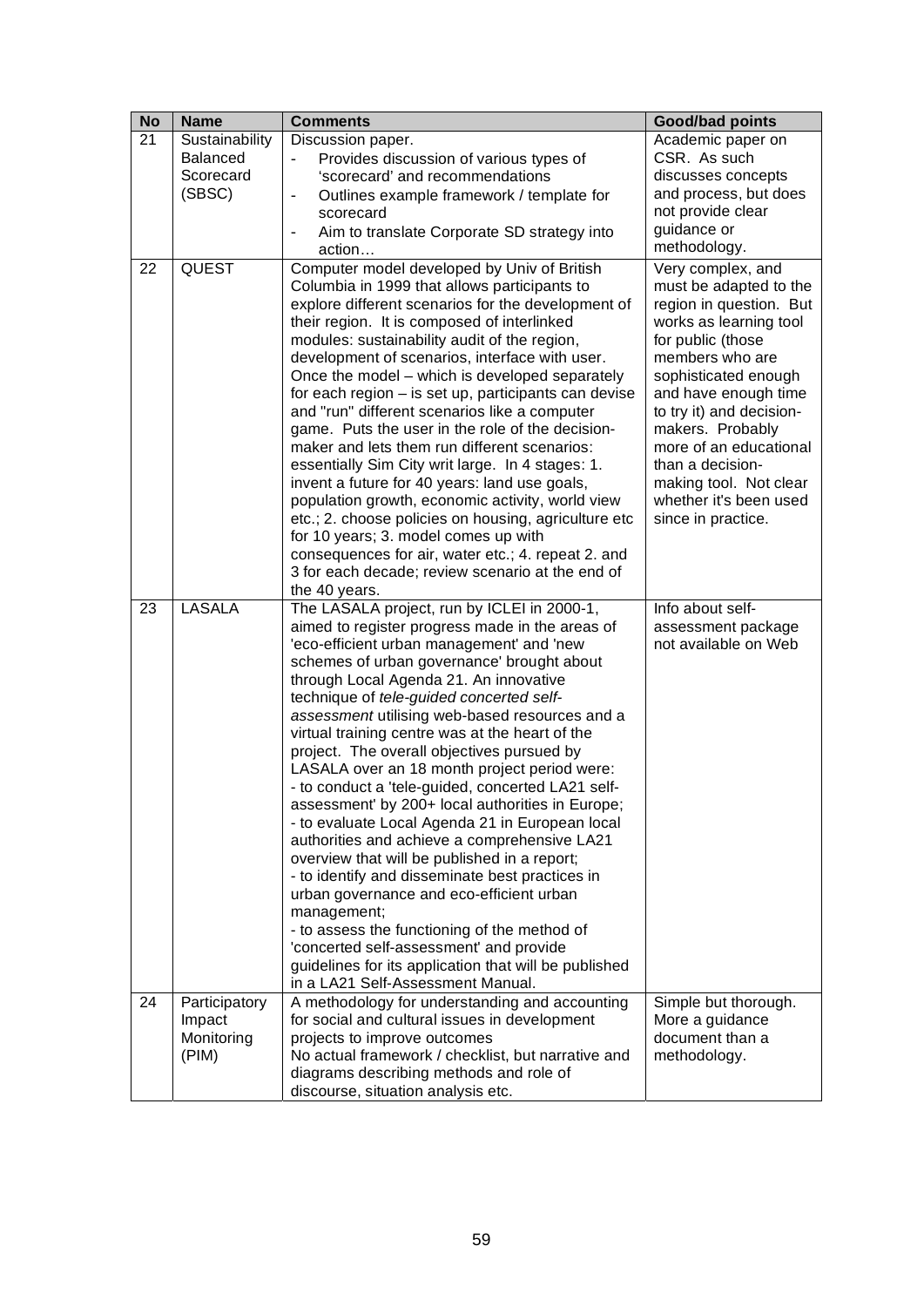| No | Name | Comments | Good/bad points |
|---|---|---|---|
| 21 | Sustainability Balanced Scorecard (SBSC) | Discussion paper.<br>- Provides discussion of various types of 'scorecard' and recommendations<br>- Outlines example framework / template for scorecard<br>- Aim to translate Corporate SD strategy into action… | Academic paper on CSR. As such discusses concepts and process, but does not provide clear guidance or methodology. |
| 22 | QUEST | Computer model developed by Univ of British Columbia in 1999 that allows participants to explore different scenarios for the development of their region. It is composed of interlinked modules: sustainability audit of the region, development of scenarios, interface with user. Once the model – which is developed separately for each region – is set up, participants can devise and "run" different scenarios like a computer game. Puts the user in the role of the decision-maker and lets them run different scenarios: essentially Sim City writ large. In 4 stages: 1. invent a future for 40 years: land use goals, population growth, economic activity, world view etc.; 2. choose policies on housing, agriculture etc for 10 years; 3. model comes up with consequences for air, water etc.; 4. repeat 2. and 3 for each decade; review scenario at the end of the 40 years. | Very complex, and must be adapted to the region in question. But works as learning tool for public (those members who are sophisticated enough and have enough time to try it) and decision-makers. Probably more of an educational than a decision-making tool. Not clear whether it's been used since in practice. |
| 23 | LASALA | The LASALA project, run by ICLEI in 2000-1, aimed to register progress made in the areas of 'eco-efficient urban management' and 'new schemes of urban governance' brought about through Local Agenda 21. An innovative technique of *tele-guided concerted self-assessment* utilising web-based resources and a virtual training centre was at the heart of the project. The overall objectives pursued by LASALA over an 18 month project period were:<br>- to conduct a 'tele-guided, concerted LA21 self-assessment' by 200+ local authorities in Europe;<br>- to evaluate Local Agenda 21 in European local authorities and achieve a comprehensive LA21 overview that will be published in a report;<br>- to identify and disseminate best practices in urban governance and eco-efficient urban management;<br>- to assess the functioning of the method of 'concerted self-assessment' and provide guidelines for its application that will be published in a LA21 Self-Assessment Manual. | Info about self-assessment package not available on Web |
| 24 | Participatory Impact Monitoring (PIM) | A methodology for understanding and accounting for social and cultural issues in development projects to improve outcomes<br>No actual framework / checklist, but narrative and diagrams describing methods and role of discourse, situation analysis etc. | Simple but thorough. More a guidance document than a methodology. |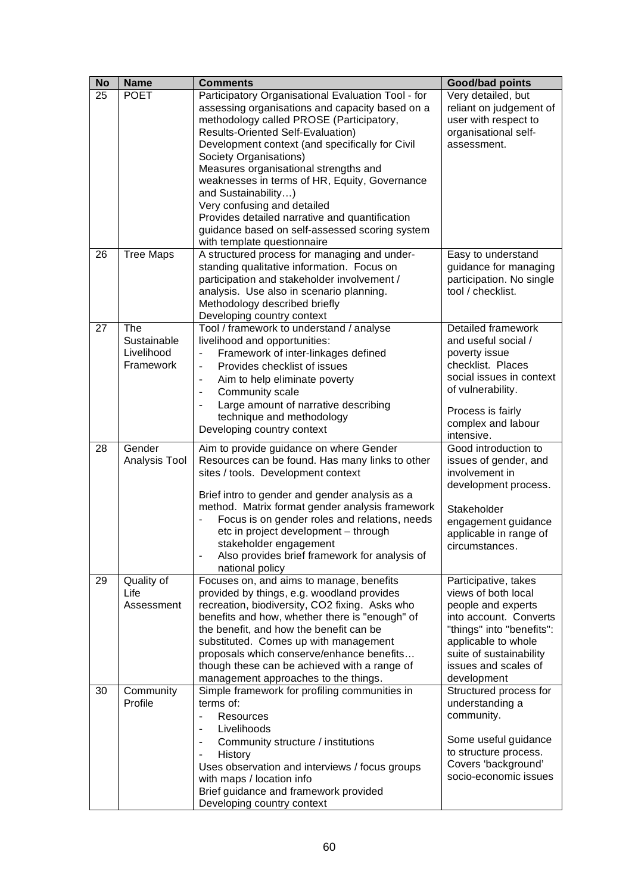| No | Name | Comments | Good/bad points |
|---|---|---|---|
| 25 | POET | Participatory Organisational Evaluation Tool - for assessing organisations and capacity based on a methodology called PROSE (Participatory, Results-Oriented Self-Evaluation)<br>Development context (and specifically for Civil Society Organisations)<br>Measures organisational strengths and weaknesses in terms of HR, Equity, Governance and Sustainability…)<br>Very confusing and detailed<br>Provides detailed narrative and quantification guidance based on self-assessed scoring system with template questionnaire | Very detailed, but reliant on judgement of user with respect to organisational self-assessment. |
| 26 | Tree Maps | A structured process for managing and under-standing qualitative information. Focus on participation and stakeholder involvement / analysis. Use also in scenario planning.<br>Methodology described briefly<br>Developing country context | Easy to understand guidance for managing participation. No single tool / checklist. |
| 27 | The Sustainable Livelihood Framework | Tool / framework to understand / analyse livelihood and opportunities:<br>- Framework of inter-linkages defined<br>- Provides checklist of issues<br>- Aim to help eliminate poverty<br>- Community scale<br>- Large amount of narrative describing technique and methodology<br>Developing country context | Detailed framework and useful social / poverty issue checklist. Places social issues in context of vulnerability.<br><br>Process is fairly complex and labour intensive. |
| 28 | Gender Analysis Tool | Aim to provide guidance on where Gender Resources can be found. Has many links to other sites / tools. Development context<br><br>Brief intro to gender and gender analysis as a method. Matrix format gender analysis framework<br>- Focus is on gender roles and relations, needs etc in project development – through stakeholder engagement<br>- Also provides brief framework for analysis of national policy | Good introduction to issues of gender, and involvement in development process.<br><br>Stakeholder engagement guidance applicable in range of circumstances. |
| 29 | Quality of Life Assessment | Focuses on, and aims to manage, benefits provided by things, e.g. woodland provides recreation, biodiversity, CO2 fixing. Asks who benefits and how, whether there is "enough" of the benefit, and how the benefit can be substituted. Comes up with management proposals which conserve/enhance benefits… though these can be achieved with a range of management approaches to the things. | Participative, takes views of both local people and experts into account. Converts "things" into "benefits": applicable to whole suite of sustainability issues and scales of development |
| 30 | Community Profile | Simple framework for profiling communities in terms of:<br>- Resources<br>- Livelihoods<br>- Community structure / institutions<br>- History<br>Uses observation and interviews / focus groups with maps / location info<br>Brief guidance and framework provided<br>Developing country context | Structured process for understanding a community.<br><br>Some useful guidance to structure process. Covers 'background' socio-economic issues |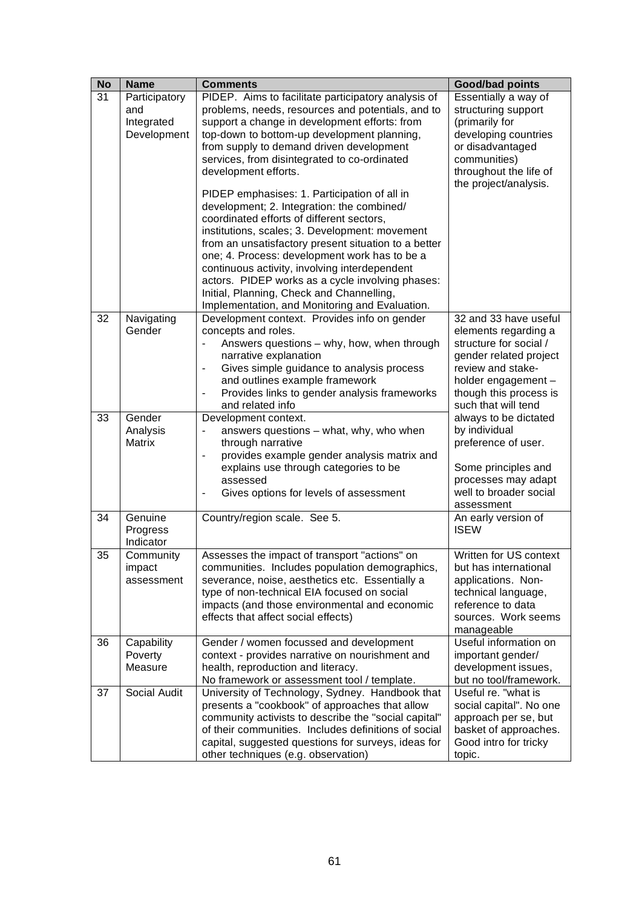| No | Name | Comments | Good/bad points |
|---|---|---|---|
| 31 | Participatory and Integrated Development | PIDEP. Aims to facilitate participatory analysis of problems, needs, resources and potentials, and to support a change in development efforts: from top-down to bottom-up development planning, from supply to demand driven development services, from disintegrated to co-ordinated development efforts.<br><br>PIDEP emphasises: 1. Participation of all in development; 2. Integration: the combined/ coordinated efforts of different sectors, institutions, scales; 3. Development: movement from an unsatisfactory present situation to a better one; 4. Process: development work has to be a continuous activity, involving interdependent actors. PIDEP works as a cycle involving phases: Initial, Planning, Check and Channelling, Implementation, and Monitoring and Evaluation. | Essentially a way of structuring support (primarily for developing countries or disadvantaged communities) throughout the life of the project/analysis. |
| 32 | Navigating Gender | Development context. Provides info on gender concepts and roles.<br>- Answers questions – why, how, when through narrative explanation<br>- Gives simple guidance to analysis process and outlines example framework<br>- Provides links to gender analysis frameworks and related info | 32 and 33 have useful elements regarding a structure for social / gender related project review and stake-holder engagement – though this process is such that will tend always to be dictated by individual preference of user.<br><br>Some principles and processes may adapt well to broader social assessment |
| 33 | Gender Analysis Matrix | Development context.<br>- answers questions – what, why, who when through narrative<br>- provides example gender analysis matrix and explains use through categories to be assessed<br>- Gives options for levels of assessment | |
| 34 | Genuine Progress Indicator | Country/region scale. See 5. | An early version of ISEW |
| 35 | Community impact assessment | Assesses the impact of transport "actions" on communities. Includes population demographics, severance, noise, aesthetics etc. Essentially a type of non-technical EIA focused on social impacts (and those environmental and economic effects that affect social effects) | Written for US context but has international applications. Non-technical language, reference to data sources. Work seems manageable |
| 36 | Capability Poverty Measure | Gender / women focussed and development context - provides narrative on nourishment and health, reproduction and literacy.<br>No framework or assessment tool / template. | Useful information on important gender/ development issues, but no tool/framework. |
| 37 | Social Audit | University of Technology, Sydney. Handbook that presents a "cookbook" of approaches that allow community activists to describe the "social capital" of their communities. Includes definitions of social capital, suggested questions for surveys, ideas for other techniques (e.g. observation) | Useful re. "what is social capital". No one approach per se, but basket of approaches. Good intro for tricky topic. |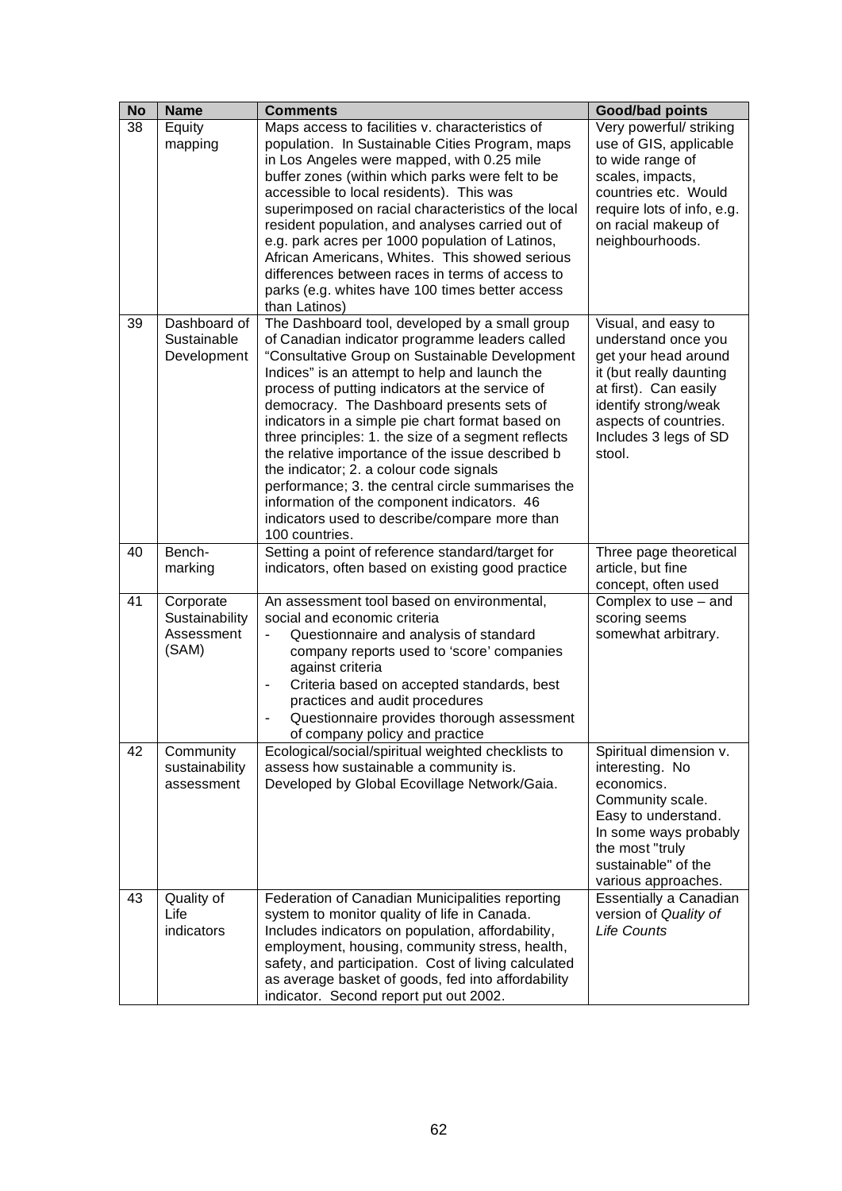| No | Name | Comments | Good/bad points |
|---|---|---|---|
| 38 | Equity mapping | Maps access to facilities v. characteristics of population. In Sustainable Cities Program, maps in Los Angeles were mapped, with 0.25 mile buffer zones (within which parks were felt to be accessible to local residents). This was superimposed on racial characteristics of the local resident population, and analyses carried out of e.g. park acres per 1000 population of Latinos, African Americans, Whites. This showed serious differences between races in terms of access to parks (e.g. whites have 100 times better access than Latinos) | Very powerful/ striking use of GIS, applicable to wide range of scales, impacts, countries etc. Would require lots of info, e.g. on racial makeup of neighbourhoods. |
| 39 | Dashboard of Sustainable Development | The Dashboard tool, developed by a small group of Canadian indicator programme leaders called "Consultative Group on Sustainable Development Indices" is an attempt to help and launch the process of putting indicators at the service of democracy. The Dashboard presents sets of indicators in a simple pie chart format based on three principles: 1. the size of a segment reflects the relative importance of the issue described b the indicator; 2. a colour code signals performance; 3. the central circle summarises the information of the component indicators. 46 indicators used to describe/compare more than 100 countries. | Visual, and easy to understand once you get your head around it (but really daunting at first). Can easily identify strong/weak aspects of countries. Includes 3 legs of SD stool. |
| 40 | Bench-marking | Setting a point of reference standard/target for indicators, often based on existing good practice | Three page theoretical article, but fine concept, often used |
| 41 | Corporate Sustainability Assessment (SAM) | An assessment tool based on environmental, social and economic criteria<br>- Questionnaire and analysis of standard company reports used to 'score' companies against criteria<br>- Criteria based on accepted standards, best practices and audit procedures<br>- Questionnaire provides thorough assessment of company policy and practice | Complex to use – and scoring seems somewhat arbitrary. |
| 42 | Community sustainability assessment | Ecological/social/spiritual weighted checklists to assess how sustainable a community is. Developed by Global Ecovillage Network/Gaia. | Spiritual dimension v. interesting. No economics. Community scale. Easy to understand. In some ways probably the most "truly sustainable" of the various approaches. |
| 43 | Quality of Life indicators | Federation of Canadian Municipalities reporting system to monitor quality of life in Canada. Includes indicators on population, affordability, employment, housing, community stress, health, safety, and participation. Cost of living calculated as average basket of goods, fed into affordability indicator. Second report put out 2002. | Essentially a Canadian version of *Quality of Life Counts* |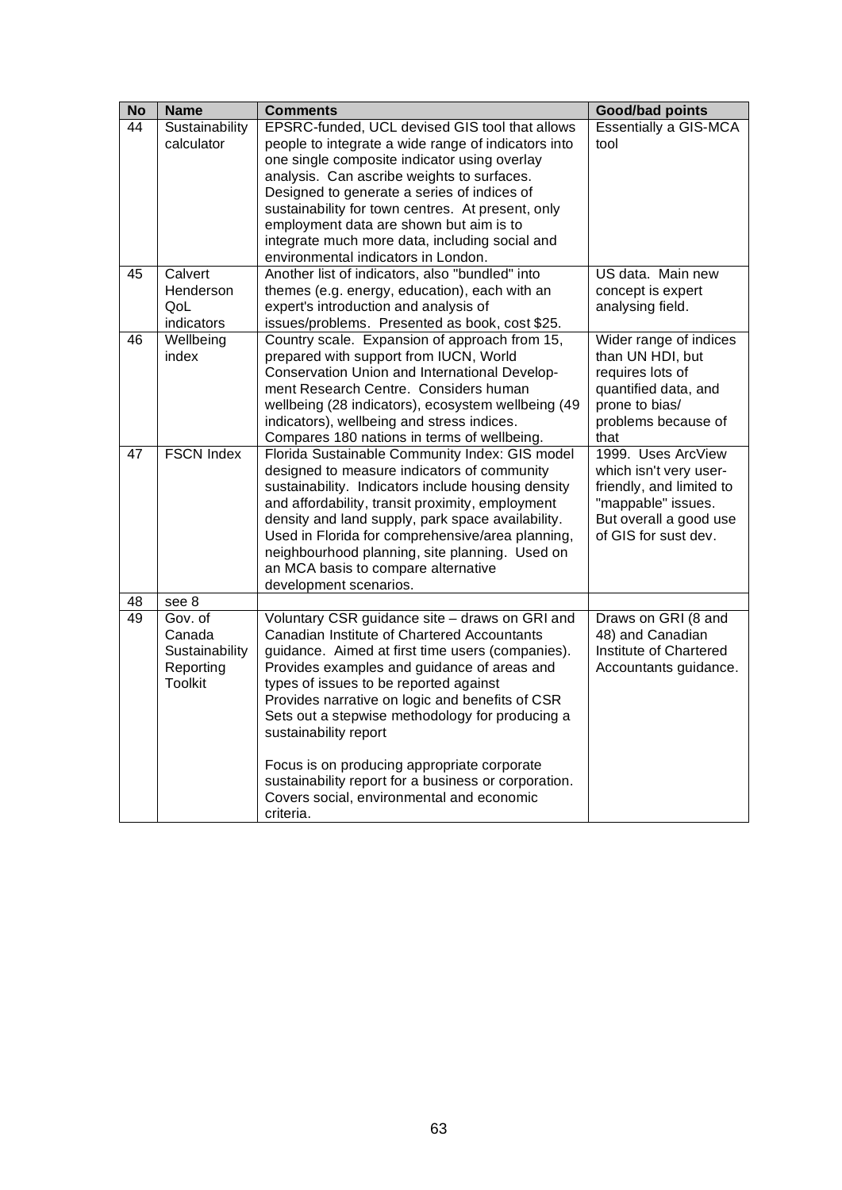| No | Name | Comments | Good/bad points |
|---|---|---|---|
| 44 | Sustainability calculator | EPSRC-funded, UCL devised GIS tool that allows people to integrate a wide range of indicators into one single composite indicator using overlay analysis. Can ascribe weights to surfaces. Designed to generate a series of indices of sustainability for town centres. At present, only employment data are shown but aim is to integrate much more data, including social and environmental indicators in London. | Essentially a GIS-MCA tool |
| 45 | Calvert Henderson QoL indicators | Another list of indicators, also "bundled" into themes (e.g. energy, education), each with an expert's introduction and analysis of issues/problems. Presented as book, cost $25. | US data. Main new concept is expert analysing field. |
| 46 | Wellbeing index | Country scale. Expansion of approach from 15, prepared with support from IUCN, World Conservation Union and International Development Research Centre. Considers human wellbeing (28 indicators), ecosystem wellbeing (49 indicators), wellbeing and stress indices. Compares 180 nations in terms of wellbeing. | Wider range of indices than UN HDI, but requires lots of quantified data, and prone to bias/ problems because of that |
| 47 | FSCN Index | Florida Sustainable Community Index: GIS model designed to measure indicators of community sustainability. Indicators include housing density and affordability, transit proximity, employment density and land supply, park space availability. Used in Florida for comprehensive/area planning, neighbourhood planning, site planning. Used on an MCA basis to compare alternative development scenarios. | 1999. Uses ArcView which isn't very user-friendly, and limited to "mappable" issues. But overall a good use of GIS for sust dev. |
| 48 | see 8 | | |
| 49 | Gov. of Canada Sustainability Reporting Toolkit | Voluntary CSR guidance site – draws on GRI and Canadian Institute of Chartered Accountants guidance. Aimed at first time users (companies). Provides examples and guidance of areas and types of issues to be reported against<br>Provides narrative on logic and benefits of CSR<br>Sets out a stepwise methodology for producing a sustainability report<br><br>Focus is on producing appropriate corporate sustainability report for a business or corporation. Covers social, environmental and economic criteria. | Draws on GRI (8 and 48) and Canadian Institute of Chartered Accountants guidance. |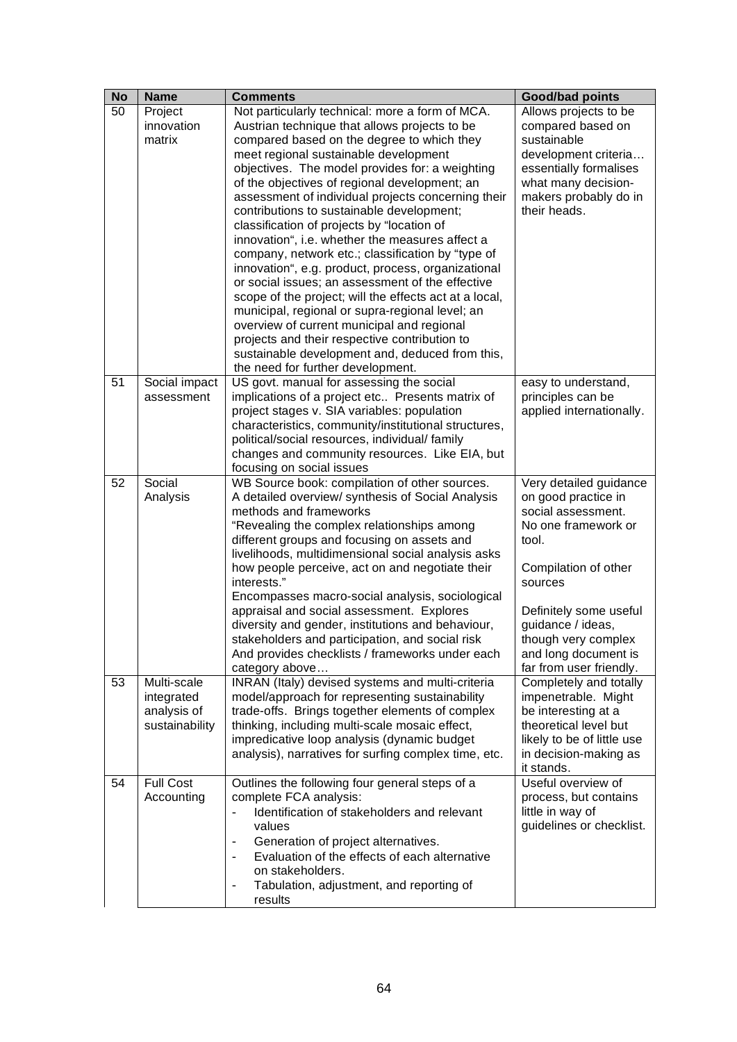| No | Name | Comments | Good/bad points |
|---|---|---|---|
| 50 | Project innovation matrix | Not particularly technical: more a form of MCA. Austrian technique that allows projects to be compared based on the degree to which they meet regional sustainable development objectives. The model provides for: a weighting of the objectives of regional development; an assessment of individual projects concerning their contributions to sustainable development; classification of projects by "location of innovation", i.e. whether the measures affect a company, network etc.; classification by "type of innovation", e.g. product, process, organizational or social issues; an assessment of the effective scope of the project; will the effects act at a local, municipal, regional or supra-regional level; an overview of current municipal and regional projects and their respective contribution to sustainable development and, deduced from this, the need for further development. | Allows projects to be compared based on sustainable development criteria… essentially formalises what many decision-makers probably do in their heads. |
| 51 | Social impact assessment | US govt. manual for assessing the social implications of a project etc.. Presents matrix of project stages v. SIA variables: population characteristics, community/institutional structures, political/social resources, individual/ family changes and community resources. Like EIA, but focusing on social issues | easy to understand, principles can be applied internationally. |
| 52 | Social Analysis | WB Source book: compilation of other sources. A detailed overview/ synthesis of Social Analysis methods and frameworks<br>"Revealing the complex relationships among different groups and focusing on assets and livelihoods, multidimensional social analysis asks how people perceive, act on and negotiate their interests."<br>Encompasses macro-social analysis, sociological appraisal and social assessment. Explores diversity and gender, institutions and behaviour, stakeholders and participation, and social risk And provides checklists / frameworks under each category above… | Very detailed guidance on good practice in social assessment. No one framework or tool.<br><br>Compilation of other sources<br><br>Definitely some useful guidance / ideas, though very complex and long document is far from user friendly. |
| 53 | Multi-scale integrated analysis of sustainability | INRAN (Italy) devised systems and multi-criteria model/approach for representing sustainability trade-offs. Brings together elements of complex thinking, including multi-scale mosaic effect, impredicative loop analysis (dynamic budget analysis), narratives for surfing complex time, etc. | Completely and totally impenetrable. Might be interesting at a theoretical level but likely to be of little use in decision-making as it stands. |
| 54 | Full Cost Accounting | Outlines the following four general steps of a complete FCA analysis:<br>- Identification of stakeholders and relevant values<br>- Generation of project alternatives.<br>- Evaluation of the effects of each alternative on stakeholders.<br>- Tabulation, adjustment, and reporting of results | Useful overview of process, but contains little in way of guidelines or checklist. |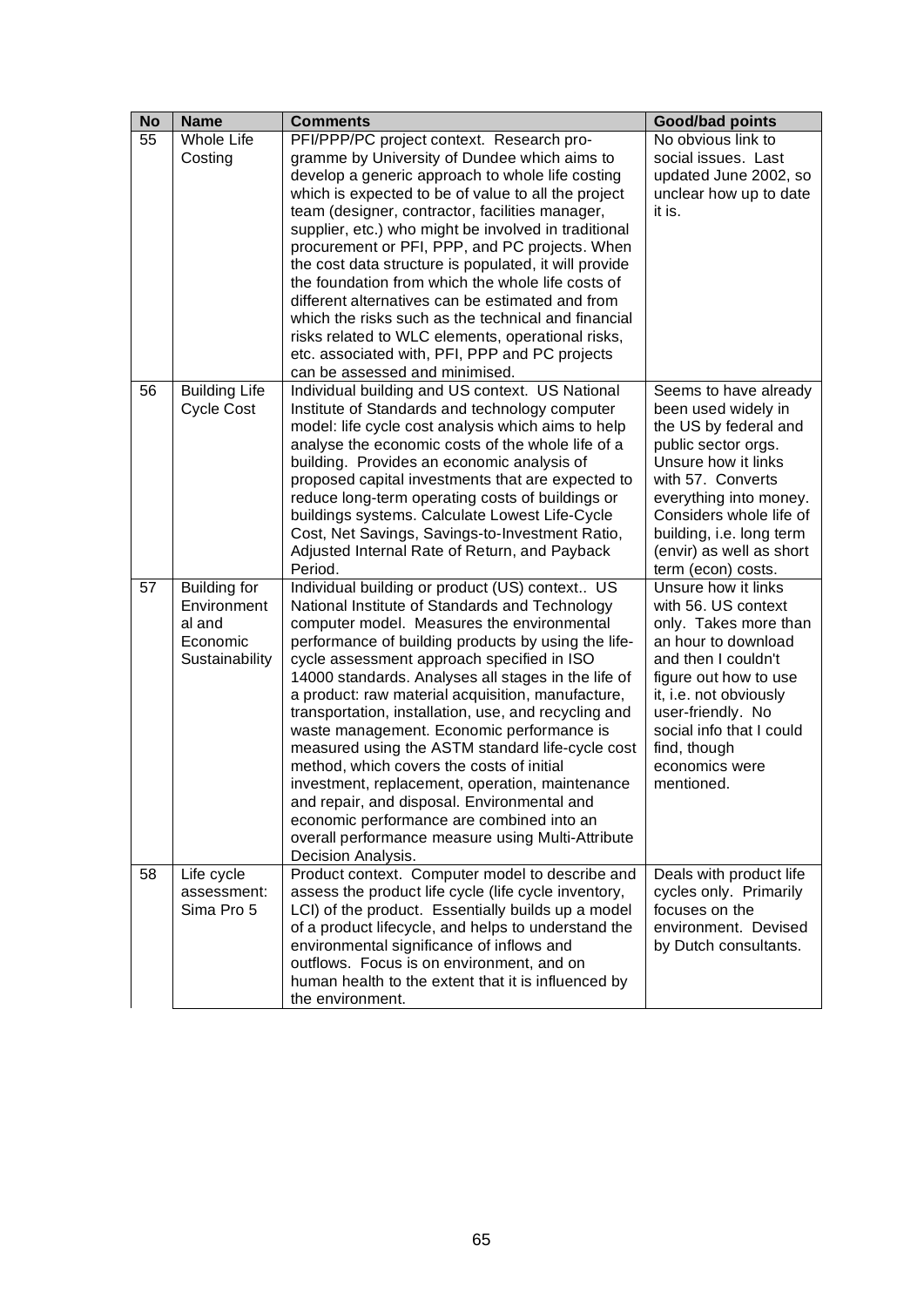| No | Name | Comments | Good/bad points |
|---|---|---|---|
| 55 | Whole Life Costing | PFI/PPP/PC project context. Research programme by University of Dundee which aims to develop a generic approach to whole life costing which is expected to be of value to all the project team (designer, contractor, facilities manager, supplier, etc.) who might be involved in traditional procurement or PFI, PPP, and PC projects. When the cost data structure is populated, it will provide the foundation from which the whole life costs of different alternatives can be estimated and from which the risks such as the technical and financial risks related to WLC elements, operational risks, etc. associated with, PFI, PPP and PC projects can be assessed and minimised. | No obvious link to social issues. Last updated June 2002, so unclear how up to date it is. |
| 56 | Building Life Cycle Cost | Individual building and US context. US National Institute of Standards and technology computer model: life cycle cost analysis which aims to help analyse the economic costs of the whole life of a building. Provides an economic analysis of proposed capital investments that are expected to reduce long-term operating costs of buildings or buildings systems. Calculate Lowest Life-Cycle Cost, Net Savings, Savings-to-Investment Ratio, Adjusted Internal Rate of Return, and Payback Period. | Seems to have already been used widely in the US by federal and public sector orgs. Unsure how it links with 57. Converts everything into money. Considers whole life of building, i.e. long term (envir) as well as short term (econ) costs. |
| 57 | Building for Environmental and Economic Sustainability | Individual building or product (US) context.. US National Institute of Standards and Technology computer model. Measures the environmental performance of building products by using the life-cycle assessment approach specified in ISO 14000 standards. Analyses all stages in the life of a product: raw material acquisition, manufacture, transportation, installation, use, and recycling and waste management. Economic performance is measured using the ASTM standard life-cycle cost method, which covers the costs of initial investment, replacement, operation, maintenance and repair, and disposal. Environmental and economic performance are combined into an overall performance measure using Multi-Attribute Decision Analysis. | Unsure how it links with 56. US context only. Takes more than an hour to download and then I couldn't figure out how to use it, i.e. not obviously user-friendly. No social info that I could find, though economics were mentioned. |
| 58 | Life cycle assessment: Sima Pro 5 | Product context. Computer model to describe and assess the product life cycle (life cycle inventory, LCI) of the product. Essentially builds up a model of a product lifecycle, and helps to understand the environmental significance of inflows and outflows. Focus is on environment, and on human health to the extent that it is influenced by the environment. | Deals with product life cycles only. Primarily focuses on the environment. Devised by Dutch consultants. |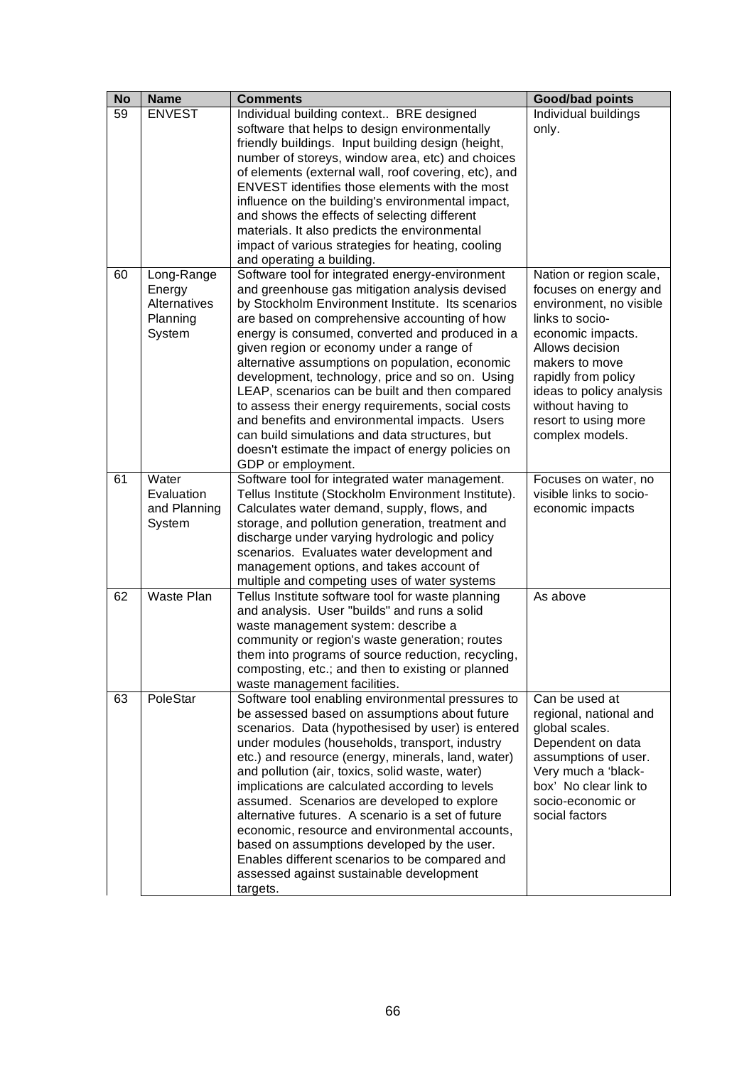| No | Name | Comments | Good/bad points |
|---|---|---|---|
| 59 | ENVEST | Individual building context.. BRE designed software that helps to design environmentally friendly buildings. Input building design (height, number of storeys, window area, etc) and choices of elements (external wall, roof covering, etc), and ENVEST identifies those elements with the most influence on the building's environmental impact, and shows the effects of selecting different materials. It also predicts the environmental impact of various strategies for heating, cooling and operating a building. | Individual buildings only. |
| 60 | Long-Range Energy Alternatives Planning System | Software tool for integrated energy-environment and greenhouse gas mitigation analysis devised by Stockholm Environment Institute. Its scenarios are based on comprehensive accounting of how energy is consumed, converted and produced in a given region or economy under a range of alternative assumptions on population, economic development, technology, price and so on. Using LEAP, scenarios can be built and then compared to assess their energy requirements, social costs and benefits and environmental impacts. Users can build simulations and data structures, but doesn't estimate the impact of energy policies on GDP or employment. | Nation or region scale, focuses on energy and environment, no visible links to socio-economic impacts. Allows decision makers to move rapidly from policy ideas to policy analysis without having to resort to using more complex models. |
| 61 | Water Evaluation and Planning System | Software tool for integrated water management. Tellus Institute (Stockholm Environment Institute). Calculates water demand, supply, flows, and storage, and pollution generation, treatment and discharge under varying hydrologic and policy scenarios. Evaluates water development and management options, and takes account of multiple and competing uses of water systems | Focuses on water, no visible links to socio-economic impacts |
| 62 | Waste Plan | Tellus Institute software tool for waste planning and analysis. User "builds" and runs a solid waste management system: describe a community or region's waste generation; routes them into programs of source reduction, recycling, composting, etc.; and then to existing or planned waste management facilities. | As above |
| 63 | PoleStar | Software tool enabling environmental pressures to be assessed based on assumptions about future scenarios. Data (hypothesised by user) is entered under modules (households, transport, industry etc.) and resource (energy, minerals, land, water) and pollution (air, toxics, solid waste, water) implications are calculated according to levels assumed. Scenarios are developed to explore alternative futures. A scenario is a set of future economic, resource and environmental accounts, based on assumptions developed by the user. Enables different scenarios to be compared and assessed against sustainable development targets. | Can be used at regional, national and global scales. Dependent on data assumptions of user. Very much a 'black-box' No clear link to socio-economic or social factors |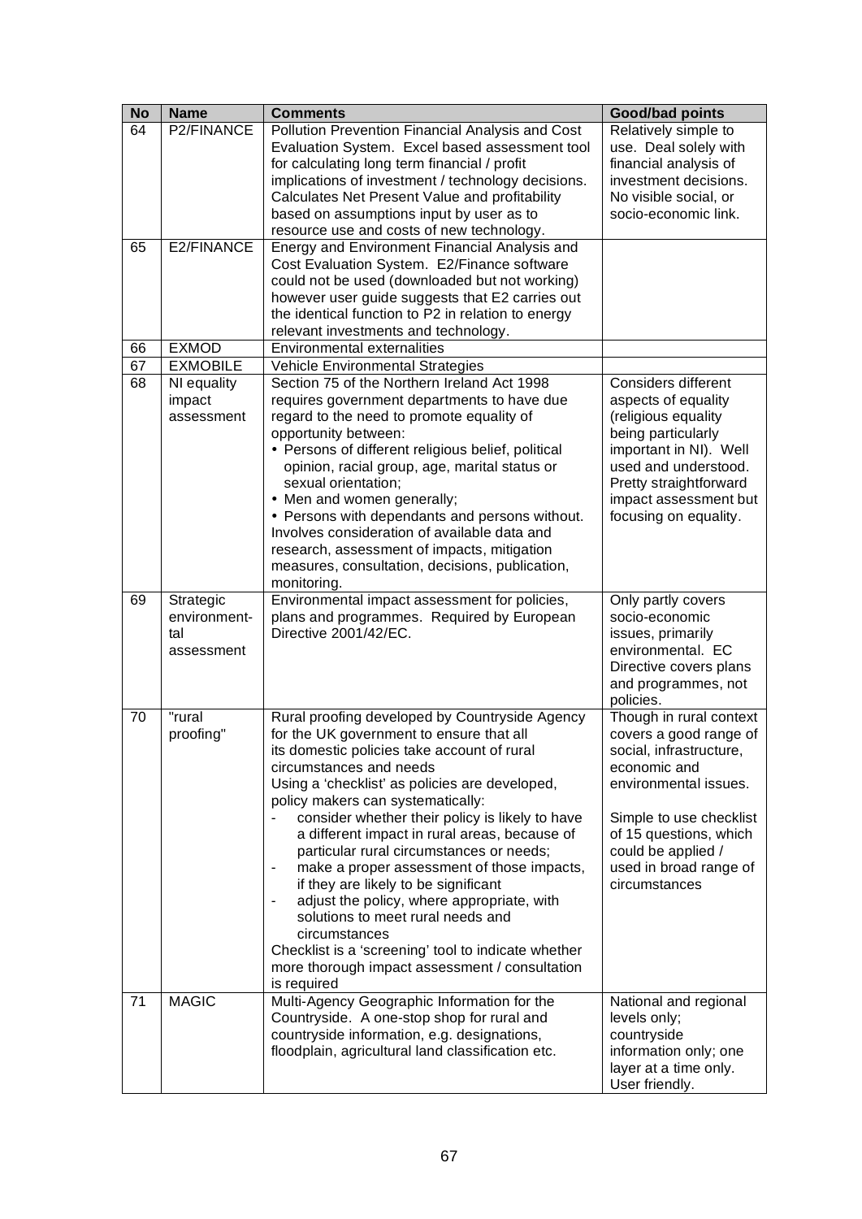| No | Name | Comments | Good/bad points |
|---|---|---|---|
| 64 | P2/FINANCE | Pollution Prevention Financial Analysis and Cost Evaluation System. Excel based assessment tool for calculating long term financial / profit implications of investment / technology decisions. Calculates Net Present Value and profitability based on assumptions input by user as to resource use and costs of new technology. | Relatively simple to use. Deal solely with financial analysis of investment decisions. No visible social, or socio-economic link. |
| 65 | E2/FINANCE | Energy and Environment Financial Analysis and Cost Evaluation System. E2/Finance software could not be used (downloaded but not working) however user guide suggests that E2 carries out the identical function to P2 in relation to energy relevant investments and technology. | |
| 66 | EXMOD | Environmental externalities | |
| 67 | EXMOBILE | Vehicle Environmental Strategies | |
| 68 | NI equality impact assessment | Section 75 of the Northern Ireland Act 1998 requires government departments to have due regard to the need to promote equality of opportunity between:<br>• Persons of different religious belief, political opinion, racial group, age, marital status or sexual orientation;<br>• Men and women generally;<br>• Persons with dependants and persons without.<br>Involves consideration of available data and research, assessment of impacts, mitigation measures, consultation, decisions, publication, monitoring. | Considers different aspects of equality (religious equality being particularly important in NI). Well used and understood. Pretty straightforward impact assessment but focusing on equality. |
| 69 | Strategic environment-tal assessment | Environmental impact assessment for policies, plans and programmes. Required by European Directive 2001/42/EC. | Only partly covers socio-economic issues, primarily environmental. EC Directive covers plans and programmes, not policies. |
| 70 | "rural proofing" | Rural proofing developed by Countryside Agency for the UK government to ensure that all its domestic policies take account of rural circumstances and needs<br>Using a 'checklist' as policies are developed, policy makers can systematically:<br>- consider whether their policy is likely to have a different impact in rural areas, because of particular rural circumstances or needs;<br>- make a proper assessment of those impacts, if they are likely to be significant<br>- adjust the policy, where appropriate, with solutions to meet rural needs and circumstances<br>Checklist is a 'screening' tool to indicate whether more thorough impact assessment / consultation is required | Though in rural context covers a good range of social, infrastructure, economic and environmental issues.<br><br>Simple to use checklist of 15 questions, which could be applied / used in broad range of circumstances |
| 71 | MAGIC | Multi-Agency Geographic Information for the Countryside. A one-stop shop for rural and countryside information, e.g. designations, floodplain, agricultural land classification etc. | National and regional levels only; countryside information only; one layer at a time only. User friendly. |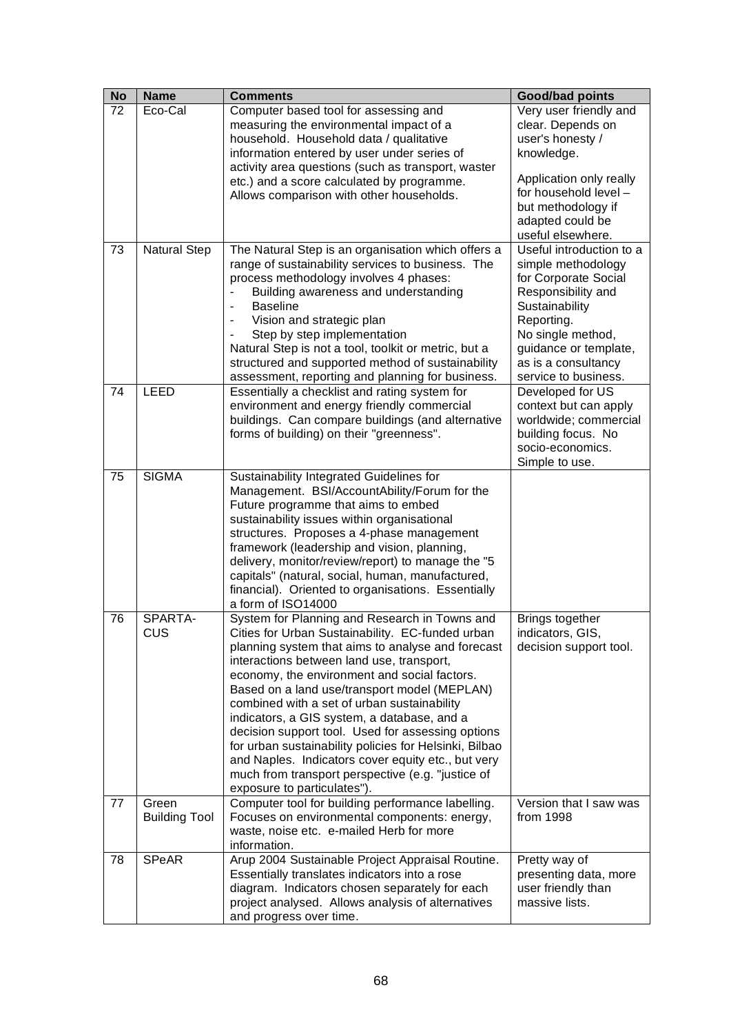| No | Name | Comments | Good/bad points |
|---|---|---|---|
| 72 | Eco-Cal | Computer based tool for assessing and measuring the environmental impact of a household. Household data / qualitative information entered by user under series of activity area questions (such as transport, waster etc.) and a score calculated by programme. Allows comparison with other households. | Very user friendly and clear. Depends on user's honesty / knowledge.<br><br>Application only really for household level – but methodology if adapted could be useful elsewhere. |
| 73 | Natural Step | The Natural Step is an organisation which offers a range of sustainability services to business. The process methodology involves 4 phases:<br>- Building awareness and understanding<br>- Baseline<br>- Vision and strategic plan<br>- Step by step implementation<br>Natural Step is not a tool, toolkit or metric, but a structured and supported method of sustainability assessment, reporting and planning for business. | Useful introduction to a simple methodology for Corporate Social Responsibility and Sustainability Reporting.<br>No single method, guidance or template, as is a consultancy service to business. |
| 74 | LEED | Essentially a checklist and rating system for environment and energy friendly commercial buildings. Can compare buildings (and alternative forms of building) on their "greenness". | Developed for US context but can apply worldwide; commercial building focus. No socio-economics.<br>Simple to use. |
| 75 | SIGMA | Sustainability Integrated Guidelines for Management. BSI/AccountAbility/Forum for the Future programme that aims to embed sustainability issues within organisational structures. Proposes a 4-phase management framework (leadership and vision, planning, delivery, monitor/review/report) to manage the "5 capitals" (natural, social, human, manufactured, financial). Oriented to organisations. Essentially a form of ISO14000 | |
| 76 | SPARTA-CUS | System for Planning and Research in Towns and Cities for Urban Sustainability. EC-funded urban planning system that aims to analyse and forecast interactions between land use, transport, economy, the environment and social factors. Based on a land use/transport model (MEPLAN) combined with a set of urban sustainability indicators, a GIS system, a database, and a decision support tool. Used for assessing options for urban sustainability policies for Helsinki, Bilbao and Naples. Indicators cover equity etc., but very much from transport perspective (e.g. "justice of exposure to particulates"). | Brings together indicators, GIS, decision support tool. |
| 77 | Green Building Tool | Computer tool for building performance labelling. Focuses on environmental components: energy, waste, noise etc. e-mailed Herb for more information. | Version that I saw was from 1998 |
| 78 | SPeAR | Arup 2004 Sustainable Project Appraisal Routine. Essentially translates indicators into a rose diagram. Indicators chosen separately for each project analysed. Allows analysis of alternatives and progress over time. | Pretty way of presenting data, more user friendly than massive lists. |